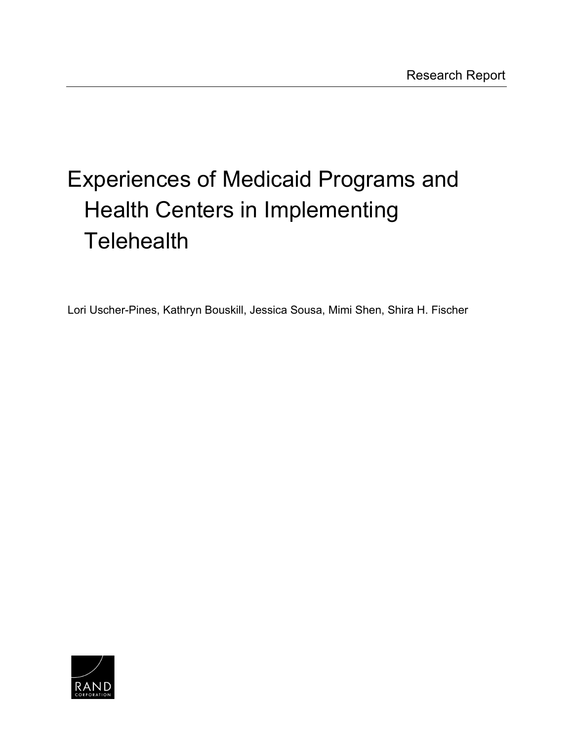Research Report

# Experiences of Medicaid Programs and Health Centers in Implementing Telehealth

Lori Uscher-Pines, Kathryn Bouskill, Jessica Sousa, Mimi Shen, Shira H. Fischer

RAND CORPORATION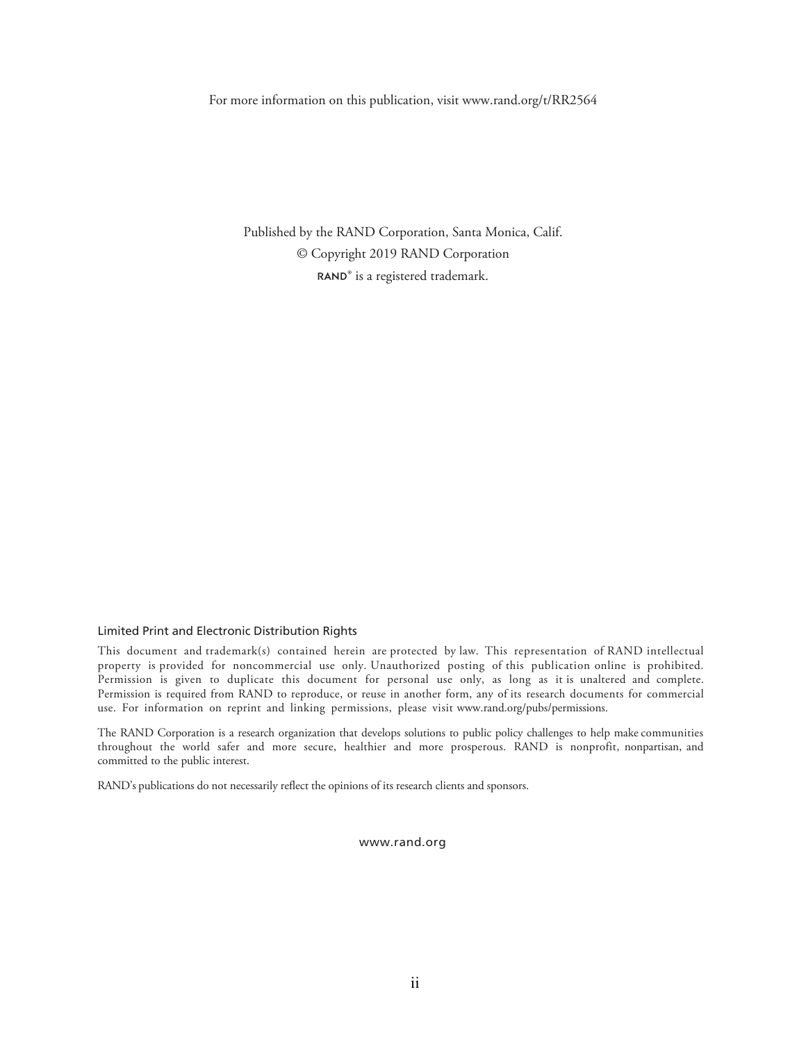For more information on this publication, visit www.rand.org/t/RR2564

Published by the RAND Corporation, Santa Monica, Calif.
© Copyright 2019 RAND Corporation
RAND® is a registered trademark.

### Limited Print and Electronic Distribution Rights

This document and trademark(s) contained herein are protected by law. This representation of RAND intellectual property is provided for noncommercial use only. Unauthorized posting of this publication online is prohibited. Permission is given to duplicate this document for personal use only, as long as it is unaltered and complete. Permission is required from RAND to reproduce, or reuse in another form, any of its research documents for commercial use. For information on reprint and linking permissions, please visit www.rand.org/pubs/permissions.

The RAND Corporation is a research organization that develops solutions to public policy challenges to help make communities throughout the world safer and more secure, healthier and more prosperous. RAND is nonprofit, nonpartisan, and committed to the public interest.

RAND's publications do not necessarily reflect the opinions of its research clients and sponsors.

www.rand.org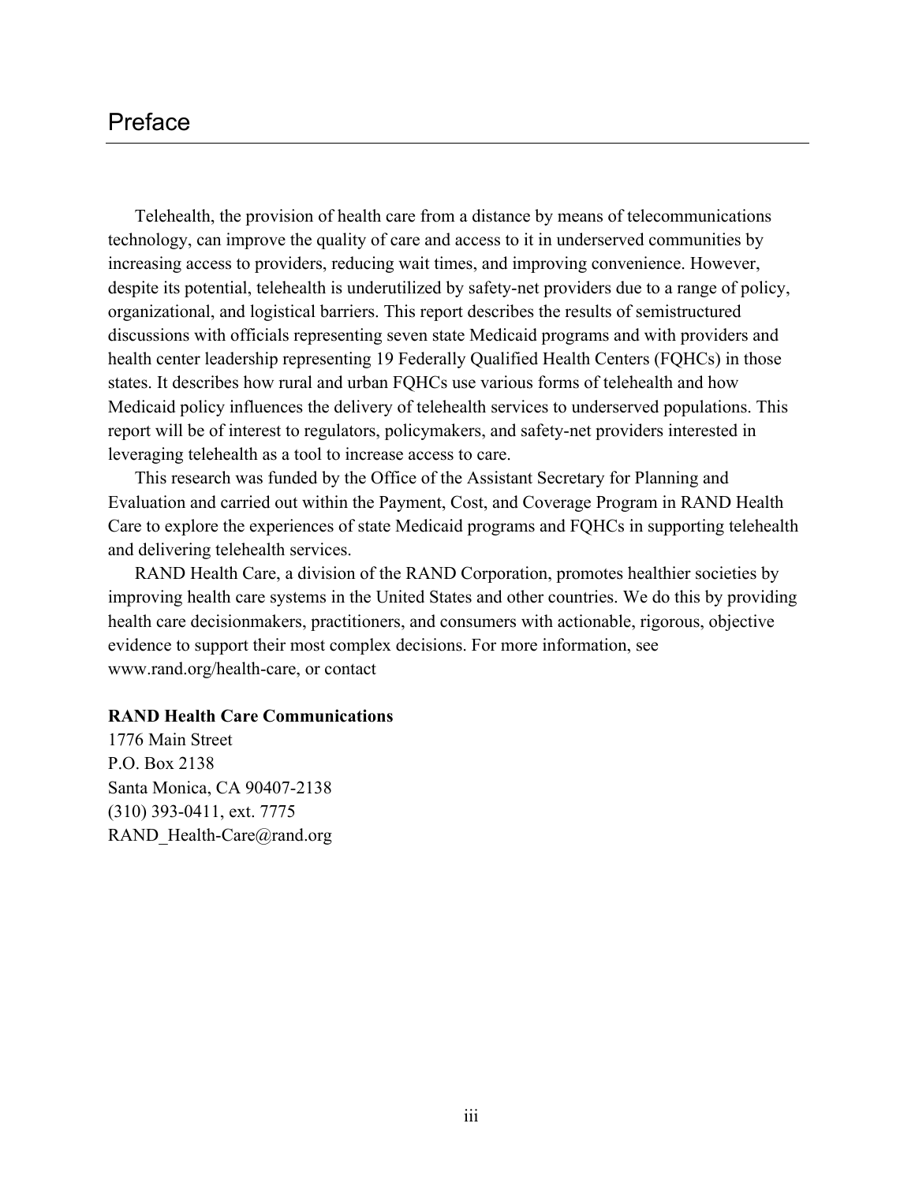# Preface

Telehealth, the provision of health care from a distance by means of telecommunications technology, can improve the quality of care and access to it in underserved communities by increasing access to providers, reducing wait times, and improving convenience. However, despite its potential, telehealth is underutilized by safety-net providers due to a range of policy, organizational, and logistical barriers. This report describes the results of semistructured discussions with officials representing seven state Medicaid programs and with providers and health center leadership representing 19 Federally Qualified Health Centers (FQHCs) in those states. It describes how rural and urban FQHCs use various forms of telehealth and how Medicaid policy influences the delivery of telehealth services to underserved populations. This report will be of interest to regulators, policymakers, and safety-net providers interested in leveraging telehealth as a tool to increase access to care.

This research was funded by the Office of the Assistant Secretary for Planning and Evaluation and carried out within the Payment, Cost, and Coverage Program in RAND Health Care to explore the experiences of state Medicaid programs and FQHCs in supporting telehealth and delivering telehealth services.

RAND Health Care, a division of the RAND Corporation, promotes healthier societies by improving health care systems in the United States and other countries. We do this by providing health care decisionmakers, practitioners, and consumers with actionable, rigorous, objective evidence to support their most complex decisions. For more information, see www.rand.org/health-care, or contact

**RAND Health Care Communications**
1776 Main Street
P.O. Box 2138
Santa Monica, CA 90407-2138
(310) 393-0411, ext. 7775
RAND_Health-Care@rand.org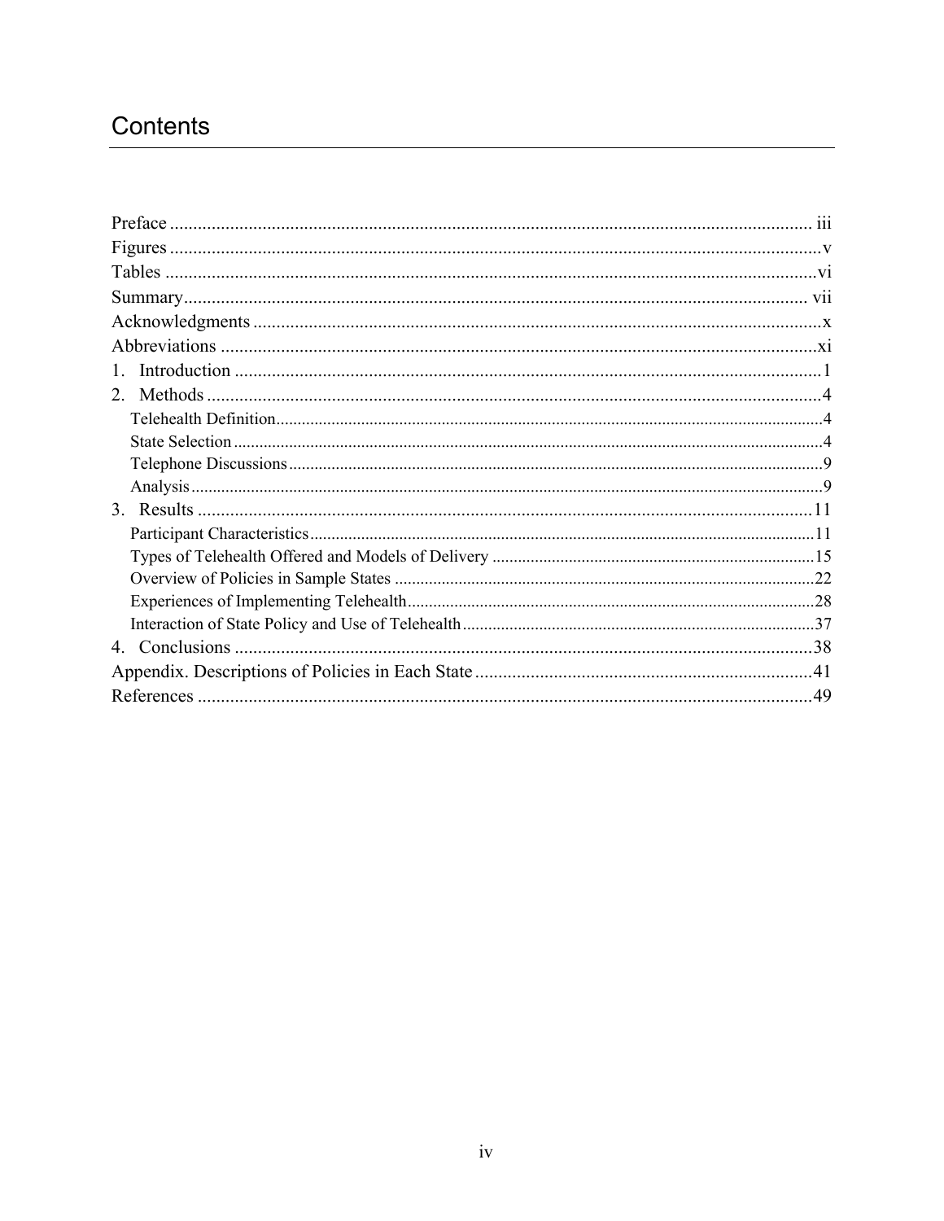# Contents

Preface ... iii
Figures ... v
Tables ... vi
Summary ... vii
Acknowledgments ... x
Abbreviations ... xi
1. Introduction ... 1
2. Methods ... 4
 Telehealth Definition ... 4
 State Selection ... 4
 Telephone Discussions ... 9
 Analysis ... 9
3. Results ... 11
 Participant Characteristics ... 11
 Types of Telehealth Offered and Models of Delivery ... 15
 Overview of Policies in Sample States ... 22
 Experiences of Implementing Telehealth ... 28
 Interaction of State Policy and Use of Telehealth ... 37
4. Conclusions ... 38
Appendix. Descriptions of Policies in Each State ... 41
References ... 49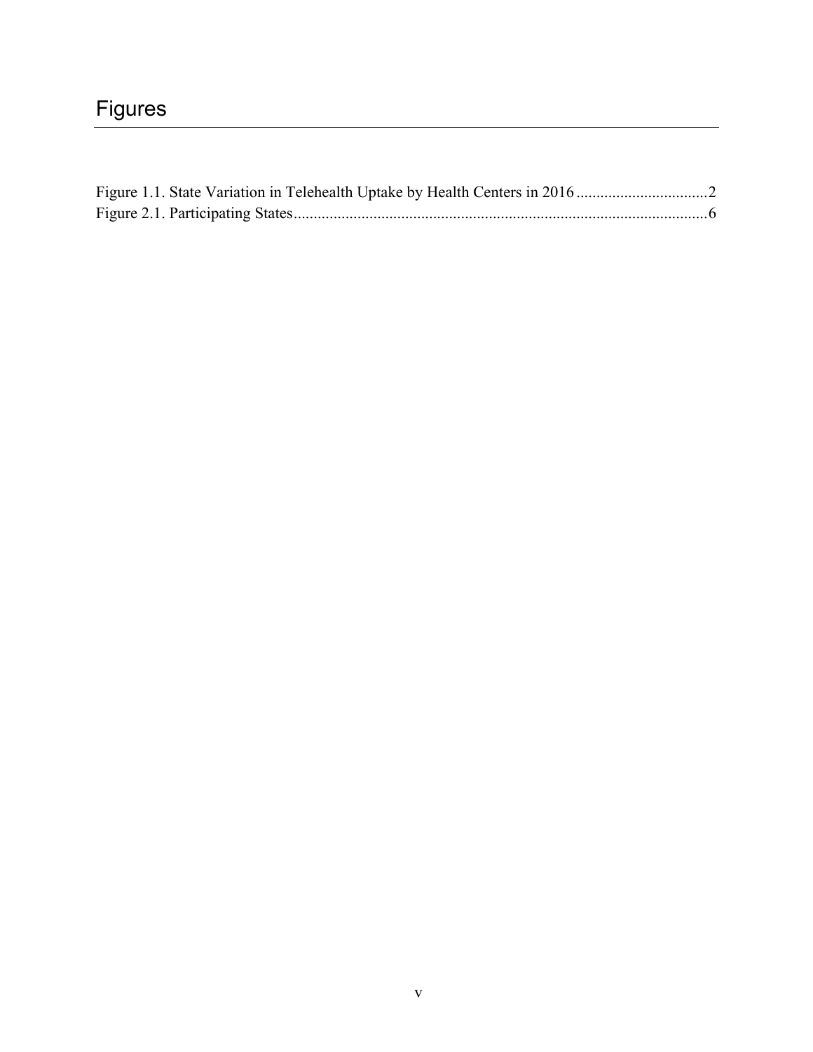# Figures

Figure 1.1. State Variation in Telehealth Uptake by Health Centers in 2016 .................................2
Figure 2.1. Participating States.......................................................................................................6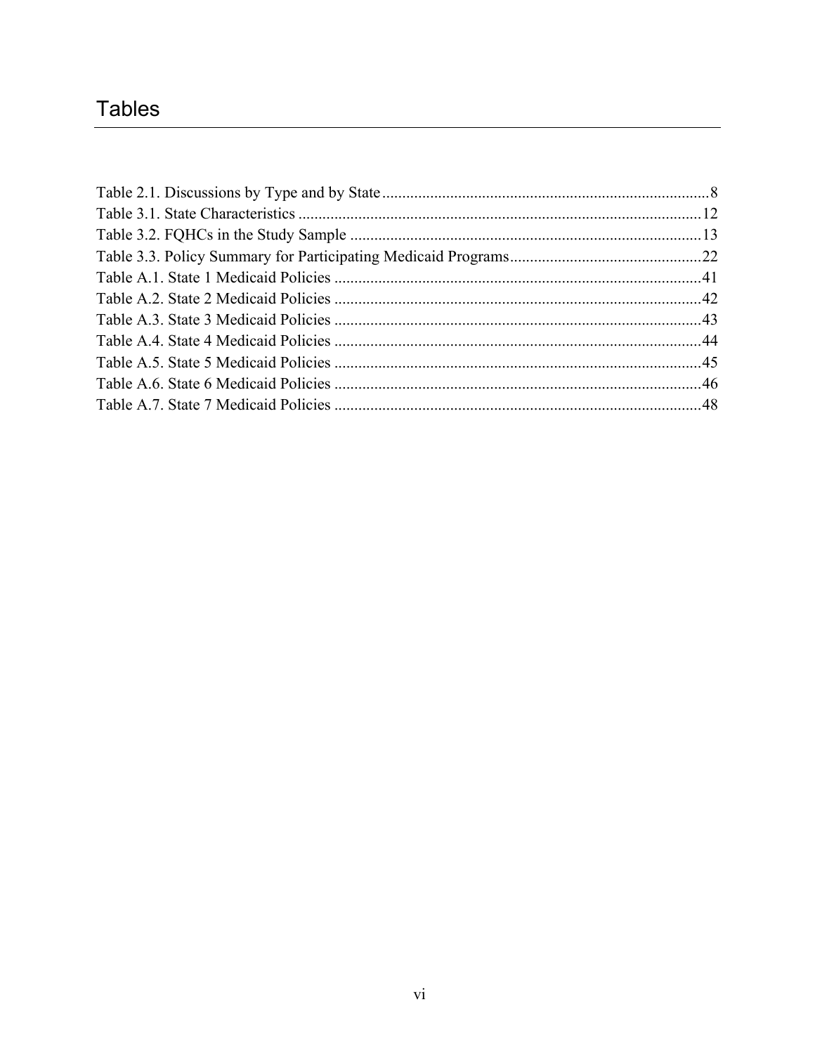# Tables

Table 2.1. Discussions by Type and by State ....................................................................................8
Table 3.1. State Characteristics ....................................................................................................12
Table 3.2. FQHCs in the Study Sample ........................................................................................13
Table 3.3. Policy Summary for Participating Medicaid Programs................................................22
Table A.1. State 1 Medicaid Policies ............................................................................................41
Table A.2. State 2 Medicaid Policies ............................................................................................42
Table A.3. State 3 Medicaid Policies ............................................................................................43
Table A.4. State 4 Medicaid Policies ............................................................................................44
Table A.5. State 5 Medicaid Policies ............................................................................................45
Table A.6. State 6 Medicaid Policies ............................................................................................46
Table A.7. State 7 Medicaid Policies ............................................................................................48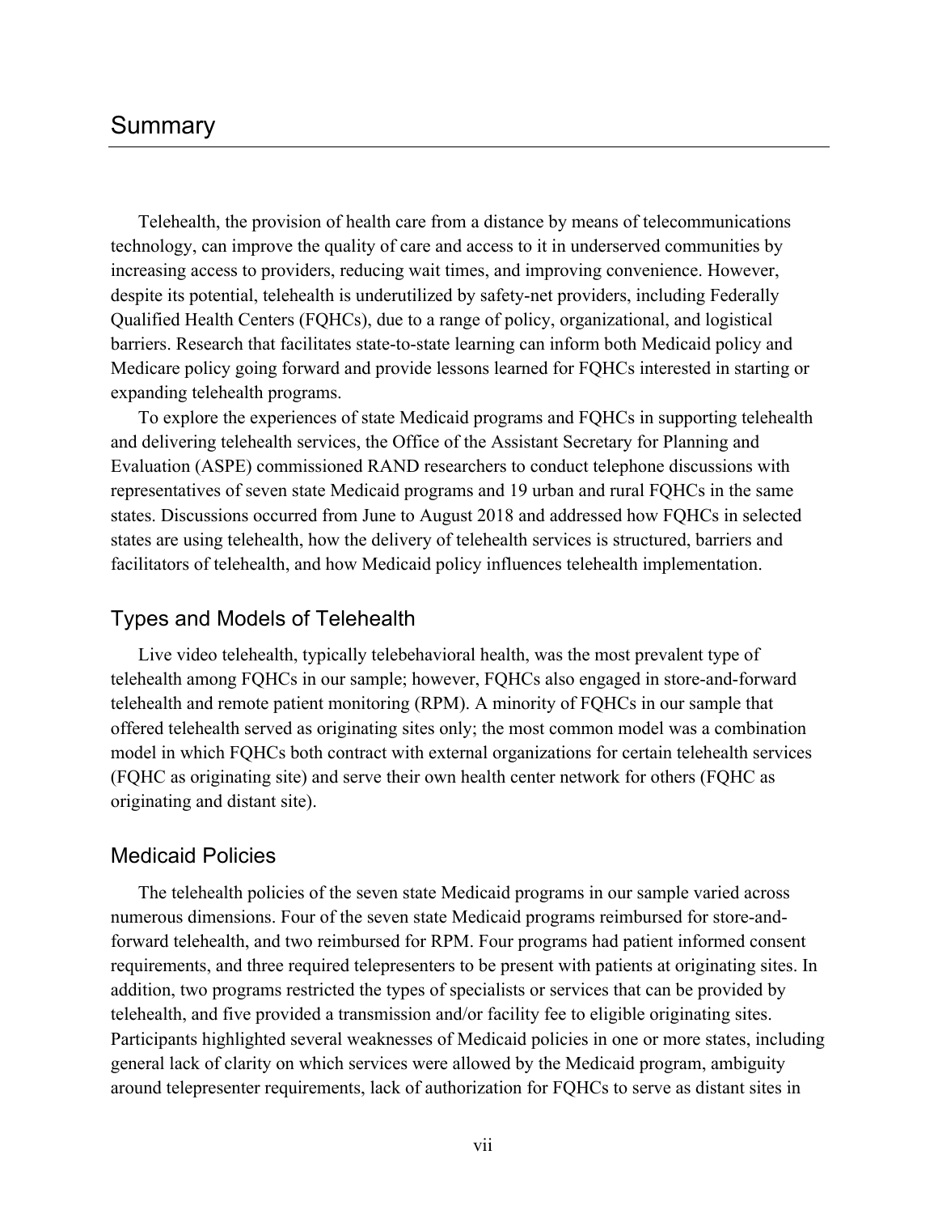# Summary

Telehealth, the provision of health care from a distance by means of telecommunications technology, can improve the quality of care and access to it in underserved communities by increasing access to providers, reducing wait times, and improving convenience. However, despite its potential, telehealth is underutilized by safety-net providers, including Federally Qualified Health Centers (FQHCs), due to a range of policy, organizational, and logistical barriers. Research that facilitates state-to-state learning can inform both Medicaid policy and Medicare policy going forward and provide lessons learned for FQHCs interested in starting or expanding telehealth programs.

To explore the experiences of state Medicaid programs and FQHCs in supporting telehealth and delivering telehealth services, the Office of the Assistant Secretary for Planning and Evaluation (ASPE) commissioned RAND researchers to conduct telephone discussions with representatives of seven state Medicaid programs and 19 urban and rural FQHCs in the same states. Discussions occurred from June to August 2018 and addressed how FQHCs in selected states are using telehealth, how the delivery of telehealth services is structured, barriers and facilitators of telehealth, and how Medicaid policy influences telehealth implementation.

## Types and Models of Telehealth

Live video telehealth, typically telebehavioral health, was the most prevalent type of telehealth among FQHCs in our sample; however, FQHCs also engaged in store-and-forward telehealth and remote patient monitoring (RPM). A minority of FQHCs in our sample that offered telehealth served as originating sites only; the most common model was a combination model in which FQHCs both contract with external organizations for certain telehealth services (FQHC as originating site) and serve their own health center network for others (FQHC as originating and distant site).

## Medicaid Policies

The telehealth policies of the seven state Medicaid programs in our sample varied across numerous dimensions. Four of the seven state Medicaid programs reimbursed for store-and-forward telehealth, and two reimbursed for RPM. Four programs had patient informed consent requirements, and three required telepresenters to be present with patients at originating sites. In addition, two programs restricted the types of specialists or services that can be provided by telehealth, and five provided a transmission and/or facility fee to eligible originating sites. Participants highlighted several weaknesses of Medicaid policies in one or more states, including general lack of clarity on which services were allowed by the Medicaid program, ambiguity around telepresenter requirements, lack of authorization for FQHCs to serve as distant sites in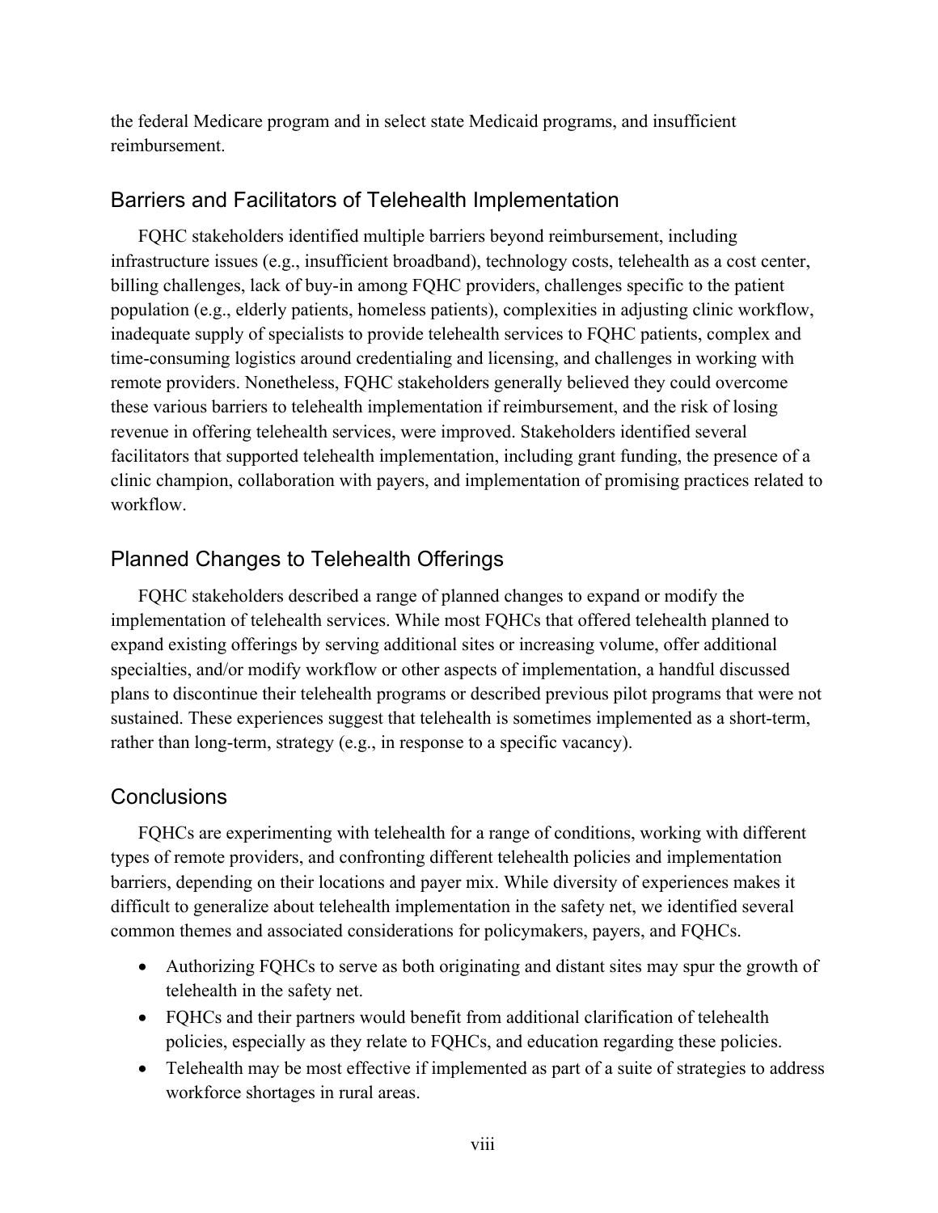the federal Medicare program and in select state Medicaid programs, and insufficient reimbursement.

## Barriers and Facilitators of Telehealth Implementation

FQHC stakeholders identified multiple barriers beyond reimbursement, including infrastructure issues (e.g., insufficient broadband), technology costs, telehealth as a cost center, billing challenges, lack of buy-in among FQHC providers, challenges specific to the patient population (e.g., elderly patients, homeless patients), complexities in adjusting clinic workflow, inadequate supply of specialists to provide telehealth services to FQHC patients, complex and time-consuming logistics around credentialing and licensing, and challenges in working with remote providers. Nonetheless, FQHC stakeholders generally believed they could overcome these various barriers to telehealth implementation if reimbursement, and the risk of losing revenue in offering telehealth services, were improved. Stakeholders identified several facilitators that supported telehealth implementation, including grant funding, the presence of a clinic champion, collaboration with payers, and implementation of promising practices related to workflow.

## Planned Changes to Telehealth Offerings

FQHC stakeholders described a range of planned changes to expand or modify the implementation of telehealth services. While most FQHCs that offered telehealth planned to expand existing offerings by serving additional sites or increasing volume, offer additional specialties, and/or modify workflow or other aspects of implementation, a handful discussed plans to discontinue their telehealth programs or described previous pilot programs that were not sustained. These experiences suggest that telehealth is sometimes implemented as a short-term, rather than long-term, strategy (e.g., in response to a specific vacancy).

## Conclusions

FQHCs are experimenting with telehealth for a range of conditions, working with different types of remote providers, and confronting different telehealth policies and implementation barriers, depending on their locations and payer mix. While diversity of experiences makes it difficult to generalize about telehealth implementation in the safety net, we identified several common themes and associated considerations for policymakers, payers, and FQHCs.

- Authorizing FQHCs to serve as both originating and distant sites may spur the growth of telehealth in the safety net.
- FQHCs and their partners would benefit from additional clarification of telehealth policies, especially as they relate to FQHCs, and education regarding these policies.
- Telehealth may be most effective if implemented as part of a suite of strategies to address workforce shortages in rural areas.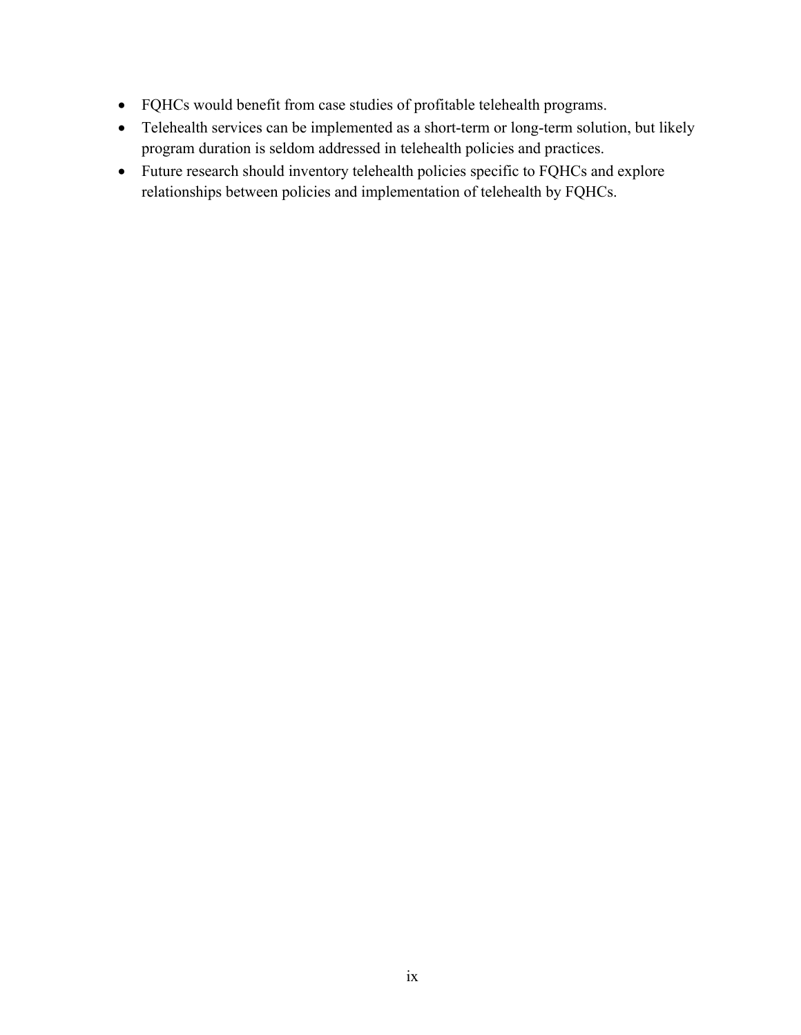- FQHCs would benefit from case studies of profitable telehealth programs.
- Telehealth services can be implemented as a short-term or long-term solution, but likely program duration is seldom addressed in telehealth policies and practices.
- Future research should inventory telehealth policies specific to FQHCs and explore relationships between policies and implementation of telehealth by FQHCs.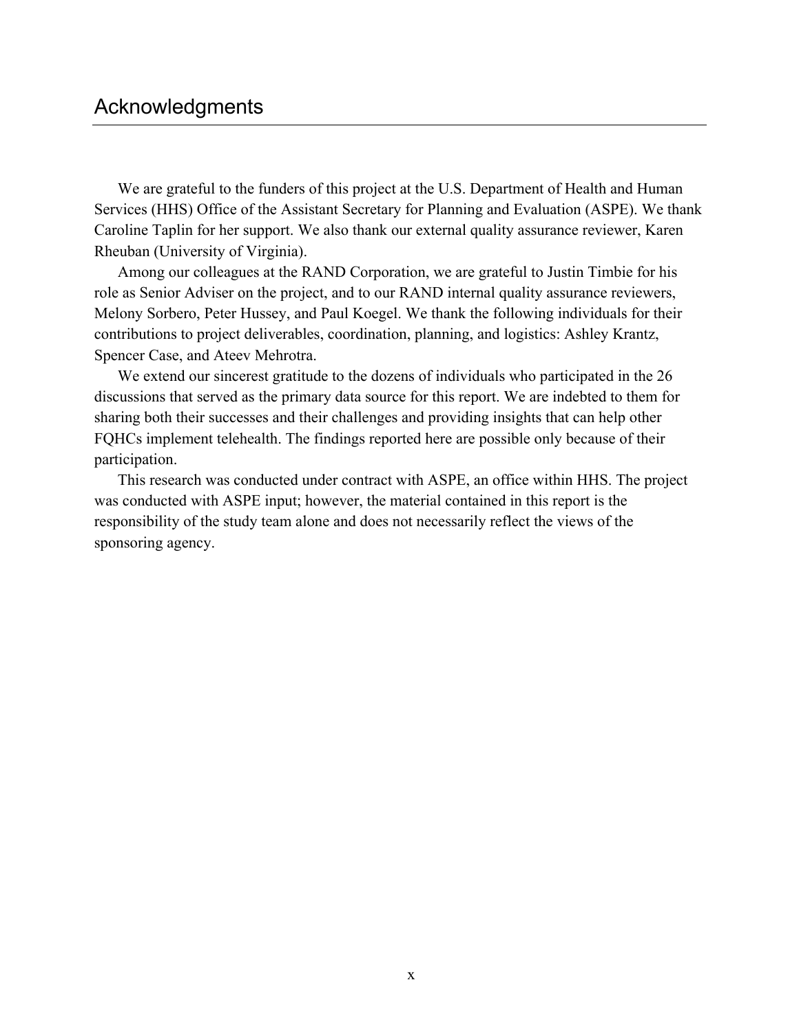# Acknowledgments

We are grateful to the funders of this project at the U.S. Department of Health and Human Services (HHS) Office of the Assistant Secretary for Planning and Evaluation (ASPE). We thank Caroline Taplin for her support. We also thank our external quality assurance reviewer, Karen Rheuban (University of Virginia).

Among our colleagues at the RAND Corporation, we are grateful to Justin Timbie for his role as Senior Adviser on the project, and to our RAND internal quality assurance reviewers, Melony Sorbero, Peter Hussey, and Paul Koegel. We thank the following individuals for their contributions to project deliverables, coordination, planning, and logistics: Ashley Krantz, Spencer Case, and Ateev Mehrotra.

We extend our sincerest gratitude to the dozens of individuals who participated in the 26 discussions that served as the primary data source for this report. We are indebted to them for sharing both their successes and their challenges and providing insights that can help other FQHCs implement telehealth. The findings reported here are possible only because of their participation.

This research was conducted under contract with ASPE, an office within HHS. The project was conducted with ASPE input; however, the material contained in this report is the responsibility of the study team alone and does not necessarily reflect the views of the sponsoring agency.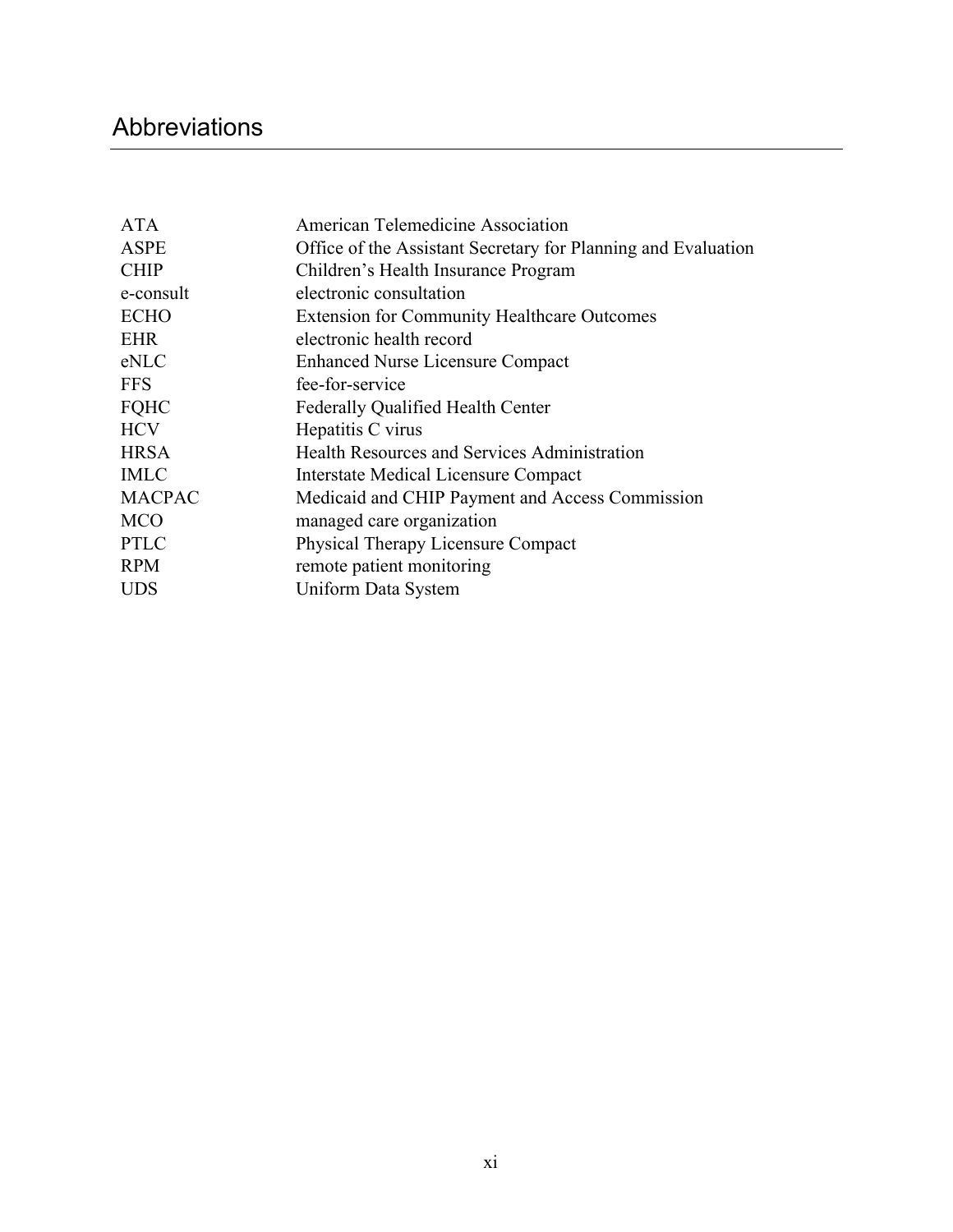# Abbreviations

| | |
|---|---|
| ATA | American Telemedicine Association |
| ASPE | Office of the Assistant Secretary for Planning and Evaluation |
| CHIP | Children's Health Insurance Program |
| e-consult | electronic consultation |
| ECHO | Extension for Community Healthcare Outcomes |
| EHR | electronic health record |
| eNLC | Enhanced Nurse Licensure Compact |
| FFS | fee-for-service |
| FQHC | Federally Qualified Health Center |
| HCV | Hepatitis C virus |
| HRSA | Health Resources and Services Administration |
| IMLC | Interstate Medical Licensure Compact |
| MACPAC | Medicaid and CHIP Payment and Access Commission |
| MCO | managed care organization |
| PTLC | Physical Therapy Licensure Compact |
| RPM | remote patient monitoring |
| UDS | Uniform Data System |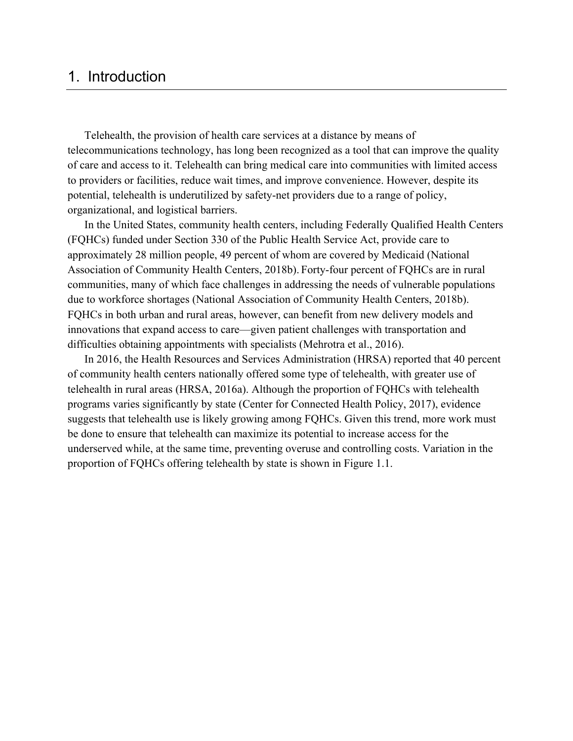# 1. Introduction

Telehealth, the provision of health care services at a distance by means of telecommunications technology, has long been recognized as a tool that can improve the quality of care and access to it. Telehealth can bring medical care into communities with limited access to providers or facilities, reduce wait times, and improve convenience. However, despite its potential, telehealth is underutilized by safety-net providers due to a range of policy, organizational, and logistical barriers.

In the United States, community health centers, including Federally Qualified Health Centers (FQHCs) funded under Section 330 of the Public Health Service Act, provide care to approximately 28 million people, 49 percent of whom are covered by Medicaid (National Association of Community Health Centers, 2018b). Forty-four percent of FQHCs are in rural communities, many of which face challenges in addressing the needs of vulnerable populations due to workforce shortages (National Association of Community Health Centers, 2018b). FQHCs in both urban and rural areas, however, can benefit from new delivery models and innovations that expand access to care—given patient challenges with transportation and difficulties obtaining appointments with specialists (Mehrotra et al., 2016).

In 2016, the Health Resources and Services Administration (HRSA) reported that 40 percent of community health centers nationally offered some type of telehealth, with greater use of telehealth in rural areas (HRSA, 2016a). Although the proportion of FQHCs with telehealth programs varies significantly by state (Center for Connected Health Policy, 2017), evidence suggests that telehealth use is likely growing among FQHCs. Given this trend, more work must be done to ensure that telehealth can maximize its potential to increase access for the underserved while, at the same time, preventing overuse and controlling costs. Variation in the proportion of FQHCs offering telehealth by state is shown in Figure 1.1.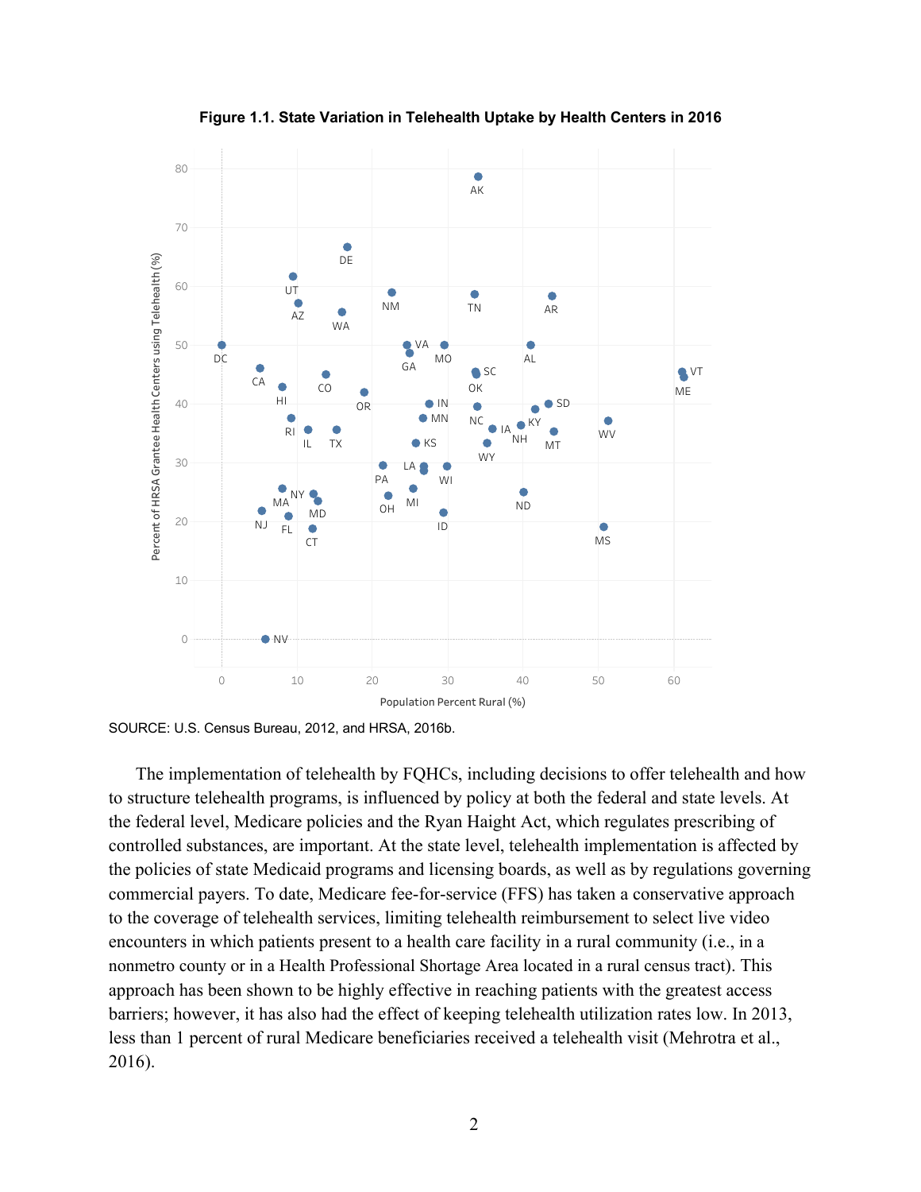**Figure 1.1. State Variation in Telehealth Uptake by Health Centers in 2016**

SOURCE: U.S. Census Bureau, 2012, and HRSA, 2016b.

The implementation of telehealth by FQHCs, including decisions to offer telehealth and how to structure telehealth programs, is influenced by policy at both the federal and state levels. At the federal level, Medicare policies and the Ryan Haight Act, which regulates prescribing of controlled substances, are important. At the state level, telehealth implementation is affected by the policies of state Medicaid programs and licensing boards, as well as by regulations governing commercial payers. To date, Medicare fee-for-service (FFS) has taken a conservative approach to the coverage of telehealth services, limiting telehealth reimbursement to select live video encounters in which patients present to a health care facility in a rural community (i.e., in a nonmetro county or in a Health Professional Shortage Area located in a rural census tract). This approach has been shown to be highly effective in reaching patients with the greatest access barriers; however, it has also had the effect of keeping telehealth utilization rates low. In 2013, less than 1 percent of rural Medicare beneficiaries received a telehealth visit (Mehrotra et al., 2016).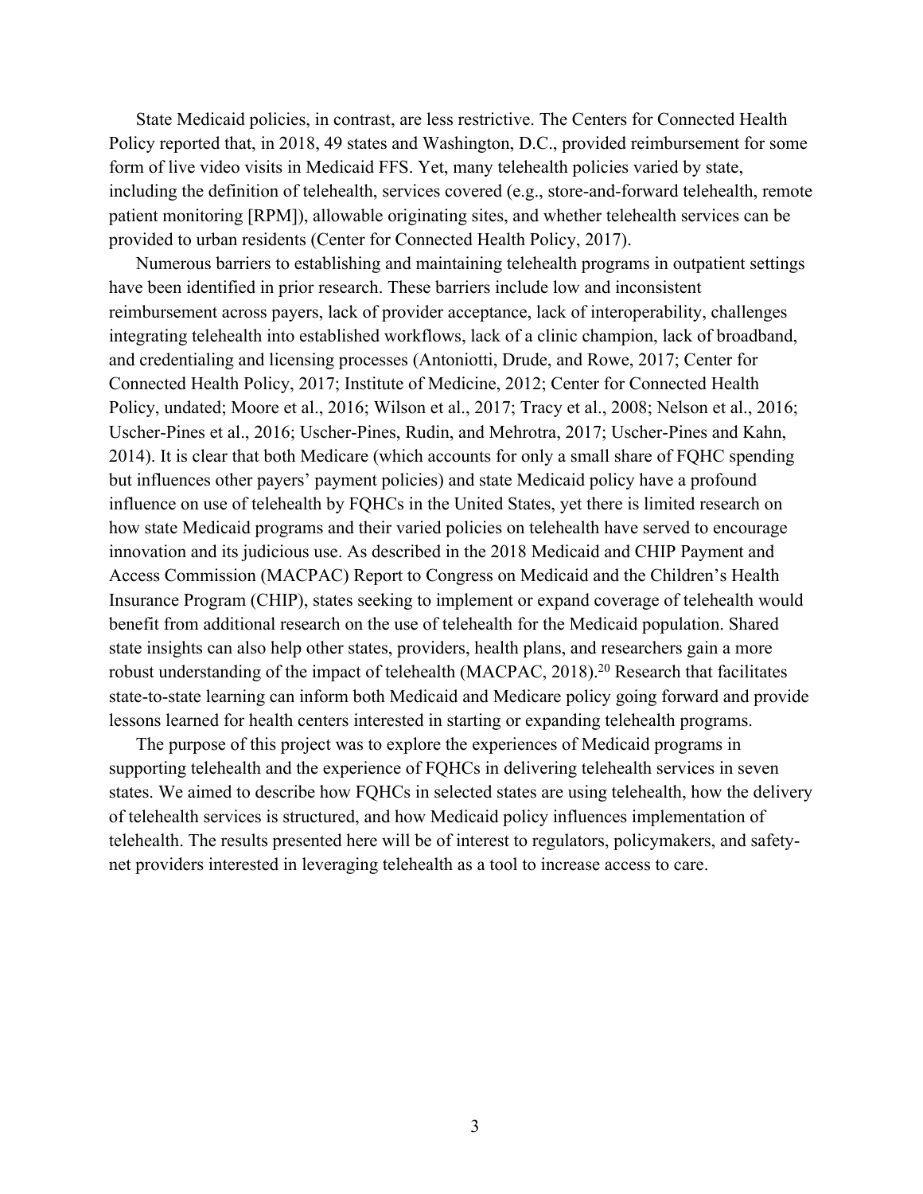State Medicaid policies, in contrast, are less restrictive. The Centers for Connected Health Policy reported that, in 2018, 49 states and Washington, D.C., provided reimbursement for some form of live video visits in Medicaid FFS. Yet, many telehealth policies varied by state, including the definition of telehealth, services covered (e.g., store-and-forward telehealth, remote patient monitoring [RPM]), allowable originating sites, and whether telehealth services can be provided to urban residents (Center for Connected Health Policy, 2017).

Numerous barriers to establishing and maintaining telehealth programs in outpatient settings have been identified in prior research. These barriers include low and inconsistent reimbursement across payers, lack of provider acceptance, lack of interoperability, challenges integrating telehealth into established workflows, lack of a clinic champion, lack of broadband, and credentialing and licensing processes (Antoniotti, Drude, and Rowe, 2017; Center for Connected Health Policy, 2017; Institute of Medicine, 2012; Center for Connected Health Policy, undated; Moore et al., 2016; Wilson et al., 2017; Tracy et al., 2008; Nelson et al., 2016; Uscher-Pines et al., 2016; Uscher-Pines, Rudin, and Mehrotra, 2017; Uscher-Pines and Kahn, 2014). It is clear that both Medicare (which accounts for only a small share of FQHC spending but influences other payers' payment policies) and state Medicaid policy have a profound influence on use of telehealth by FQHCs in the United States, yet there is limited research on how state Medicaid programs and their varied policies on telehealth have served to encourage innovation and its judicious use. As described in the 2018 Medicaid and CHIP Payment and Access Commission (MACPAC) Report to Congress on Medicaid and the Children's Health Insurance Program (CHIP), states seeking to implement or expand coverage of telehealth would benefit from additional research on the use of telehealth for the Medicaid population. Shared state insights can also help other states, providers, health plans, and researchers gain a more robust understanding of the impact of telehealth (MACPAC, 2018).[20] Research that facilitates state-to-state learning can inform both Medicaid and Medicare policy going forward and provide lessons learned for health centers interested in starting or expanding telehealth programs.

The purpose of this project was to explore the experiences of Medicaid programs in supporting telehealth and the experience of FQHCs in delivering telehealth services in seven states. We aimed to describe how FQHCs in selected states are using telehealth, how the delivery of telehealth services is structured, and how Medicaid policy influences implementation of telehealth. The results presented here will be of interest to regulators, policymakers, and safety-net providers interested in leveraging telehealth as a tool to increase access to care.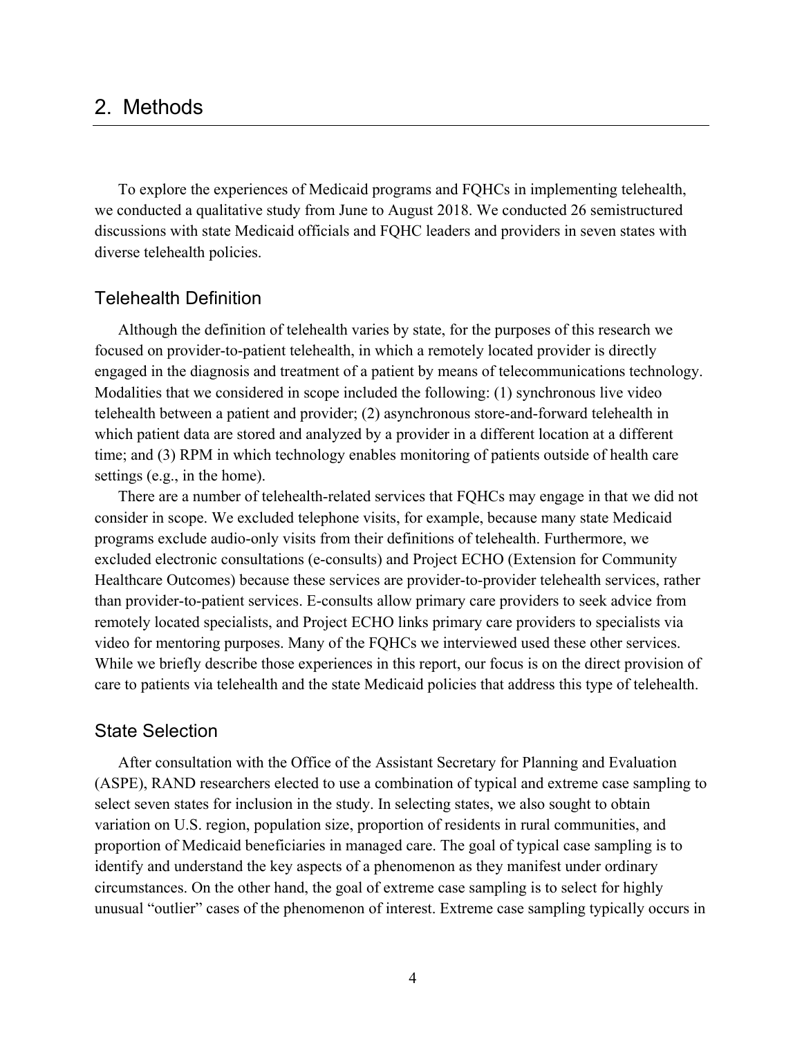# 2. Methods

To explore the experiences of Medicaid programs and FQHCs in implementing telehealth, we conducted a qualitative study from June to August 2018. We conducted 26 semistructured discussions with state Medicaid officials and FQHC leaders and providers in seven states with diverse telehealth policies.

## Telehealth Definition

Although the definition of telehealth varies by state, for the purposes of this research we focused on provider-to-patient telehealth, in which a remotely located provider is directly engaged in the diagnosis and treatment of a patient by means of telecommunications technology. Modalities that we considered in scope included the following: (1) synchronous live video telehealth between a patient and provider; (2) asynchronous store-and-forward telehealth in which patient data are stored and analyzed by a provider in a different location at a different time; and (3) RPM in which technology enables monitoring of patients outside of health care settings (e.g., in the home).

There are a number of telehealth-related services that FQHCs may engage in that we did not consider in scope. We excluded telephone visits, for example, because many state Medicaid programs exclude audio-only visits from their definitions of telehealth. Furthermore, we excluded electronic consultations (e-consults) and Project ECHO (Extension for Community Healthcare Outcomes) because these services are provider-to-provider telehealth services, rather than provider-to-patient services. E-consults allow primary care providers to seek advice from remotely located specialists, and Project ECHO links primary care providers to specialists via video for mentoring purposes. Many of the FQHCs we interviewed used these other services. While we briefly describe those experiences in this report, our focus is on the direct provision of care to patients via telehealth and the state Medicaid policies that address this type of telehealth.

## State Selection

After consultation with the Office of the Assistant Secretary for Planning and Evaluation (ASPE), RAND researchers elected to use a combination of typical and extreme case sampling to select seven states for inclusion in the study. In selecting states, we also sought to obtain variation on U.S. region, population size, proportion of residents in rural communities, and proportion of Medicaid beneficiaries in managed care. The goal of typical case sampling is to identify and understand the key aspects of a phenomenon as they manifest under ordinary circumstances. On the other hand, the goal of extreme case sampling is to select for highly unusual "outlier" cases of the phenomenon of interest. Extreme case sampling typically occurs in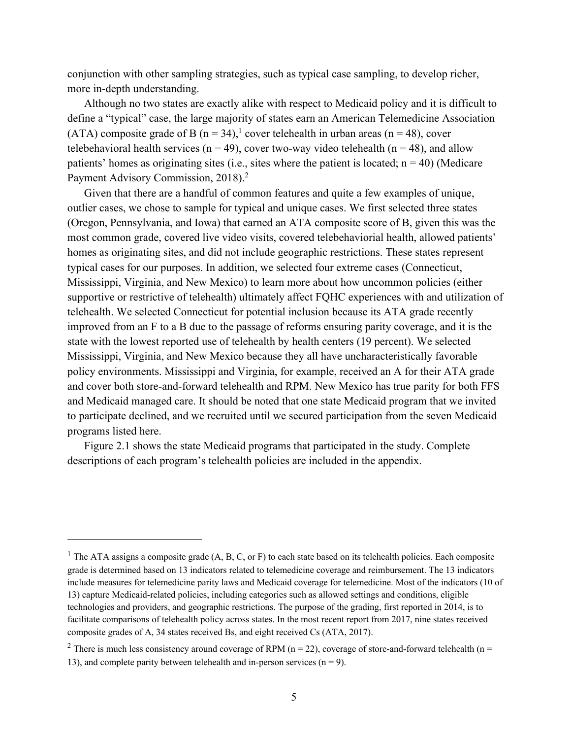conjunction with other sampling strategies, such as typical case sampling, to develop richer, more in-depth understanding.

Although no two states are exactly alike with respect to Medicaid policy and it is difficult to define a "typical" case, the large majority of states earn an American Telemedicine Association (ATA) composite grade of B (n = 34),[1] cover telehealth in urban areas (n = 48), cover telebehavioral health services (n = 49), cover two-way video telehealth (n = 48), and allow patients' homes as originating sites (i.e., sites where the patient is located; n = 40) (Medicare Payment Advisory Commission, 2018).[2]

Given that there are a handful of common features and quite a few examples of unique, outlier cases, we chose to sample for typical and unique cases. We first selected three states (Oregon, Pennsylvania, and Iowa) that earned an ATA composite score of B, given this was the most common grade, covered live video visits, covered telebehaviorial health, allowed patients' homes as originating sites, and did not include geographic restrictions. These states represent typical cases for our purposes. In addition, we selected four extreme cases (Connecticut, Mississippi, Virginia, and New Mexico) to learn more about how uncommon policies (either supportive or restrictive of telehealth) ultimately affect FQHC experiences with and utilization of telehealth. We selected Connecticut for potential inclusion because its ATA grade recently improved from an F to a B due to the passage of reforms ensuring parity coverage, and it is the state with the lowest reported use of telehealth by health centers (19 percent). We selected Mississippi, Virginia, and New Mexico because they all have uncharacteristically favorable policy environments. Mississippi and Virginia, for example, received an A for their ATA grade and cover both store-and-forward telehealth and RPM. New Mexico has true parity for both FFS and Medicaid managed care. It should be noted that one state Medicaid program that we invited to participate declined, and we recruited until we secured participation from the seven Medicaid programs listed here.

Figure 2.1 shows the state Medicaid programs that participated in the study. Complete descriptions of each program's telehealth policies are included in the appendix.

---

[1] The ATA assigns a composite grade (A, B, C, or F) to each state based on its telehealth policies. Each composite grade is determined based on 13 indicators related to telemedicine coverage and reimbursement. The 13 indicators include measures for telemedicine parity laws and Medicaid coverage for telemedicine. Most of the indicators (10 of 13) capture Medicaid-related policies, including categories such as allowed settings and conditions, eligible technologies and providers, and geographic restrictions. The purpose of the grading, first reported in 2014, is to facilitate comparisons of telehealth policy across states. In the most recent report from 2017, nine states received composite grades of A, 34 states received Bs, and eight received Cs (ATA, 2017).

[2] There is much less consistency around coverage of RPM (n = 22), coverage of store-and-forward telehealth (n = 13), and complete parity between telehealth and in-person services (n = 9).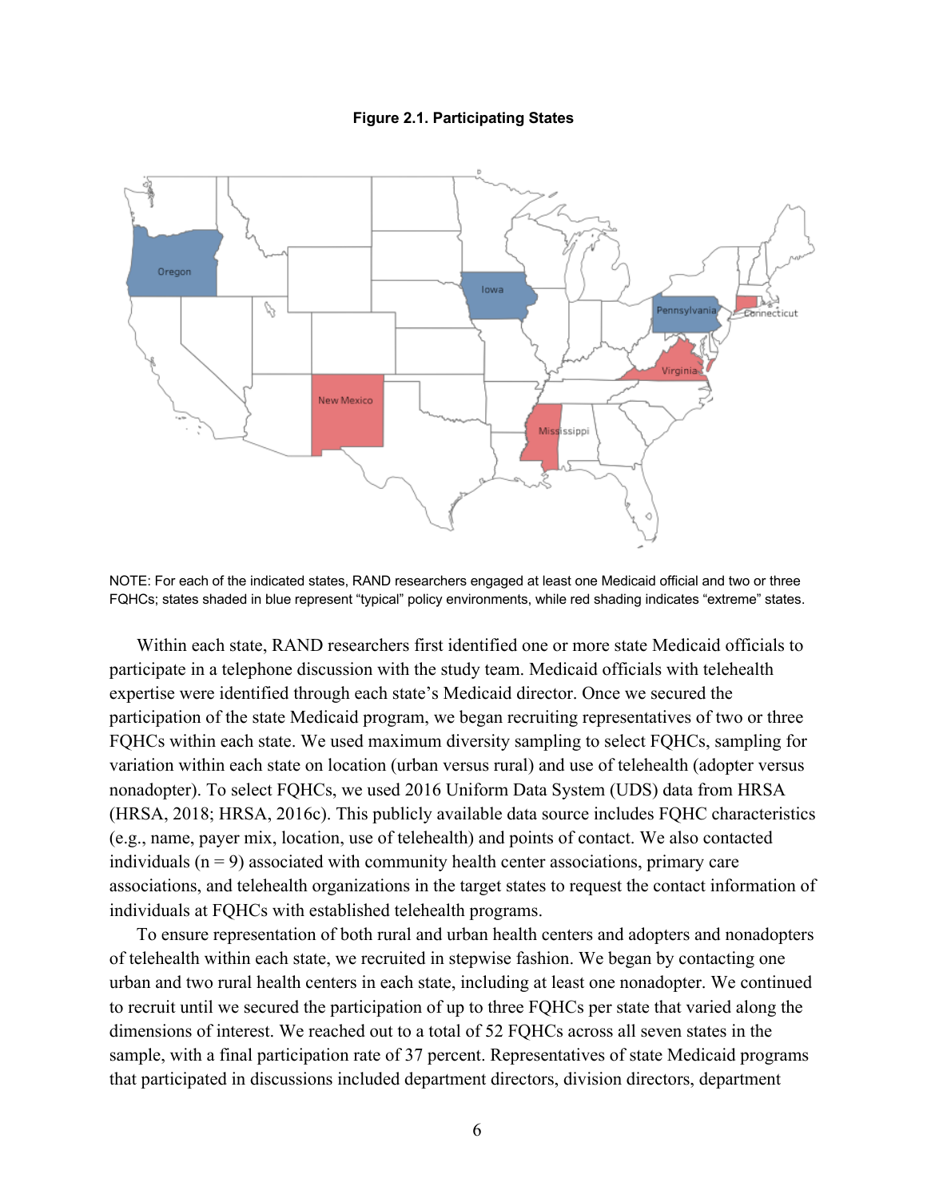**Figure 2.1. Participating States**

NOTE: For each of the indicated states, RAND researchers engaged at least one Medicaid official and two or three FQHCs; states shaded in blue represent "typical" policy environments, while red shading indicates "extreme" states.

Within each state, RAND researchers first identified one or more state Medicaid officials to participate in a telephone discussion with the study team. Medicaid officials with telehealth expertise were identified through each state's Medicaid director. Once we secured the participation of the state Medicaid program, we began recruiting representatives of two or three FQHCs within each state. We used maximum diversity sampling to select FQHCs, sampling for variation within each state on location (urban versus rural) and use of telehealth (adopter versus nonadopter). To select FQHCs, we used 2016 Uniform Data System (UDS) data from HRSA (HRSA, 2018; HRSA, 2016c). This publicly available data source includes FQHC characteristics (e.g., name, payer mix, location, use of telehealth) and points of contact. We also contacted individuals (n = 9) associated with community health center associations, primary care associations, and telehealth organizations in the target states to request the contact information of individuals at FQHCs with established telehealth programs.

To ensure representation of both rural and urban health centers and adopters and nonadopters of telehealth within each state, we recruited in stepwise fashion. We began by contacting one urban and two rural health centers in each state, including at least one nonadopter. We continued to recruit until we secured the participation of up to three FQHCs per state that varied along the dimensions of interest. We reached out to a total of 52 FQHCs across all seven states in the sample, with a final participation rate of 37 percent. Representatives of state Medicaid programs that participated in discussions included department directors, division directors, department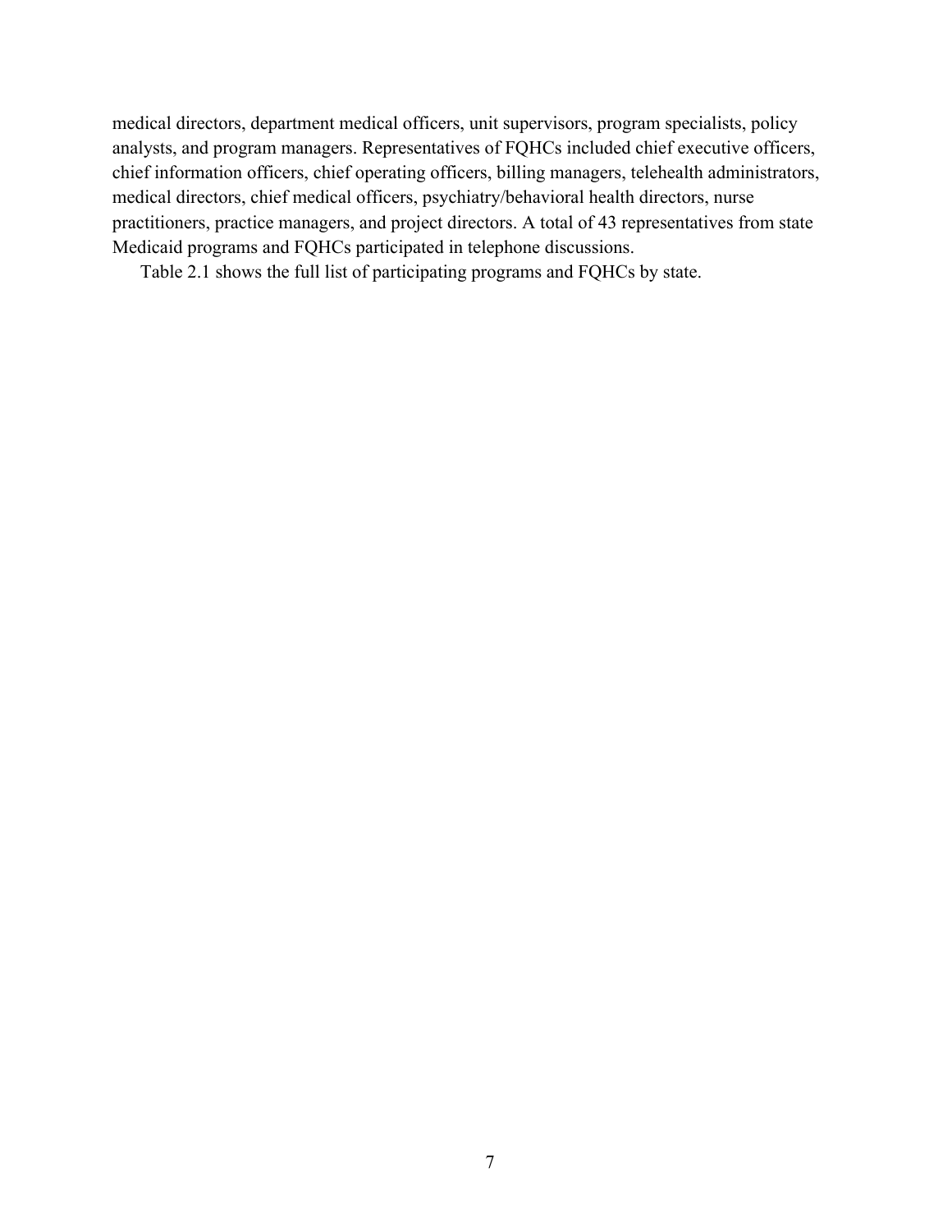medical directors, department medical officers, unit supervisors, program specialists, policy analysts, and program managers. Representatives of FQHCs included chief executive officers, chief information officers, chief operating officers, billing managers, telehealth administrators, medical directors, chief medical officers, psychiatry/behavioral health directors, nurse practitioners, practice managers, and project directors. A total of 43 representatives from state Medicaid programs and FQHCs participated in telephone discussions.

Table 2.1 shows the full list of participating programs and FQHCs by state.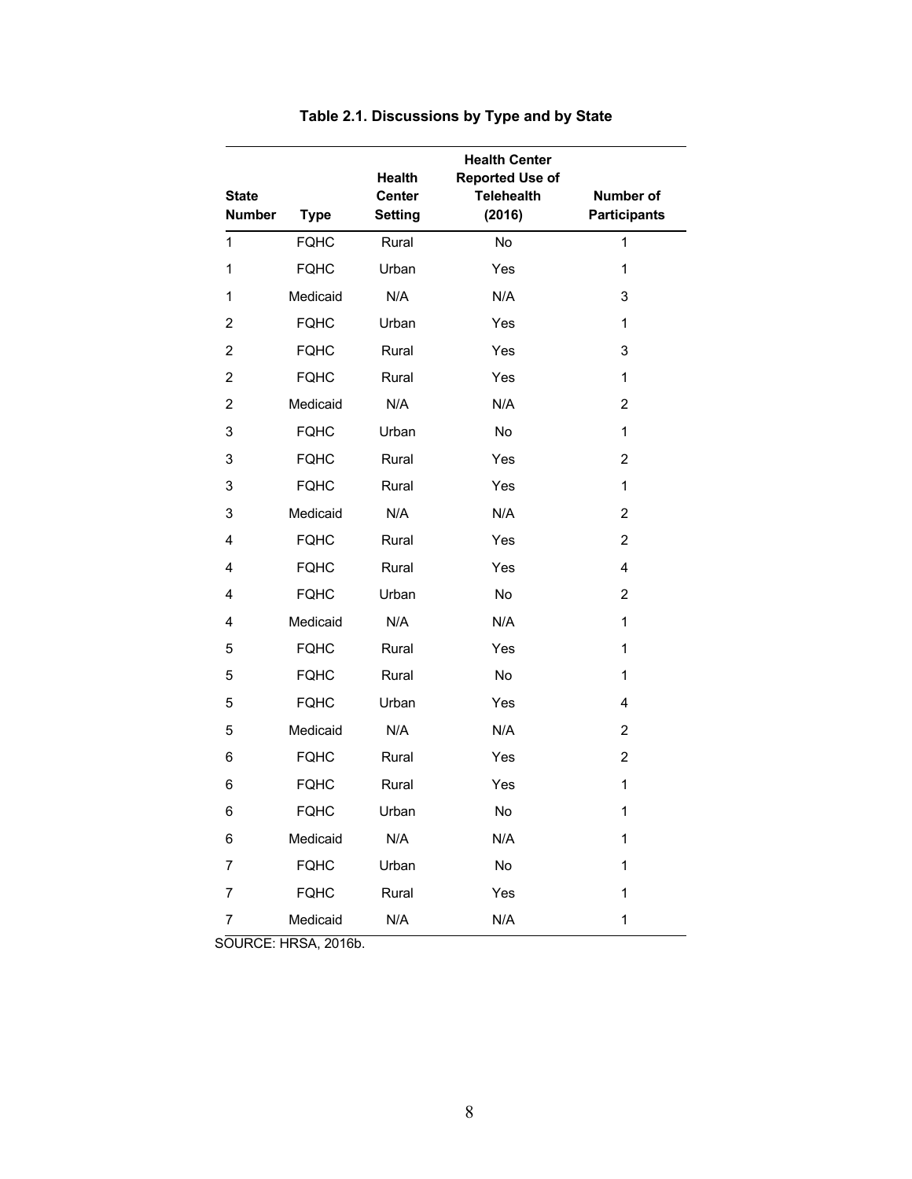**Table 2.1. Discussions by Type and by State**

| State Number | Type | Health Center Setting | Health Center Reported Use of Telehealth (2016) | Number of Participants |
|---|---|---|---|---|
| 1 | FQHC | Rural | No | 1 |
| 1 | FQHC | Urban | Yes | 1 |
| 1 | Medicaid | N/A | N/A | 3 |
| 2 | FQHC | Urban | Yes | 1 |
| 2 | FQHC | Rural | Yes | 3 |
| 2 | FQHC | Rural | Yes | 1 |
| 2 | Medicaid | N/A | N/A | 2 |
| 3 | FQHC | Urban | No | 1 |
| 3 | FQHC | Rural | Yes | 2 |
| 3 | FQHC | Rural | Yes | 1 |
| 3 | Medicaid | N/A | N/A | 2 |
| 4 | FQHC | Rural | Yes | 2 |
| 4 | FQHC | Rural | Yes | 4 |
| 4 | FQHC | Urban | No | 2 |
| 4 | Medicaid | N/A | N/A | 1 |
| 5 | FQHC | Rural | Yes | 1 |
| 5 | FQHC | Rural | No | 1 |
| 5 | FQHC | Urban | Yes | 4 |
| 5 | Medicaid | N/A | N/A | 2 |
| 6 | FQHC | Rural | Yes | 2 |
| 6 | FQHC | Rural | Yes | 1 |
| 6 | FQHC | Urban | No | 1 |
| 6 | Medicaid | N/A | N/A | 1 |
| 7 | FQHC | Urban | No | 1 |
| 7 | FQHC | Rural | Yes | 1 |
| 7 | Medicaid | N/A | N/A | 1 |

SOURCE: HRSA, 2016b.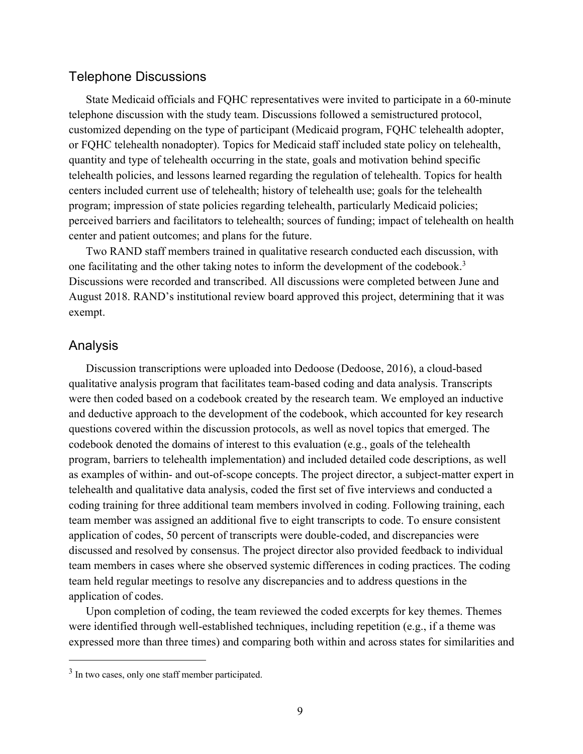## Telephone Discussions

State Medicaid officials and FQHC representatives were invited to participate in a 60-minute telephone discussion with the study team. Discussions followed a semistructured protocol, customized depending on the type of participant (Medicaid program, FQHC telehealth adopter, or FQHC telehealth nonadopter). Topics for Medicaid staff included state policy on telehealth, quantity and type of telehealth occurring in the state, goals and motivation behind specific telehealth policies, and lessons learned regarding the regulation of telehealth. Topics for health centers included current use of telehealth; history of telehealth use; goals for the telehealth program; impression of state policies regarding telehealth, particularly Medicaid policies; perceived barriers and facilitators to telehealth; sources of funding; impact of telehealth on health center and patient outcomes; and plans for the future.

Two RAND staff members trained in qualitative research conducted each discussion, with one facilitating and the other taking notes to inform the development of the codebook.[3] Discussions were recorded and transcribed. All discussions were completed between June and August 2018. RAND's institutional review board approved this project, determining that it was exempt.

## Analysis

Discussion transcriptions were uploaded into Dedoose (Dedoose, 2016), a cloud-based qualitative analysis program that facilitates team-based coding and data analysis. Transcripts were then coded based on a codebook created by the research team. We employed an inductive and deductive approach to the development of the codebook, which accounted for key research questions covered within the discussion protocols, as well as novel topics that emerged. The codebook denoted the domains of interest to this evaluation (e.g., goals of the telehealth program, barriers to telehealth implementation) and included detailed code descriptions, as well as examples of within- and out-of-scope concepts. The project director, a subject-matter expert in telehealth and qualitative data analysis, coded the first set of five interviews and conducted a coding training for three additional team members involved in coding. Following training, each team member was assigned an additional five to eight transcripts to code. To ensure consistent application of codes, 50 percent of transcripts were double-coded, and discrepancies were discussed and resolved by consensus. The project director also provided feedback to individual team members in cases where she observed systemic differences in coding practices. The coding team held regular meetings to resolve any discrepancies and to address questions in the application of codes.

Upon completion of coding, the team reviewed the coded excerpts for key themes. Themes were identified through well-established techniques, including repetition (e.g., if a theme was expressed more than three times) and comparing both within and across states for similarities and

[3] In two cases, only one staff member participated.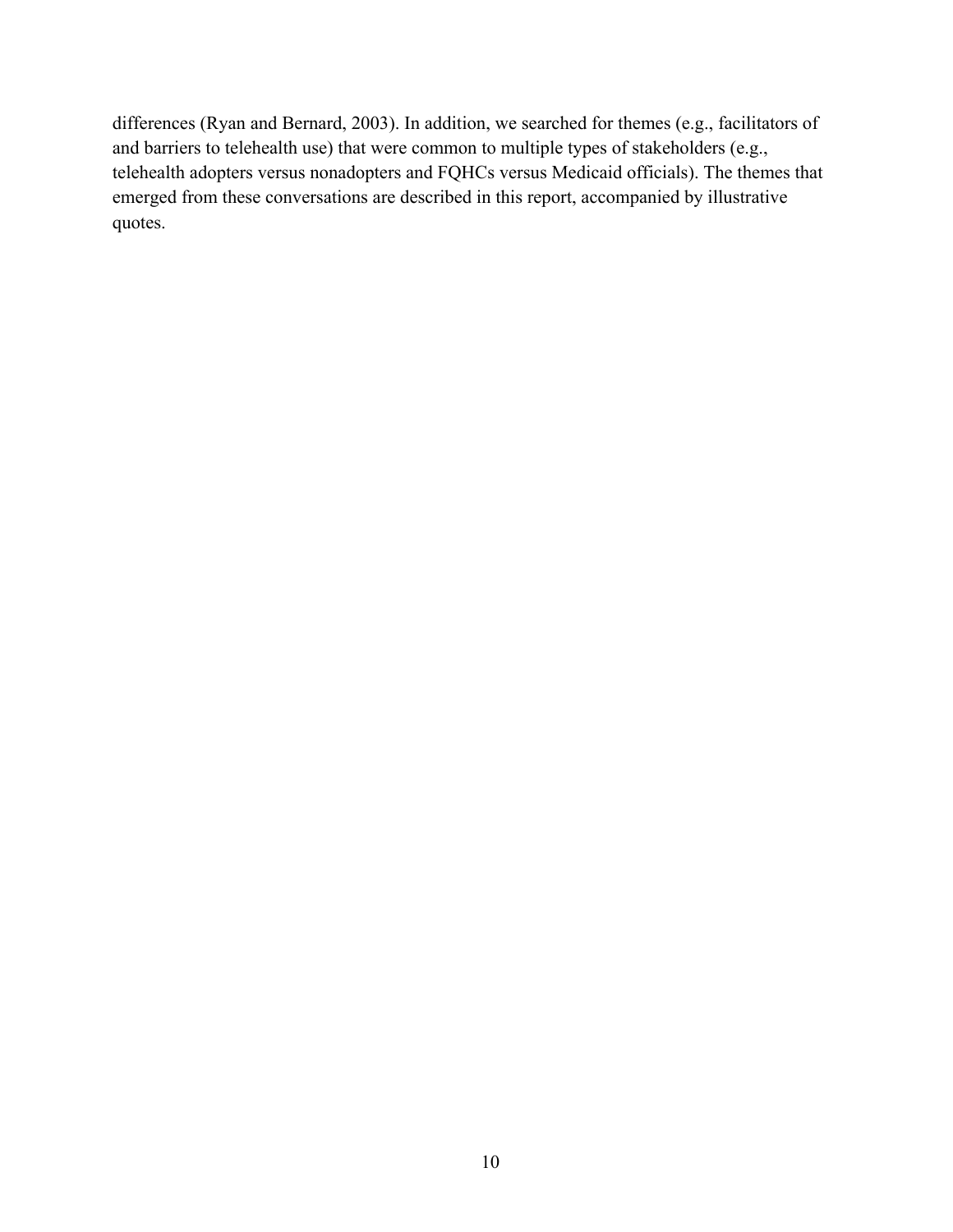differences (Ryan and Bernard, 2003). In addition, we searched for themes (e.g., facilitators of and barriers to telehealth use) that were common to multiple types of stakeholders (e.g., telehealth adopters versus nonadopters and FQHCs versus Medicaid officials). The themes that emerged from these conversations are described in this report, accompanied by illustrative quotes.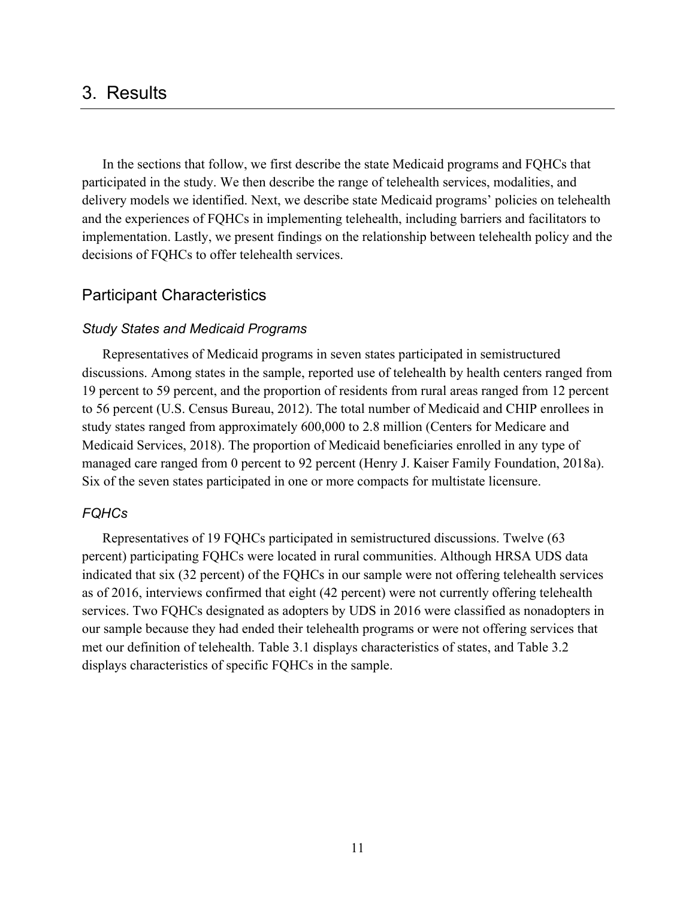# 3. Results

In the sections that follow, we first describe the state Medicaid programs and FQHCs that participated in the study. We then describe the range of telehealth services, modalities, and delivery models we identified. Next, we describe state Medicaid programs' policies on telehealth and the experiences of FQHCs in implementing telehealth, including barriers and facilitators to implementation. Lastly, we present findings on the relationship between telehealth policy and the decisions of FQHCs to offer telehealth services.

## Participant Characteristics

### *Study States and Medicaid Programs*

Representatives of Medicaid programs in seven states participated in semistructured discussions. Among states in the sample, reported use of telehealth by health centers ranged from 19 percent to 59 percent, and the proportion of residents from rural areas ranged from 12 percent to 56 percent (U.S. Census Bureau, 2012). The total number of Medicaid and CHIP enrollees in study states ranged from approximately 600,000 to 2.8 million (Centers for Medicare and Medicaid Services, 2018). The proportion of Medicaid beneficiaries enrolled in any type of managed care ranged from 0 percent to 92 percent (Henry J. Kaiser Family Foundation, 2018a). Six of the seven states participated in one or more compacts for multistate licensure.

### *FQHCs*

Representatives of 19 FQHCs participated in semistructured discussions. Twelve (63 percent) participating FQHCs were located in rural communities. Although HRSA UDS data indicated that six (32 percent) of the FQHCs in our sample were not offering telehealth services as of 2016, interviews confirmed that eight (42 percent) were not currently offering telehealth services. Two FQHCs designated as adopters by UDS in 2016 were classified as nonadopters in our sample because they had ended their telehealth programs or were not offering services that met our definition of telehealth. Table 3.1 displays characteristics of states, and Table 3.2 displays characteristics of specific FQHCs in the sample.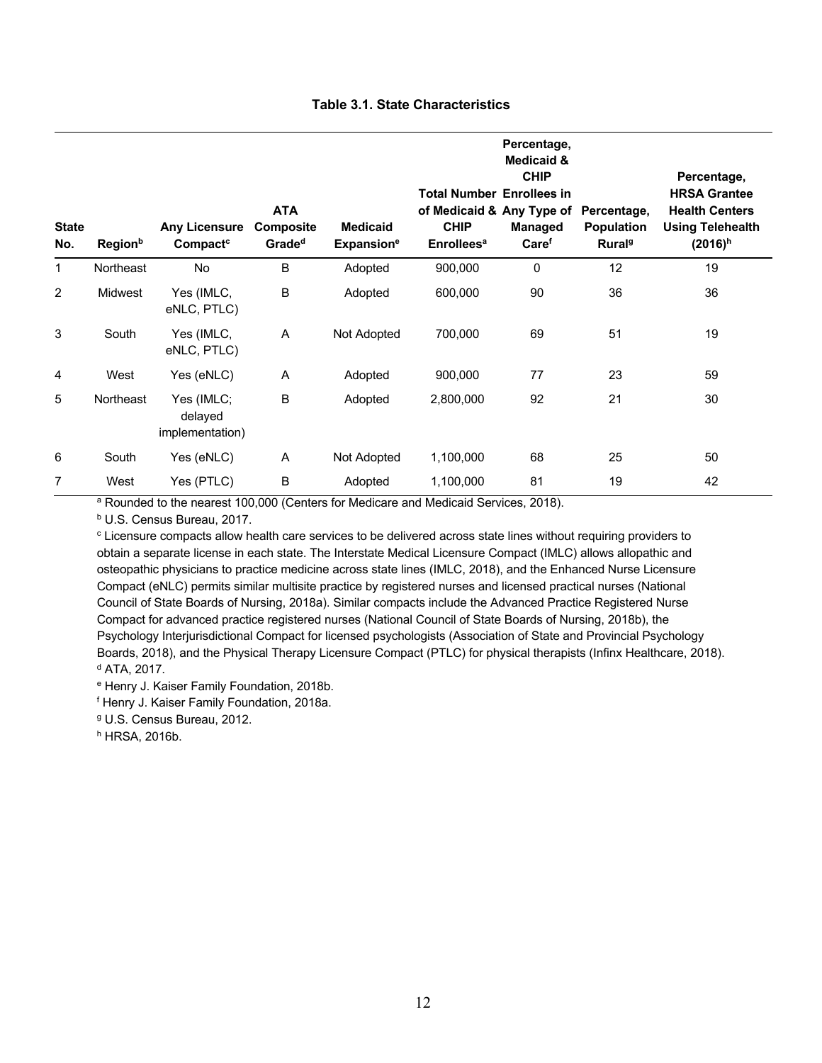**Table 3.1. State Characteristics**

| State No. | Region[b] | Any Licensure Compact[c] | ATA Composite Grade[d] | Medicaid Expansion[e] | Total Number of Medicaid & CHIP Enrollees[a] | Percentage, Medicaid & CHIP Enrollees in Any Type of Managed Care[f] | Percentage, Population Rural[g] | Percentage, HRSA Grantee Health Centers Using Telehealth (2016)[h] |
|---|---|---|---|---|---|---|---|---|
| 1 | Northeast | No | B | Adopted | 900,000 | 0 | 12 | 19 |
| 2 | Midwest | Yes (IMLC, eNLC, PTLC) | B | Adopted | 600,000 | 90 | 36 | 36 |
| 3 | South | Yes (IMLC, eNLC, PTLC) | A | Not Adopted | 700,000 | 69 | 51 | 19 |
| 4 | West | Yes (eNLC) | A | Adopted | 900,000 | 77 | 23 | 59 |
| 5 | Northeast | Yes (IMLC; delayed implementation) | B | Adopted | 2,800,000 | 92 | 21 | 30 |
| 6 | South | Yes (eNLC) | A | Not Adopted | 1,100,000 | 68 | 25 | 50 |
| 7 | West | Yes (PTLC) | B | Adopted | 1,100,000 | 81 | 19 | 42 |

[a] Rounded to the nearest 100,000 (Centers for Medicare and Medicaid Services, 2018).

[b] U.S. Census Bureau, 2017.

[c] Licensure compacts allow health care services to be delivered across state lines without requiring providers to obtain a separate license in each state. The Interstate Medical Licensure Compact (IMLC) allows allopathic and osteopathic physicians to practice medicine across state lines (IMLC, 2018), and the Enhanced Nurse Licensure Compact (eNLC) permits similar multisite practice by registered nurses and licensed practical nurses (National Council of State Boards of Nursing, 2018a). Similar compacts include the Advanced Practice Registered Nurse Compact for advanced practice registered nurses (National Council of State Boards of Nursing, 2018b), the Psychology Interjurisdictional Compact for licensed psychologists (Association of State and Provincial Psychology Boards, 2018), and the Physical Therapy Licensure Compact (PTLC) for physical therapists (Infinx Healthcare, 2018).

[d] ATA, 2017.

[e] Henry J. Kaiser Family Foundation, 2018b.

[f] Henry J. Kaiser Family Foundation, 2018a.

[g] U.S. Census Bureau, 2012.

[h] HRSA, 2016b.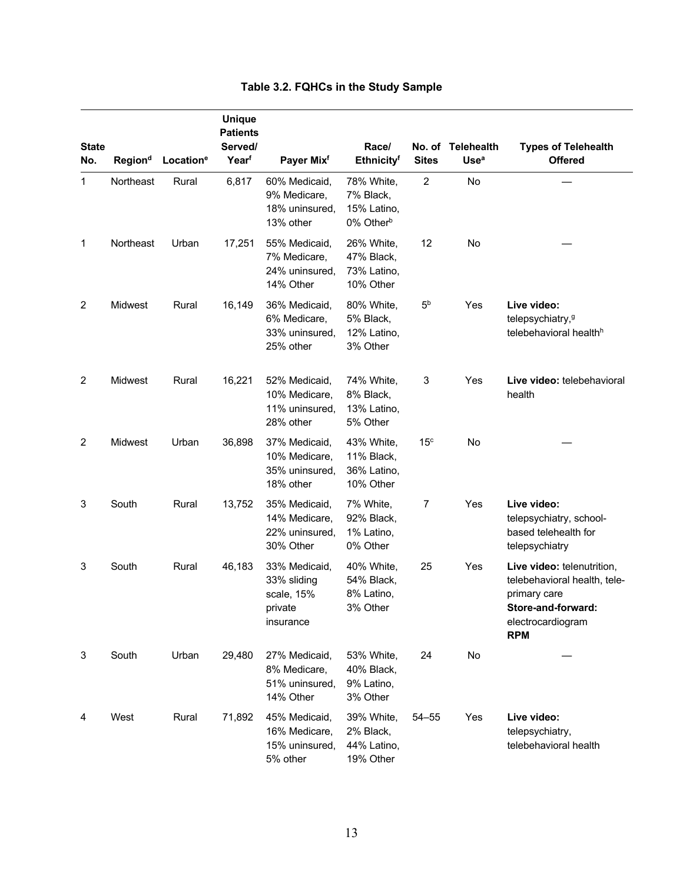**Table 3.2. FQHCs in the Study Sample**

| State No. | Region[d] | Location[e] | Unique Patients Served/ Year[f] | Payer Mix[f] | Race/ Ethnicity[f] | No. of Sites | Telehealth Use[a] | Types of Telehealth Offered |
|---|---|---|---|---|---|---|---|---|
| 1 | Northeast | Rural | 6,817 | 60% Medicaid, 9% Medicare, 18% uninsured, 13% other | 78% White, 7% Black, 15% Latino, 0% Other[b] | 2 | No | — |
| 1 | Northeast | Urban | 17,251 | 55% Medicaid, 7% Medicare, 24% uninsured, 14% Other | 26% White, 47% Black, 73% Latino, 10% Other | 12 | No | — |
| 2 | Midwest | Rural | 16,149 | 36% Medicaid, 6% Medicare, 33% uninsured, 25% other | 80% White, 5% Black, 12% Latino, 3% Other | 5[b] | Yes | **Live video:** telepsychiatry,[g] telebehavioral health[h] |
| 2 | Midwest | Rural | 16,221 | 52% Medicaid, 10% Medicare, 11% uninsured, 28% other | 74% White, 8% Black, 13% Latino, 5% Other | 3 | Yes | **Live video:** telebehavioral health |
| 2 | Midwest | Urban | 36,898 | 37% Medicaid, 10% Medicare, 35% uninsured, 18% other | 43% White, 11% Black, 36% Latino, 10% Other | 15[c] | No | — |
| 3 | South | Rural | 13,752 | 35% Medicaid, 14% Medicare, 22% uninsured, 30% Other | 7% White, 92% Black, 1% Latino, 0% Other | 7 | Yes | **Live video:** telepsychiatry, school-based telehealth for telepsychiatry |
| 3 | South | Rural | 46,183 | 33% Medicaid, 33% sliding scale, 15% private insurance | 40% White, 54% Black, 8% Latino, 3% Other | 25 | Yes | **Live video:** telenutrition, telebehavioral health, tele-primary care **Store-and-forward:** electrocardiogram **RPM** |
| 3 | South | Urban | 29,480 | 27% Medicaid, 8% Medicare, 51% uninsured, 14% Other | 53% White, 40% Black, 9% Latino, 3% Other | 24 | No | — |
| 4 | West | Rural | 71,892 | 45% Medicaid, 16% Medicare, 15% uninsured, 5% other | 39% White, 2% Black, 44% Latino, 19% Other | 54–55 | Yes | **Live video:** telepsychiatry, telebehavioral health |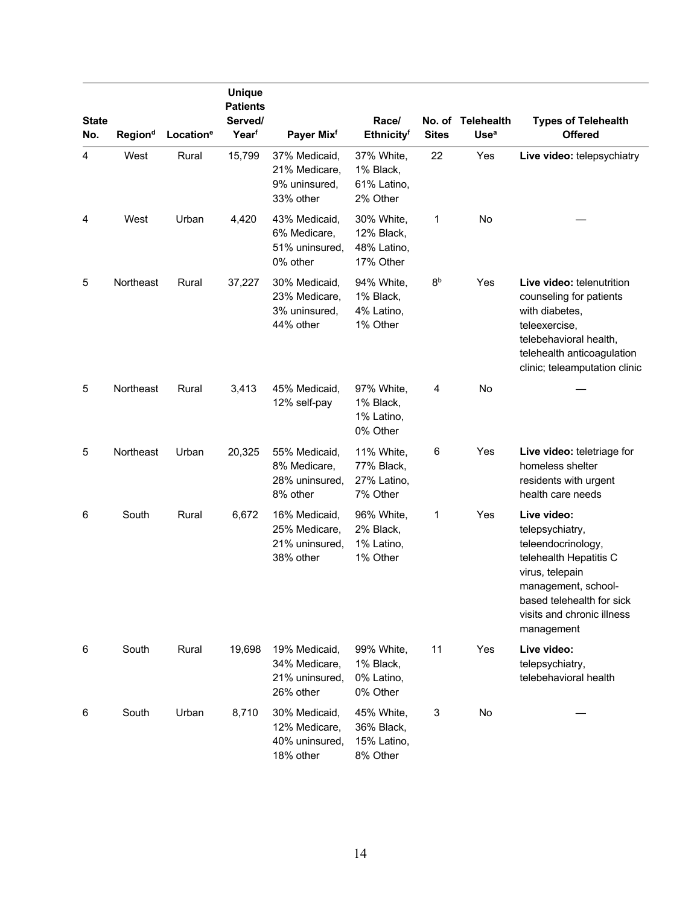| State No. | Region[d] | Location[e] | Unique Patients Served/ Year[f] | Payer Mix[f] | Race/ Ethnicity[f] | No. of Sites | Telehealth Use[a] | Types of Telehealth Offered |
|---|---|---|---|---|---|---|---|---|
| 4 | West | Rural | 15,799 | 37% Medicaid, 21% Medicare, 9% uninsured, 33% other | 37% White, 1% Black, 61% Latino, 2% Other | 22 | Yes | **Live video:** telepsychiatry |
| 4 | West | Urban | 4,420 | 43% Medicaid, 6% Medicare, 51% uninsured, 0% other | 30% White, 12% Black, 48% Latino, 17% Other | 1 | No | — |
| 5 | Northeast | Rural | 37,227 | 30% Medicaid, 23% Medicare, 3% uninsured, 44% other | 94% White, 1% Black, 4% Latino, 1% Other | 8[b] | Yes | **Live video:** telenutrition counseling for patients with diabetes, teleexercise, telebehavioral health, telehealth anticoagulation clinic; teleamputation clinic |
| 5 | Northeast | Rural | 3,413 | 45% Medicaid, 12% self-pay | 97% White, 1% Black, 1% Latino, 0% Other | 4 | No | — |
| 5 | Northeast | Urban | 20,325 | 55% Medicaid, 8% Medicare, 28% uninsured, 8% other | 11% White, 77% Black, 27% Latino, 7% Other | 6 | Yes | **Live video:** teletriage for homeless shelter residents with urgent health care needs |
| 6 | South | Rural | 6,672 | 16% Medicaid, 25% Medicare, 21% uninsured, 38% other | 96% White, 2% Black, 1% Latino, 1% Other | 1 | Yes | **Live video:** telepsychiatry, teleendocrinology, telehealth Hepatitis C virus, telepain management, school-based telehealth for sick visits and chronic illness management |
| 6 | South | Rural | 19,698 | 19% Medicaid, 34% Medicare, 21% uninsured, 26% other | 99% White, 1% Black, 0% Latino, 0% Other | 11 | Yes | **Live video:** telepsychiatry, telebehavioral health |
| 6 | South | Urban | 8,710 | 30% Medicaid, 12% Medicare, 40% uninsured, 18% other | 45% White, 36% Black, 15% Latino, 8% Other | 3 | No | — |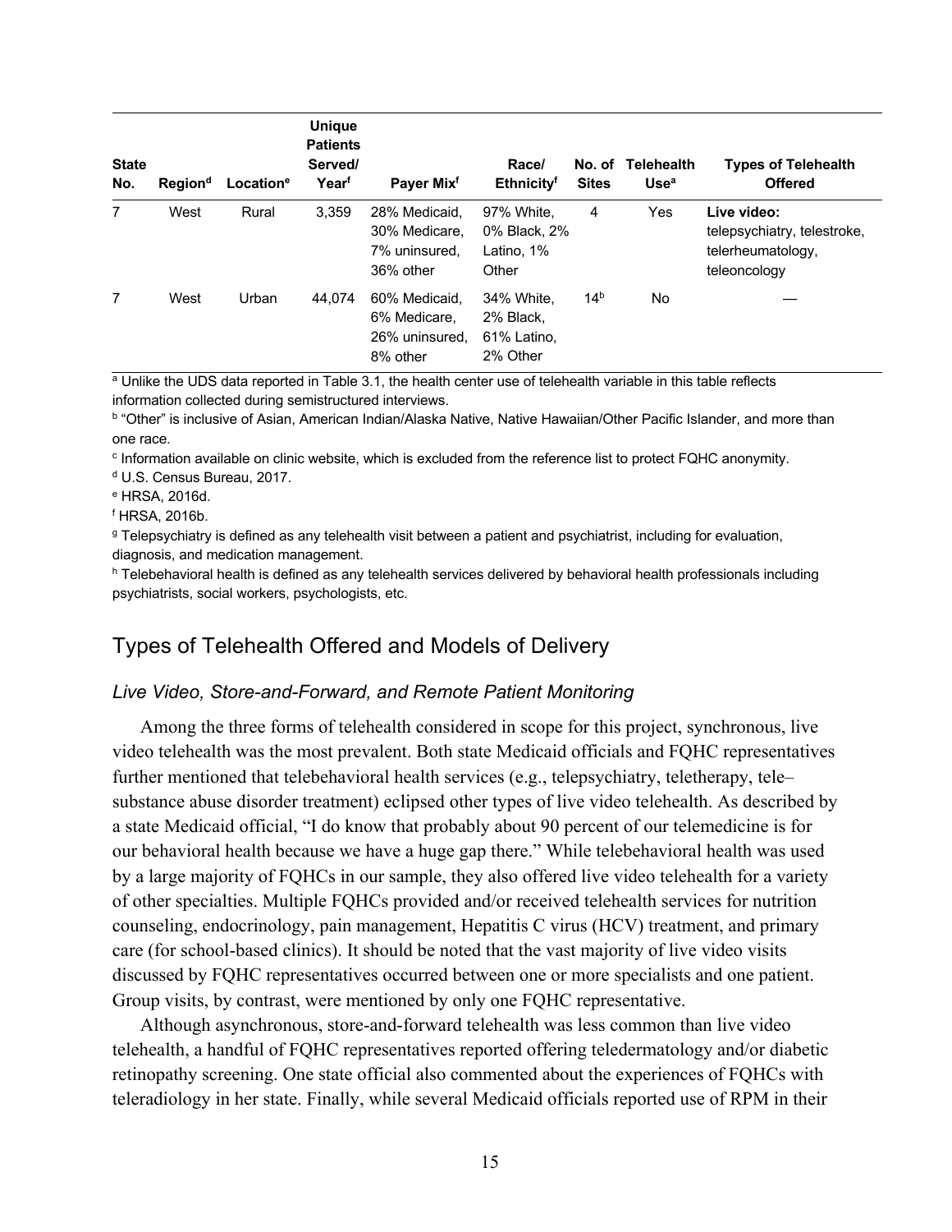| State No. | Region[d] | Location[e] | Unique Patients Served/ Year[f] | Payer Mix[f] | Race/ Ethnicity[f] | No. of Sites | Telehealth Use[a] | Types of Telehealth Offered |
|---|---|---|---|---|---|---|---|---|
| 7 | West | Rural | 3,359 | 28% Medicaid, 30% Medicare, 7% uninsured, 36% other | 97% White, 0% Black, 2% Latino, 1% Other | 4 | Yes | **Live video:** telepsychiatry, telestroke, telerheumatology, teleoncology |
| 7 | West | Urban | 44,074 | 60% Medicaid, 6% Medicare, 26% uninsured, 8% other | 34% White, 2% Black, 61% Latino, 2% Other | 14[b] | No | — |

[a] Unlike the UDS data reported in Table 3.1, the health center use of telehealth variable in this table reflects information collected during semistructured interviews.

[b] "Other" is inclusive of Asian, American Indian/Alaska Native, Native Hawaiian/Other Pacific Islander, and more than one race.

[c] Information available on clinic website, which is excluded from the reference list to protect FQHC anonymity.

[d] U.S. Census Bureau, 2017.

[e] HRSA, 2016d.

[f] HRSA, 2016b.

[g] Telepsychiatry is defined as any telehealth visit between a patient and psychiatrist, including for evaluation, diagnosis, and medication management.

[h] Telebehavioral health is defined as any telehealth services delivered by behavioral health professionals including psychiatrists, social workers, psychologists, etc.

## Types of Telehealth Offered and Models of Delivery

### *Live Video, Store-and-Forward, and Remote Patient Monitoring*

Among the three forms of telehealth considered in scope for this project, synchronous, live video telehealth was the most prevalent. Both state Medicaid officials and FQHC representatives further mentioned that telebehavioral health services (e.g., telepsychiatry, teletherapy, tele–substance abuse disorder treatment) eclipsed other types of live video telehealth. As described by a state Medicaid official, "I do know that probably about 90 percent of our telemedicine is for our behavioral health because we have a huge gap there." While telebehavioral health was used by a large majority of FQHCs in our sample, they also offered live video telehealth for a variety of other specialties. Multiple FQHCs provided and/or received telehealth services for nutrition counseling, endocrinology, pain management, Hepatitis C virus (HCV) treatment, and primary care (for school-based clinics). It should be noted that the vast majority of live video visits discussed by FQHC representatives occurred between one or more specialists and one patient. Group visits, by contrast, were mentioned by only one FQHC representative.

Although asynchronous, store-and-forward telehealth was less common than live video telehealth, a handful of FQHC representatives reported offering teledermatology and/or diabetic retinopathy screening. One state official also commented about the experiences of FQHCs with teleradiology in her state. Finally, while several Medicaid officials reported use of RPM in their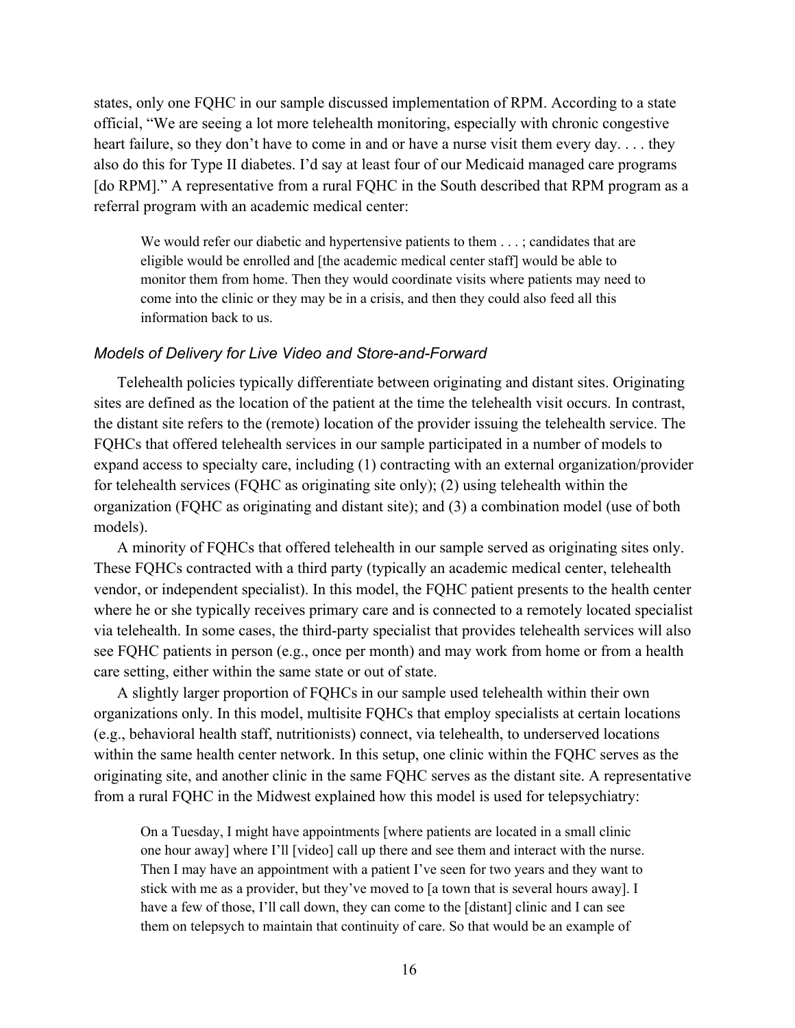states, only one FQHC in our sample discussed implementation of RPM. According to a state official, "We are seeing a lot more telehealth monitoring, especially with chronic congestive heart failure, so they don't have to come in and or have a nurse visit them every day. . . . they also do this for Type II diabetes. I'd say at least four of our Medicaid managed care programs [do RPM]." A representative from a rural FQHC in the South described that RPM program as a referral program with an academic medical center:

> We would refer our diabetic and hypertensive patients to them . . . ; candidates that are eligible would be enrolled and [the academic medical center staff] would be able to monitor them from home. Then they would coordinate visits where patients may need to come into the clinic or they may be in a crisis, and then they could also feed all this information back to us.

### *Models of Delivery for Live Video and Store-and-Forward*

Telehealth policies typically differentiate between originating and distant sites. Originating sites are defined as the location of the patient at the time the telehealth visit occurs. In contrast, the distant site refers to the (remote) location of the provider issuing the telehealth service. The FQHCs that offered telehealth services in our sample participated in a number of models to expand access to specialty care, including (1) contracting with an external organization/provider for telehealth services (FQHC as originating site only); (2) using telehealth within the organization (FQHC as originating and distant site); and (3) a combination model (use of both models).

A minority of FQHCs that offered telehealth in our sample served as originating sites only. These FQHCs contracted with a third party (typically an academic medical center, telehealth vendor, or independent specialist). In this model, the FQHC patient presents to the health center where he or she typically receives primary care and is connected to a remotely located specialist via telehealth. In some cases, the third-party specialist that provides telehealth services will also see FQHC patients in person (e.g., once per month) and may work from home or from a health care setting, either within the same state or out of state.

A slightly larger proportion of FQHCs in our sample used telehealth within their own organizations only. In this model, multisite FQHCs that employ specialists at certain locations (e.g., behavioral health staff, nutritionists) connect, via telehealth, to underserved locations within the same health center network. In this setup, one clinic within the FQHC serves as the originating site, and another clinic in the same FQHC serves as the distant site. A representative from a rural FQHC in the Midwest explained how this model is used for telepsychiatry:

> On a Tuesday, I might have appointments [where patients are located in a small clinic one hour away] where I'll [video] call up there and see them and interact with the nurse. Then I may have an appointment with a patient I've seen for two years and they want to stick with me as a provider, but they've moved to [a town that is several hours away]. I have a few of those, I'll call down, they can come to the [distant] clinic and I can see them on telepsych to maintain that continuity of care. So that would be an example of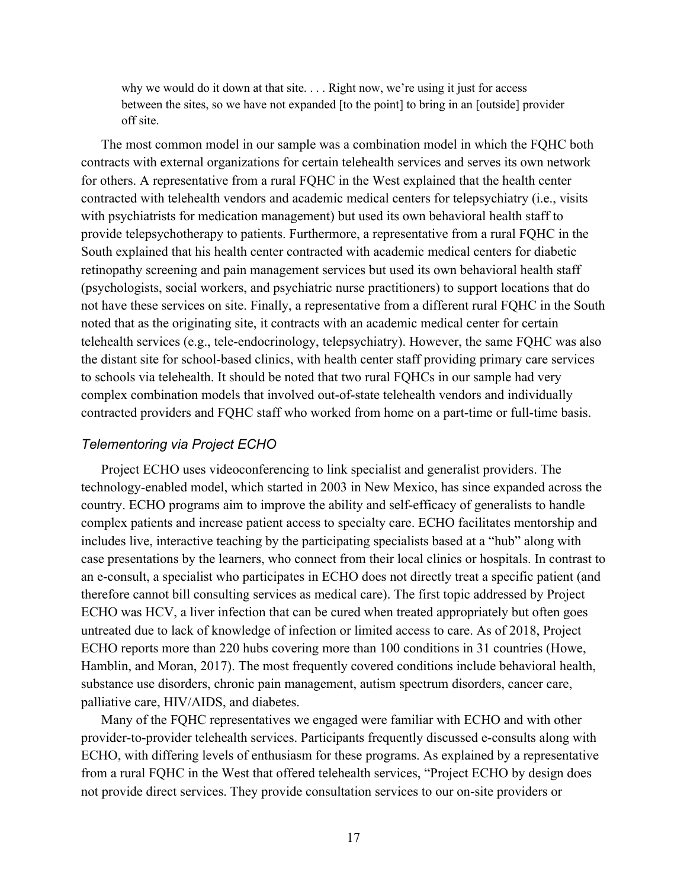> why we would do it down at that site. . . . Right now, we're using it just for access between the sites, so we have not expanded [to the point] to bring in an [outside] provider off site.

The most common model in our sample was a combination model in which the FQHC both contracts with external organizations for certain telehealth services and serves its own network for others. A representative from a rural FQHC in the West explained that the health center contracted with telehealth vendors and academic medical centers for telepsychiatry (i.e., visits with psychiatrists for medication management) but used its own behavioral health staff to provide telepsychotherapy to patients. Furthermore, a representative from a rural FQHC in the South explained that his health center contracted with academic medical centers for diabetic retinopathy screening and pain management services but used its own behavioral health staff (psychologists, social workers, and psychiatric nurse practitioners) to support locations that do not have these services on site. Finally, a representative from a different rural FQHC in the South noted that as the originating site, it contracts with an academic medical center for certain telehealth services (e.g., tele-endocrinology, telepsychiatry). However, the same FQHC was also the distant site for school-based clinics, with health center staff providing primary care services to schools via telehealth. It should be noted that two rural FQHCs in our sample had very complex combination models that involved out-of-state telehealth vendors and individually contracted providers and FQHC staff who worked from home on a part-time or full-time basis.

### *Telementoring via Project ECHO*

Project ECHO uses videoconferencing to link specialist and generalist providers. The technology-enabled model, which started in 2003 in New Mexico, has since expanded across the country. ECHO programs aim to improve the ability and self-efficacy of generalists to handle complex patients and increase patient access to specialty care. ECHO facilitates mentorship and includes live, interactive teaching by the participating specialists based at a "hub" along with case presentations by the learners, who connect from their local clinics or hospitals. In contrast to an e-consult, a specialist who participates in ECHO does not directly treat a specific patient (and therefore cannot bill consulting services as medical care). The first topic addressed by Project ECHO was HCV, a liver infection that can be cured when treated appropriately but often goes untreated due to lack of knowledge of infection or limited access to care. As of 2018, Project ECHO reports more than 220 hubs covering more than 100 conditions in 31 countries (Howe, Hamblin, and Moran, 2017). The most frequently covered conditions include behavioral health, substance use disorders, chronic pain management, autism spectrum disorders, cancer care, palliative care, HIV/AIDS, and diabetes.

Many of the FQHC representatives we engaged were familiar with ECHO and with other provider-to-provider telehealth services. Participants frequently discussed e-consults along with ECHO, with differing levels of enthusiasm for these programs. As explained by a representative from a rural FQHC in the West that offered telehealth services, "Project ECHO by design does not provide direct services. They provide consultation services to our on-site providers or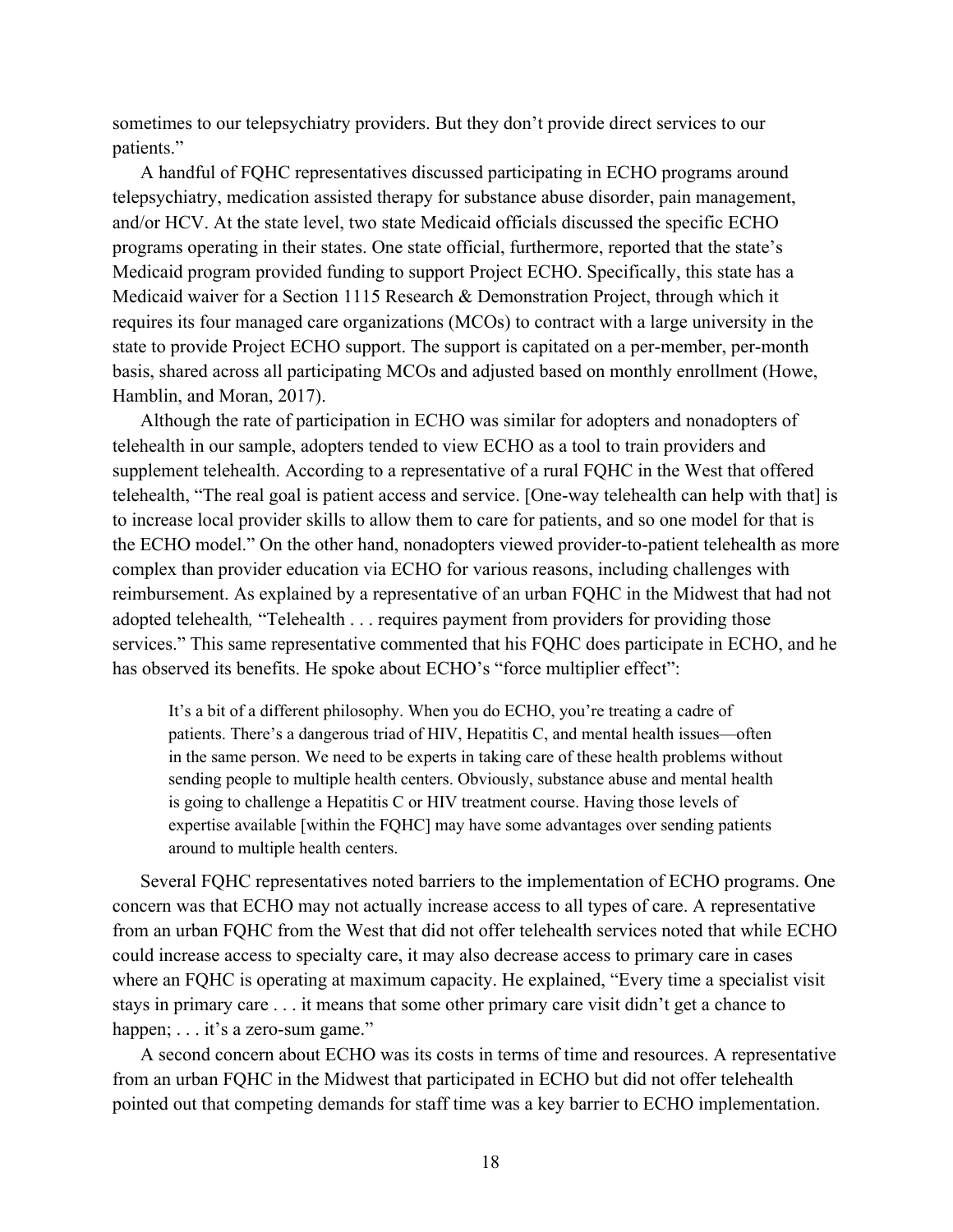sometimes to our telepsychiatry providers. But they don't provide direct services to our patients."

A handful of FQHC representatives discussed participating in ECHO programs around telepsychiatry, medication assisted therapy for substance abuse disorder, pain management, and/or HCV. At the state level, two state Medicaid officials discussed the specific ECHO programs operating in their states. One state official, furthermore, reported that the state's Medicaid program provided funding to support Project ECHO. Specifically, this state has a Medicaid waiver for a Section 1115 Research & Demonstration Project, through which it requires its four managed care organizations (MCOs) to contract with a large university in the state to provide Project ECHO support. The support is capitated on a per-member, per-month basis, shared across all participating MCOs and adjusted based on monthly enrollment (Howe, Hamblin, and Moran, 2017).

Although the rate of participation in ECHO was similar for adopters and nonadopters of telehealth in our sample, adopters tended to view ECHO as a tool to train providers and supplement telehealth. According to a representative of a rural FQHC in the West that offered telehealth, "The real goal is patient access and service. [One-way telehealth can help with that] is to increase local provider skills to allow them to care for patients, and so one model for that is the ECHO model." On the other hand, nonadopters viewed provider-to-patient telehealth as more complex than provider education via ECHO for various reasons, including challenges with reimbursement. As explained by a representative of an urban FQHC in the Midwest that had not adopted telehealth, "Telehealth . . . requires payment from providers for providing those services." This same representative commented that his FQHC does participate in ECHO, and he has observed its benefits. He spoke about ECHO's "force multiplier effect":

> It's a bit of a different philosophy. When you do ECHO, you're treating a cadre of patients. There's a dangerous triad of HIV, Hepatitis C, and mental health issues—often in the same person. We need to be experts in taking care of these health problems without sending people to multiple health centers. Obviously, substance abuse and mental health is going to challenge a Hepatitis C or HIV treatment course. Having those levels of expertise available [within the FQHC] may have some advantages over sending patients around to multiple health centers.

Several FQHC representatives noted barriers to the implementation of ECHO programs. One concern was that ECHO may not actually increase access to all types of care. A representative from an urban FQHC from the West that did not offer telehealth services noted that while ECHO could increase access to specialty care, it may also decrease access to primary care in cases where an FQHC is operating at maximum capacity. He explained, "Every time a specialist visit stays in primary care . . . it means that some other primary care visit didn't get a chance to happen; . . . it's a zero-sum game."

A second concern about ECHO was its costs in terms of time and resources. A representative from an urban FQHC in the Midwest that participated in ECHO but did not offer telehealth pointed out that competing demands for staff time was a key barrier to ECHO implementation.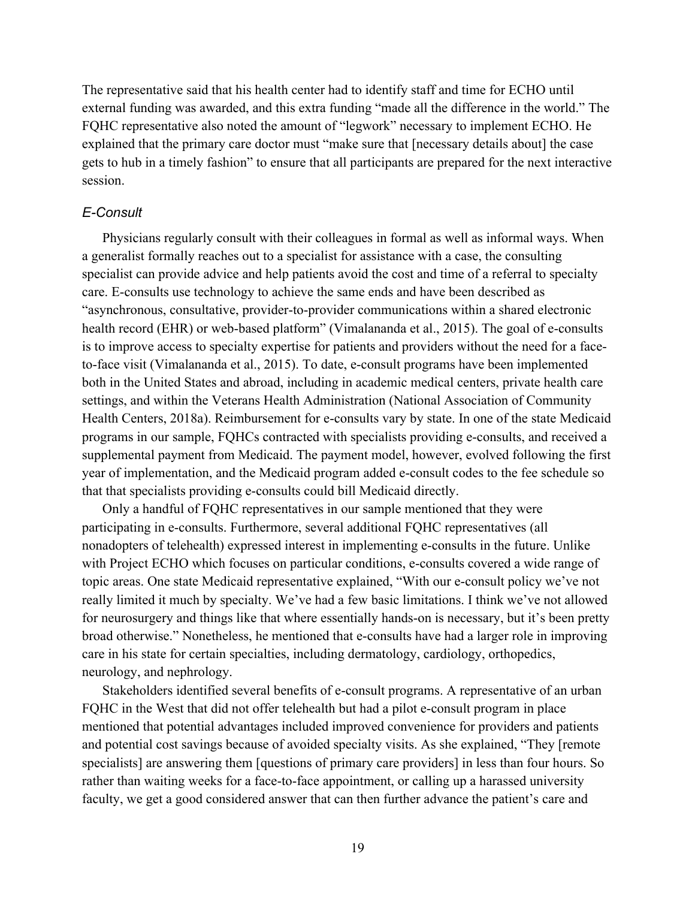The representative said that his health center had to identify staff and time for ECHO until external funding was awarded, and this extra funding "made all the difference in the world." The FQHC representative also noted the amount of "legwork" necessary to implement ECHO. He explained that the primary care doctor must "make sure that [necessary details about] the case gets to hub in a timely fashion" to ensure that all participants are prepared for the next interactive session.

### *E-Consult*

Physicians regularly consult with their colleagues in formal as well as informal ways. When a generalist formally reaches out to a specialist for assistance with a case, the consulting specialist can provide advice and help patients avoid the cost and time of a referral to specialty care. E-consults use technology to achieve the same ends and have been described as "asynchronous, consultative, provider-to-provider communications within a shared electronic health record (EHR) or web-based platform" (Vimalananda et al., 2015). The goal of e-consults is to improve access to specialty expertise for patients and providers without the need for a face-to-face visit (Vimalananda et al., 2015). To date, e-consult programs have been implemented both in the United States and abroad, including in academic medical centers, private health care settings, and within the Veterans Health Administration (National Association of Community Health Centers, 2018a). Reimbursement for e-consults vary by state. In one of the state Medicaid programs in our sample, FQHCs contracted with specialists providing e-consults, and received a supplemental payment from Medicaid. The payment model, however, evolved following the first year of implementation, and the Medicaid program added e-consult codes to the fee schedule so that that specialists providing e-consults could bill Medicaid directly.

Only a handful of FQHC representatives in our sample mentioned that they were participating in e-consults. Furthermore, several additional FQHC representatives (all nonadopters of telehealth) expressed interest in implementing e-consults in the future. Unlike with Project ECHO which focuses on particular conditions, e-consults covered a wide range of topic areas. One state Medicaid representative explained, "With our e-consult policy we've not really limited it much by specialty. We've had a few basic limitations. I think we've not allowed for neurosurgery and things like that where essentially hands-on is necessary, but it's been pretty broad otherwise." Nonetheless, he mentioned that e-consults have had a larger role in improving care in his state for certain specialties, including dermatology, cardiology, orthopedics, neurology, and nephrology.

Stakeholders identified several benefits of e-consult programs. A representative of an urban FQHC in the West that did not offer telehealth but had a pilot e-consult program in place mentioned that potential advantages included improved convenience for providers and patients and potential cost savings because of avoided specialty visits. As she explained, "They [remote specialists] are answering them [questions of primary care providers] in less than four hours. So rather than waiting weeks for a face-to-face appointment, or calling up a harassed university faculty, we get a good considered answer that can then further advance the patient's care and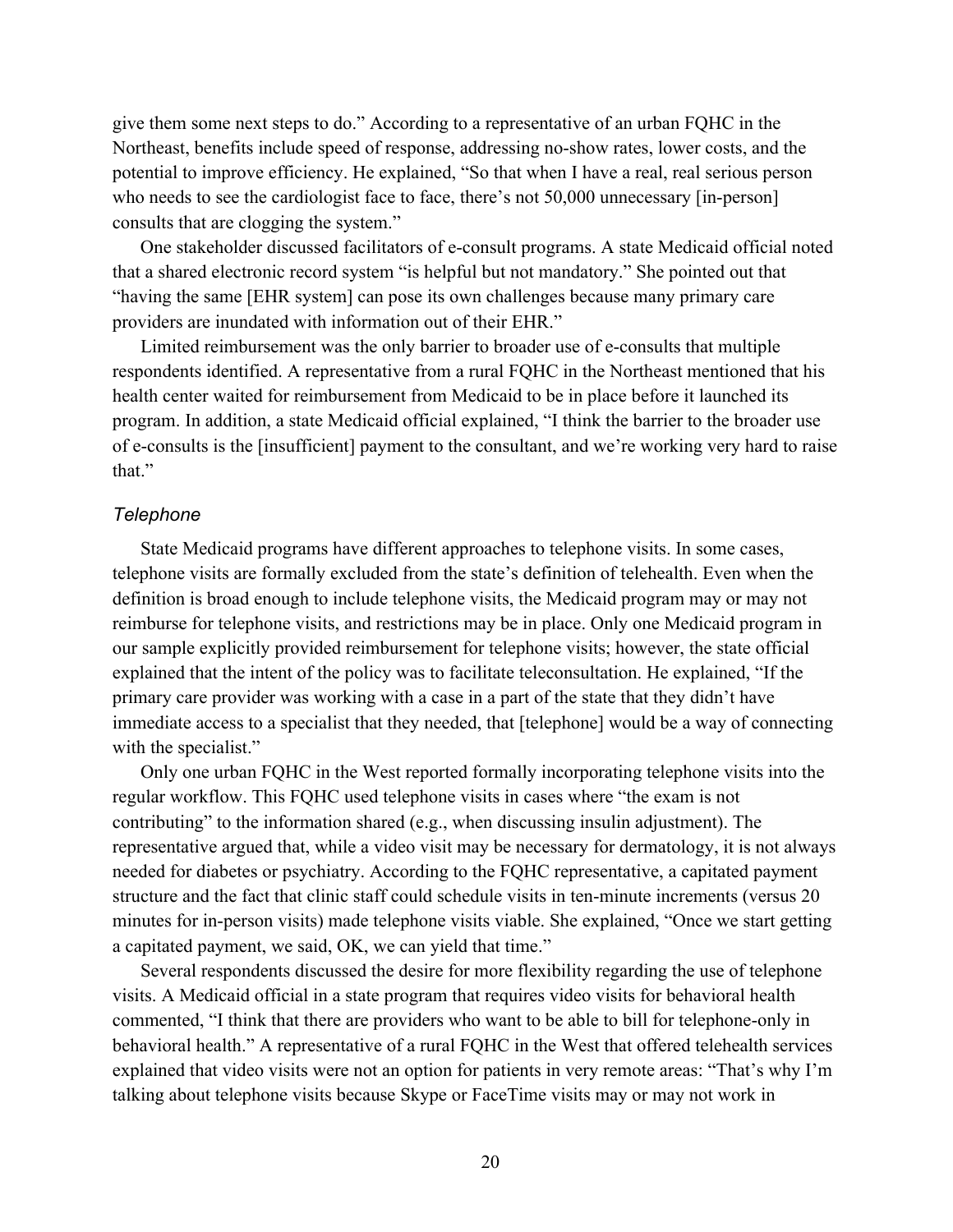give them some next steps to do." According to a representative of an urban FQHC in the Northeast, benefits include speed of response, addressing no-show rates, lower costs, and the potential to improve efficiency. He explained, "So that when I have a real, real serious person who needs to see the cardiologist face to face, there's not 50,000 unnecessary [in-person] consults that are clogging the system."

One stakeholder discussed facilitators of e-consult programs. A state Medicaid official noted that a shared electronic record system "is helpful but not mandatory." She pointed out that "having the same [EHR system] can pose its own challenges because many primary care providers are inundated with information out of their EHR."

Limited reimbursement was the only barrier to broader use of e-consults that multiple respondents identified. A representative from a rural FQHC in the Northeast mentioned that his health center waited for reimbursement from Medicaid to be in place before it launched its program. In addition, a state Medicaid official explained, "I think the barrier to the broader use of e-consults is the [insufficient] payment to the consultant, and we're working very hard to raise that."

### *Telephone*

State Medicaid programs have different approaches to telephone visits. In some cases, telephone visits are formally excluded from the state's definition of telehealth. Even when the definition is broad enough to include telephone visits, the Medicaid program may or may not reimburse for telephone visits, and restrictions may be in place. Only one Medicaid program in our sample explicitly provided reimbursement for telephone visits; however, the state official explained that the intent of the policy was to facilitate teleconsultation. He explained, "If the primary care provider was working with a case in a part of the state that they didn't have immediate access to a specialist that they needed, that [telephone] would be a way of connecting with the specialist."

Only one urban FQHC in the West reported formally incorporating telephone visits into the regular workflow. This FQHC used telephone visits in cases where "the exam is not contributing" to the information shared (e.g., when discussing insulin adjustment). The representative argued that, while a video visit may be necessary for dermatology, it is not always needed for diabetes or psychiatry. According to the FQHC representative, a capitated payment structure and the fact that clinic staff could schedule visits in ten-minute increments (versus 20 minutes for in-person visits) made telephone visits viable. She explained, "Once we start getting a capitated payment, we said, OK, we can yield that time."

Several respondents discussed the desire for more flexibility regarding the use of telephone visits. A Medicaid official in a state program that requires video visits for behavioral health commented, "I think that there are providers who want to be able to bill for telephone-only in behavioral health." A representative of a rural FQHC in the West that offered telehealth services explained that video visits were not an option for patients in very remote areas: "That's why I'm talking about telephone visits because Skype or FaceTime visits may or may not work in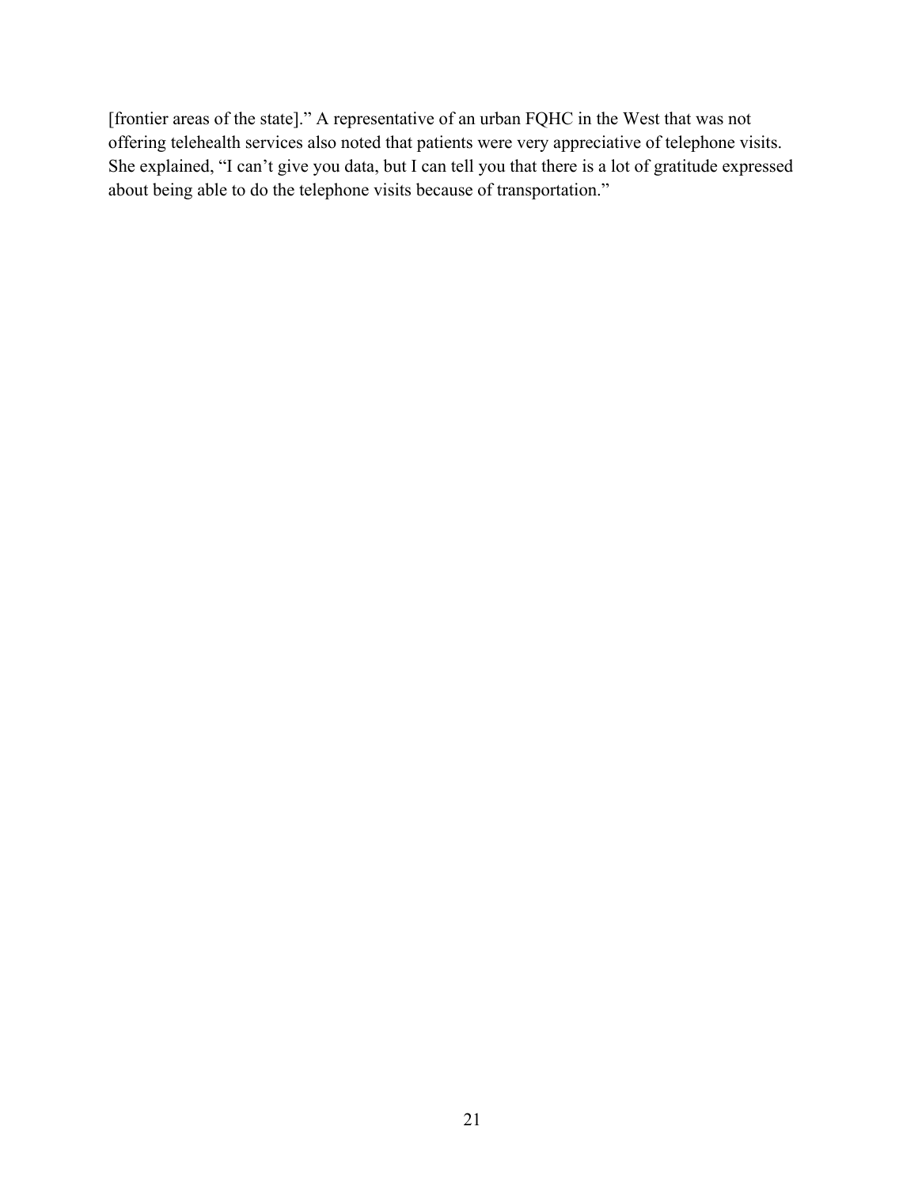[frontier areas of the state]." A representative of an urban FQHC in the West that was not offering telehealth services also noted that patients were very appreciative of telephone visits. She explained, "I can't give you data, but I can tell you that there is a lot of gratitude expressed about being able to do the telephone visits because of transportation."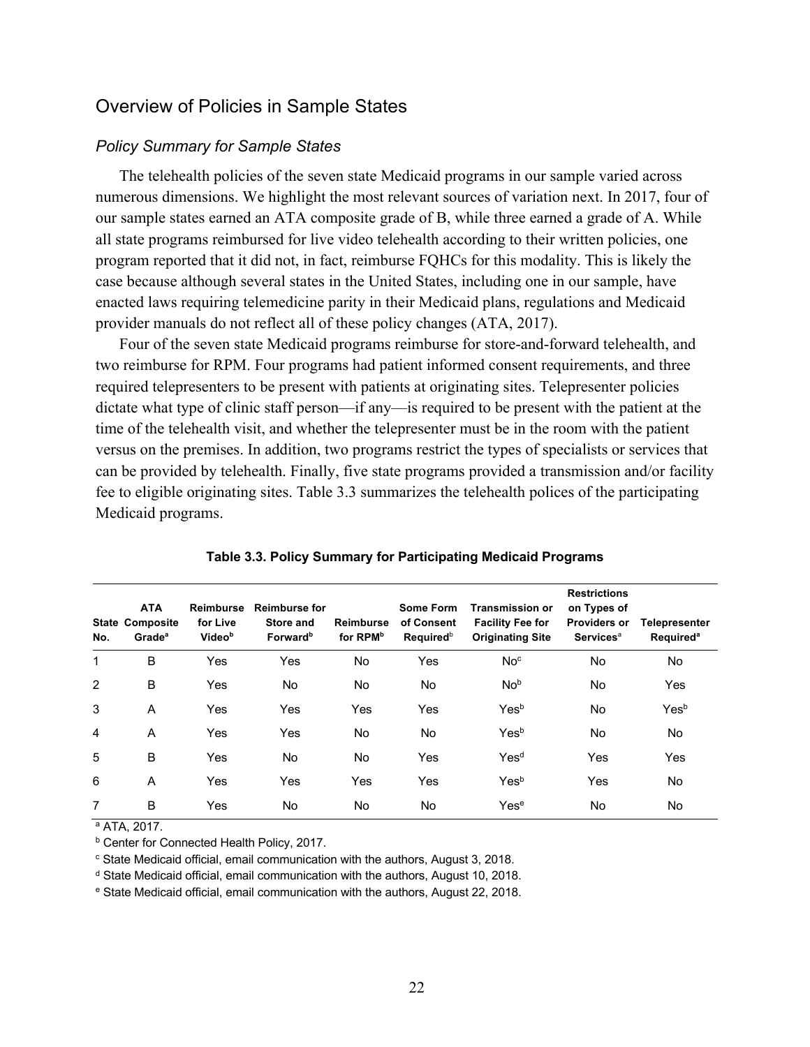## Overview of Policies in Sample States

### *Policy Summary for Sample States*

The telehealth policies of the seven state Medicaid programs in our sample varied across numerous dimensions. We highlight the most relevant sources of variation next. In 2017, four of our sample states earned an ATA composite grade of B, while three earned a grade of A. While all state programs reimbursed for live video telehealth according to their written policies, one program reported that it did not, in fact, reimburse FQHCs for this modality. This is likely the case because although several states in the United States, including one in our sample, have enacted laws requiring telemedicine parity in their Medicaid plans, regulations and Medicaid provider manuals do not reflect all of these policy changes (ATA, 2017).

Four of the seven state Medicaid programs reimburse for store-and-forward telehealth, and two reimburse for RPM. Four programs had patient informed consent requirements, and three required telepresenters to be present with patients at originating sites. Telepresenter policies dictate what type of clinic staff person—if any—is required to be present with the patient at the time of the telehealth visit, and whether the telepresenter must be in the room with the patient versus on the premises. In addition, two programs restrict the types of specialists or services that can be provided by telehealth. Finally, five state programs provided a transmission and/or facility fee to eligible originating sites. Table 3.3 summarizes the telehealth polices of the participating Medicaid programs.

**Table 3.3. Policy Summary for Participating Medicaid Programs**

| State No. | ATA Composite Grade[a] | Reimburse for Live Video[b] | Reimburse for Store and Forward[b] | Reimburse for RPM[b] | Some Form of Consent Required[b] | Transmission or Facility Fee for Originating Site | Restrictions on Types of Providers or Services[a] | Telepresenter Required[a] |
|---|---|---|---|---|---|---|---|---|
| 1 | B | Yes | Yes | No | Yes | No[c] | No | No |
| 2 | B | Yes | No | No | No | No[b] | No | Yes |
| 3 | A | Yes | Yes | Yes | Yes | Yes[b] | No | Yes[b] |
| 4 | A | Yes | Yes | No | No | Yes[b] | No | No |
| 5 | B | Yes | No | No | Yes | Yes[d] | Yes | Yes |
| 6 | A | Yes | Yes | Yes | Yes | Yes[b] | Yes | No |
| 7 | B | Yes | No | No | No | Yes[e] | No | No |

[a] ATA, 2017.
[b] Center for Connected Health Policy, 2017.
[c] State Medicaid official, email communication with the authors, August 3, 2018.
[d] State Medicaid official, email communication with the authors, August 10, 2018.
[e] State Medicaid official, email communication with the authors, August 22, 2018.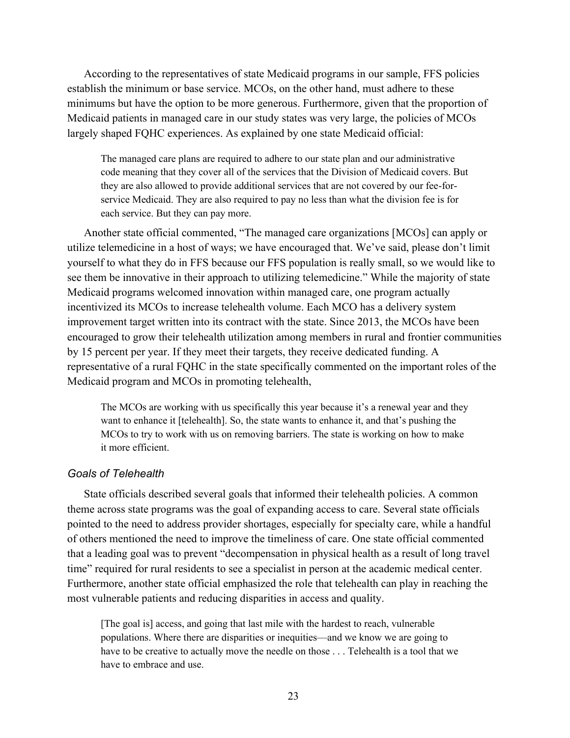According to the representatives of state Medicaid programs in our sample, FFS policies establish the minimum or base service. MCOs, on the other hand, must adhere to these minimums but have the option to be more generous. Furthermore, given that the proportion of Medicaid patients in managed care in our study states was very large, the policies of MCOs largely shaped FQHC experiences. As explained by one state Medicaid official:

> The managed care plans are required to adhere to our state plan and our administrative code meaning that they cover all of the services that the Division of Medicaid covers. But they are also allowed to provide additional services that are not covered by our fee-for-service Medicaid. They are also required to pay no less than what the division fee is for each service. But they can pay more.

Another state official commented, “The managed care organizations [MCOs] can apply or utilize telemedicine in a host of ways; we have encouraged that. We’ve said, please don’t limit yourself to what they do in FFS because our FFS population is really small, so we would like to see them be innovative in their approach to utilizing telemedicine.” While the majority of state Medicaid programs welcomed innovation within managed care, one program actually incentivized its MCOs to increase telehealth volume. Each MCO has a delivery system improvement target written into its contract with the state. Since 2013, the MCOs have been encouraged to grow their telehealth utilization among members in rural and frontier communities by 15 percent per year. If they meet their targets, they receive dedicated funding. A representative of a rural FQHC in the state specifically commented on the important roles of the Medicaid program and MCOs in promoting telehealth,

> The MCOs are working with us specifically this year because it’s a renewal year and they want to enhance it [telehealth]. So, the state wants to enhance it, and that’s pushing the MCOs to try to work with us on removing barriers. The state is working on how to make it more efficient.

### *Goals of Telehealth*

State officials described several goals that informed their telehealth policies. A common theme across state programs was the goal of expanding access to care. Several state officials pointed to the need to address provider shortages, especially for specialty care, while a handful of others mentioned the need to improve the timeliness of care. One state official commented that a leading goal was to prevent “decompensation in physical health as a result of long travel time” required for rural residents to see a specialist in person at the academic medical center. Furthermore, another state official emphasized the role that telehealth can play in reaching the most vulnerable patients and reducing disparities in access and quality.

> [The goal is] access, and going that last mile with the hardest to reach, vulnerable populations. Where there are disparities or inequities—and we know we are going to have to be creative to actually move the needle on those . . . Telehealth is a tool that we have to embrace and use.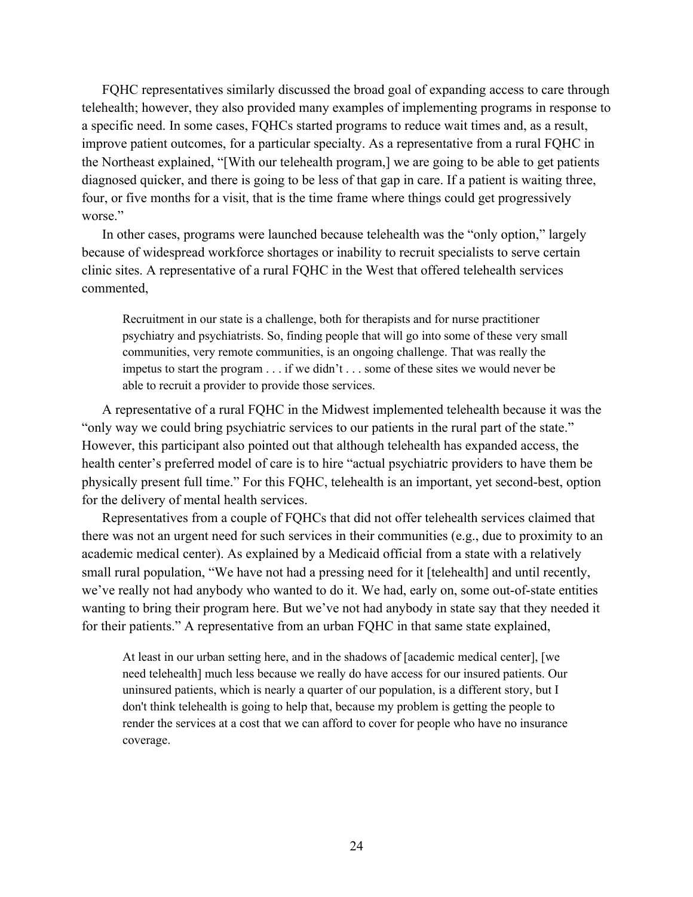FQHC representatives similarly discussed the broad goal of expanding access to care through telehealth; however, they also provided many examples of implementing programs in response to a specific need. In some cases, FQHCs started programs to reduce wait times and, as a result, improve patient outcomes, for a particular specialty. As a representative from a rural FQHC in the Northeast explained, "[With our telehealth program,] we are going to be able to get patients diagnosed quicker, and there is going to be less of that gap in care. If a patient is waiting three, four, or five months for a visit, that is the time frame where things could get progressively worse."

In other cases, programs were launched because telehealth was the "only option," largely because of widespread workforce shortages or inability to recruit specialists to serve certain clinic sites. A representative of a rural FQHC in the West that offered telehealth services commented,

> Recruitment in our state is a challenge, both for therapists and for nurse practitioner psychiatry and psychiatrists. So, finding people that will go into some of these very small communities, very remote communities, is an ongoing challenge. That was really the impetus to start the program . . . if we didn't . . . some of these sites we would never be able to recruit a provider to provide those services.

A representative of a rural FQHC in the Midwest implemented telehealth because it was the "only way we could bring psychiatric services to our patients in the rural part of the state." However, this participant also pointed out that although telehealth has expanded access, the health center's preferred model of care is to hire "actual psychiatric providers to have them be physically present full time." For this FQHC, telehealth is an important, yet second-best, option for the delivery of mental health services.

Representatives from a couple of FQHCs that did not offer telehealth services claimed that there was not an urgent need for such services in their communities (e.g., due to proximity to an academic medical center). As explained by a Medicaid official from a state with a relatively small rural population, "We have not had a pressing need for it [telehealth] and until recently, we've really not had anybody who wanted to do it. We had, early on, some out-of-state entities wanting to bring their program here. But we've not had anybody in state say that they needed it for their patients." A representative from an urban FQHC in that same state explained,

> At least in our urban setting here, and in the shadows of [academic medical center], [we need telehealth] much less because we really do have access for our insured patients. Our uninsured patients, which is nearly a quarter of our population, is a different story, but I don't think telehealth is going to help that, because my problem is getting the people to render the services at a cost that we can afford to cover for people who have no insurance coverage.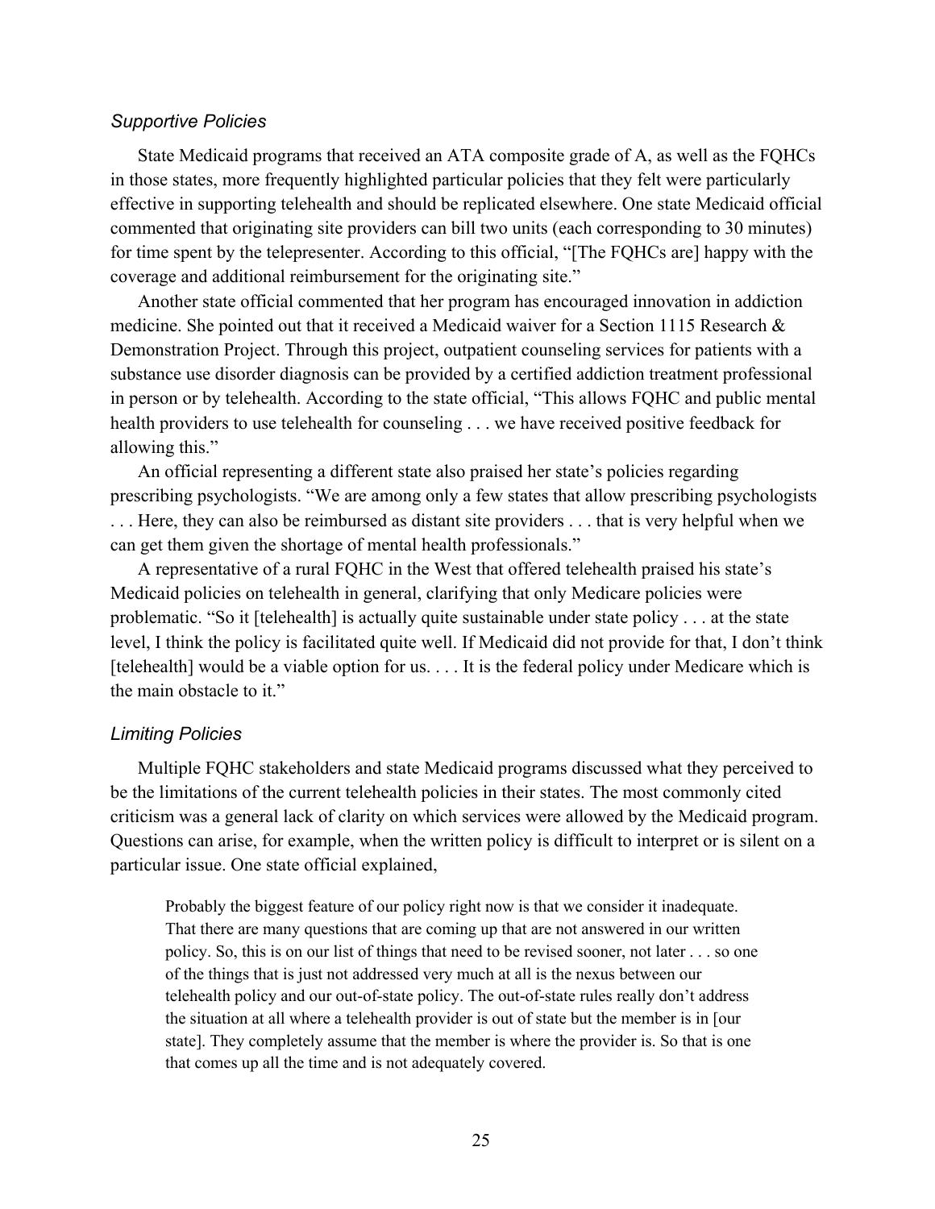### *Supportive Policies*

State Medicaid programs that received an ATA composite grade of A, as well as the FQHCs in those states, more frequently highlighted particular policies that they felt were particularly effective in supporting telehealth and should be replicated elsewhere. One state Medicaid official commented that originating site providers can bill two units (each corresponding to 30 minutes) for time spent by the telepresenter. According to this official, "[The FQHCs are] happy with the coverage and additional reimbursement for the originating site."

Another state official commented that her program has encouraged innovation in addiction medicine. She pointed out that it received a Medicaid waiver for a Section 1115 Research & Demonstration Project. Through this project, outpatient counseling services for patients with a substance use disorder diagnosis can be provided by a certified addiction treatment professional in person or by telehealth. According to the state official, "This allows FQHC and public mental health providers to use telehealth for counseling . . . we have received positive feedback for allowing this."

An official representing a different state also praised her state's policies regarding prescribing psychologists. "We are among only a few states that allow prescribing psychologists . . . Here, they can also be reimbursed as distant site providers . . . that is very helpful when we can get them given the shortage of mental health professionals."

A representative of a rural FQHC in the West that offered telehealth praised his state's Medicaid policies on telehealth in general, clarifying that only Medicare policies were problematic. "So it [telehealth] is actually quite sustainable under state policy . . . at the state level, I think the policy is facilitated quite well. If Medicaid did not provide for that, I don't think [telehealth] would be a viable option for us. . . . It is the federal policy under Medicare which is the main obstacle to it."

### *Limiting Policies*

Multiple FQHC stakeholders and state Medicaid programs discussed what they perceived to be the limitations of the current telehealth policies in their states. The most commonly cited criticism was a general lack of clarity on which services were allowed by the Medicaid program. Questions can arise, for example, when the written policy is difficult to interpret or is silent on a particular issue. One state official explained,

> Probably the biggest feature of our policy right now is that we consider it inadequate. That there are many questions that are coming up that are not answered in our written policy. So, this is on our list of things that need to be revised sooner, not later . . . so one of the things that is just not addressed very much at all is the nexus between our telehealth policy and our out-of-state policy. The out-of-state rules really don't address the situation at all where a telehealth provider is out of state but the member is in [our state]. They completely assume that the member is where the provider is. So that is one that comes up all the time and is not adequately covered.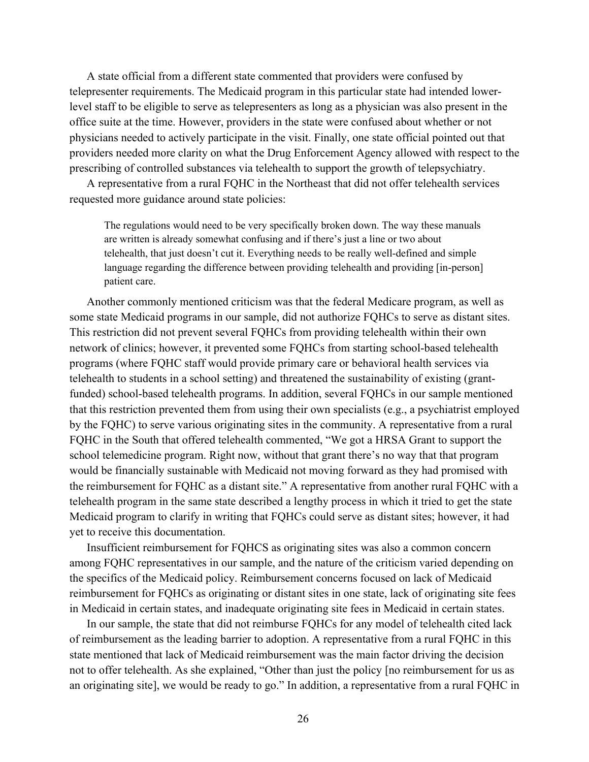A state official from a different state commented that providers were confused by telepresenter requirements. The Medicaid program in this particular state had intended lower-level staff to be eligible to serve as telepresenters as long as a physician was also present in the office suite at the time. However, providers in the state were confused about whether or not physicians needed to actively participate in the visit. Finally, one state official pointed out that providers needed more clarity on what the Drug Enforcement Agency allowed with respect to the prescribing of controlled substances via telehealth to support the growth of telepsychiatry.

A representative from a rural FQHC in the Northeast that did not offer telehealth services requested more guidance around state policies:

> The regulations would need to be very specifically broken down. The way these manuals are written is already somewhat confusing and if there's just a line or two about telehealth, that just doesn't cut it. Everything needs to be really well-defined and simple language regarding the difference between providing telehealth and providing [in-person] patient care.

Another commonly mentioned criticism was that the federal Medicare program, as well as some state Medicaid programs in our sample, did not authorize FQHCs to serve as distant sites. This restriction did not prevent several FQHCs from providing telehealth within their own network of clinics; however, it prevented some FQHCs from starting school-based telehealth programs (where FQHC staff would provide primary care or behavioral health services via telehealth to students in a school setting) and threatened the sustainability of existing (grant-funded) school-based telehealth programs. In addition, several FQHCs in our sample mentioned that this restriction prevented them from using their own specialists (e.g., a psychiatrist employed by the FQHC) to serve various originating sites in the community. A representative from a rural FQHC in the South that offered telehealth commented, "We got a HRSA Grant to support the school telemedicine program. Right now, without that grant there's no way that that program would be financially sustainable with Medicaid not moving forward as they had promised with the reimbursement for FQHC as a distant site." A representative from another rural FQHC with a telehealth program in the same state described a lengthy process in which it tried to get the state Medicaid program to clarify in writing that FQHCs could serve as distant sites; however, it had yet to receive this documentation.

Insufficient reimbursement for FQHCS as originating sites was also a common concern among FQHC representatives in our sample, and the nature of the criticism varied depending on the specifics of the Medicaid policy. Reimbursement concerns focused on lack of Medicaid reimbursement for FQHCs as originating or distant sites in one state, lack of originating site fees in Medicaid in certain states, and inadequate originating site fees in Medicaid in certain states.

In our sample, the state that did not reimburse FQHCs for any model of telehealth cited lack of reimbursement as the leading barrier to adoption. A representative from a rural FQHC in this state mentioned that lack of Medicaid reimbursement was the main factor driving the decision not to offer telehealth. As she explained, "Other than just the policy [no reimbursement for us as an originating site], we would be ready to go." In addition, a representative from a rural FQHC in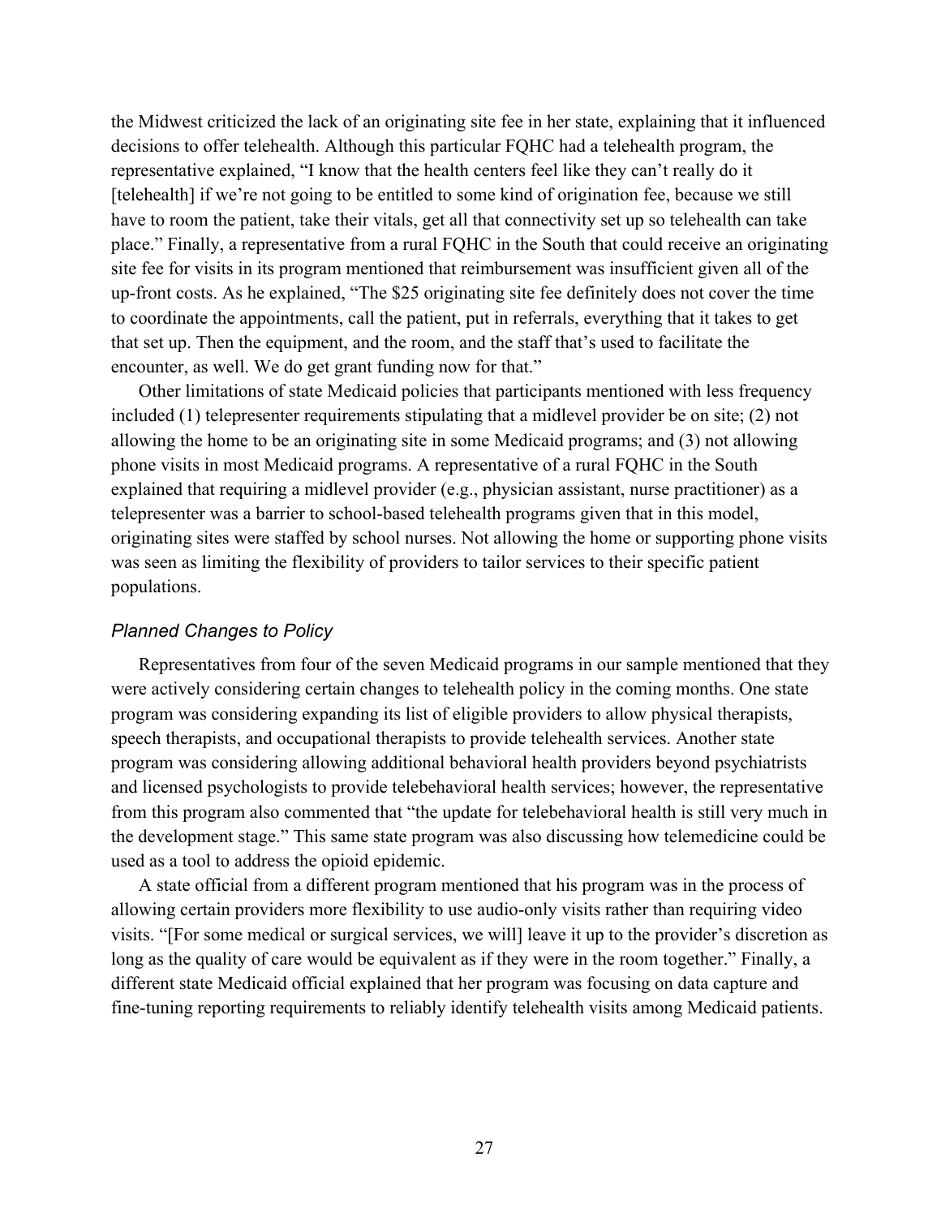the Midwest criticized the lack of an originating site fee in her state, explaining that it influenced decisions to offer telehealth. Although this particular FQHC had a telehealth program, the representative explained, "I know that the health centers feel like they can't really do it [telehealth] if we're not going to be entitled to some kind of origination fee, because we still have to room the patient, take their vitals, get all that connectivity set up so telehealth can take place." Finally, a representative from a rural FQHC in the South that could receive an originating site fee for visits in its program mentioned that reimbursement was insufficient given all of the up-front costs. As he explained, "The $25 originating site fee definitely does not cover the time to coordinate the appointments, call the patient, put in referrals, everything that it takes to get that set up. Then the equipment, and the room, and the staff that's used to facilitate the encounter, as well. We do get grant funding now for that."

Other limitations of state Medicaid policies that participants mentioned with less frequency included (1) telepresenter requirements stipulating that a midlevel provider be on site; (2) not allowing the home to be an originating site in some Medicaid programs; and (3) not allowing phone visits in most Medicaid programs. A representative of a rural FQHC in the South explained that requiring a midlevel provider (e.g., physician assistant, nurse practitioner) as a telepresenter was a barrier to school-based telehealth programs given that in this model, originating sites were staffed by school nurses. Not allowing the home or supporting phone visits was seen as limiting the flexibility of providers to tailor services to their specific patient populations.

### *Planned Changes to Policy*

Representatives from four of the seven Medicaid programs in our sample mentioned that they were actively considering certain changes to telehealth policy in the coming months. One state program was considering expanding its list of eligible providers to allow physical therapists, speech therapists, and occupational therapists to provide telehealth services. Another state program was considering allowing additional behavioral health providers beyond psychiatrists and licensed psychologists to provide telebehavioral health services; however, the representative from this program also commented that "the update for telebehavioral health is still very much in the development stage." This same state program was also discussing how telemedicine could be used as a tool to address the opioid epidemic.

A state official from a different program mentioned that his program was in the process of allowing certain providers more flexibility to use audio-only visits rather than requiring video visits. "[For some medical or surgical services, we will] leave it up to the provider's discretion as long as the quality of care would be equivalent as if they were in the room together." Finally, a different state Medicaid official explained that her program was focusing on data capture and fine-tuning reporting requirements to reliably identify telehealth visits among Medicaid patients.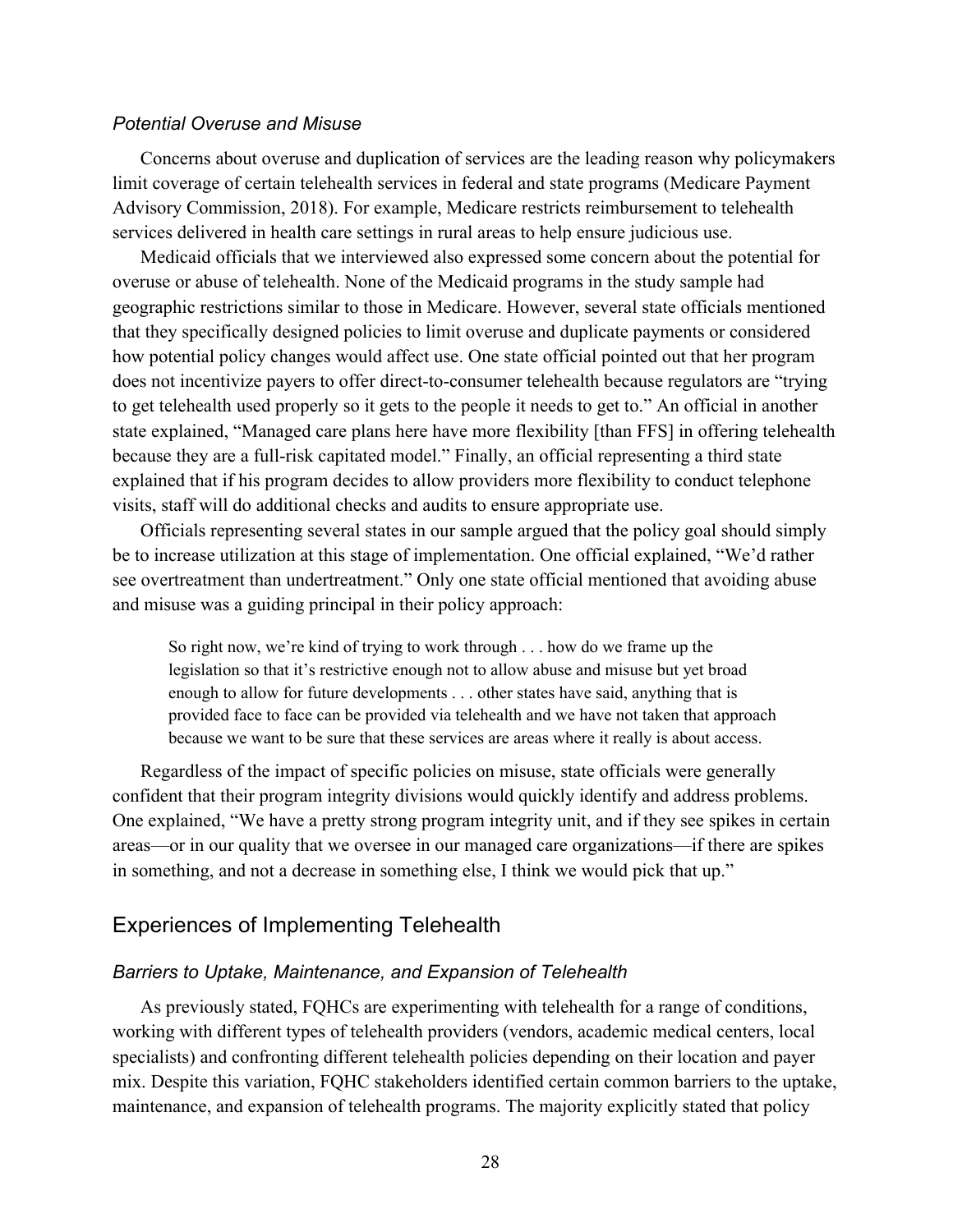### *Potential Overuse and Misuse*

Concerns about overuse and duplication of services are the leading reason why policymakers limit coverage of certain telehealth services in federal and state programs (Medicare Payment Advisory Commission, 2018). For example, Medicare restricts reimbursement to telehealth services delivered in health care settings in rural areas to help ensure judicious use.

Medicaid officials that we interviewed also expressed some concern about the potential for overuse or abuse of telehealth. None of the Medicaid programs in the study sample had geographic restrictions similar to those in Medicare. However, several state officials mentioned that they specifically designed policies to limit overuse and duplicate payments or considered how potential policy changes would affect use. One state official pointed out that her program does not incentivize payers to offer direct-to-consumer telehealth because regulators are "trying to get telehealth used properly so it gets to the people it needs to get to." An official in another state explained, "Managed care plans here have more flexibility [than FFS] in offering telehealth because they are a full-risk capitated model." Finally, an official representing a third state explained that if his program decides to allow providers more flexibility to conduct telephone visits, staff will do additional checks and audits to ensure appropriate use.

Officials representing several states in our sample argued that the policy goal should simply be to increase utilization at this stage of implementation. One official explained, "We'd rather see overtreatment than undertreatment." Only one state official mentioned that avoiding abuse and misuse was a guiding principal in their policy approach:

> So right now, we're kind of trying to work through . . . how do we frame up the legislation so that it's restrictive enough not to allow abuse and misuse but yet broad enough to allow for future developments . . . other states have said, anything that is provided face to face can be provided via telehealth and we have not taken that approach because we want to be sure that these services are areas where it really is about access.

Regardless of the impact of specific policies on misuse, state officials were generally confident that their program integrity divisions would quickly identify and address problems. One explained, "We have a pretty strong program integrity unit, and if they see spikes in certain areas—or in our quality that we oversee in our managed care organizations—if there are spikes in something, and not a decrease in something else, I think we would pick that up."

## Experiences of Implementing Telehealth

### *Barriers to Uptake, Maintenance, and Expansion of Telehealth*

As previously stated, FQHCs are experimenting with telehealth for a range of conditions, working with different types of telehealth providers (vendors, academic medical centers, local specialists) and confronting different telehealth policies depending on their location and payer mix. Despite this variation, FQHC stakeholders identified certain common barriers to the uptake, maintenance, and expansion of telehealth programs. The majority explicitly stated that policy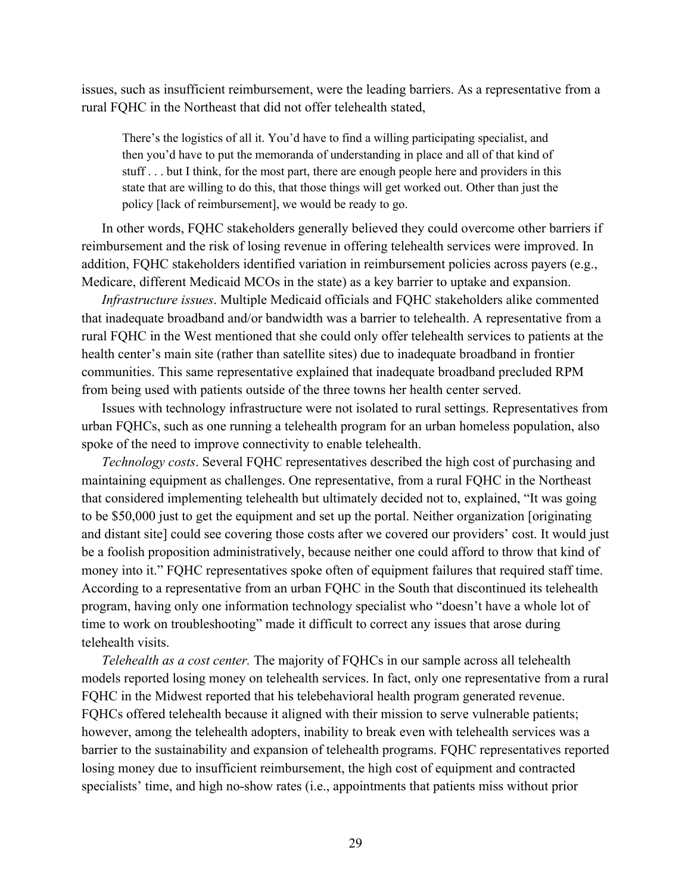issues, such as insufficient reimbursement, were the leading barriers. As a representative from a rural FQHC in the Northeast that did not offer telehealth stated,

> There's the logistics of all it. You'd have to find a willing participating specialist, and then you'd have to put the memoranda of understanding in place and all of that kind of stuff . . . but I think, for the most part, there are enough people here and providers in this state that are willing to do this, that those things will get worked out. Other than just the policy [lack of reimbursement], we would be ready to go.

In other words, FQHC stakeholders generally believed they could overcome other barriers if reimbursement and the risk of losing revenue in offering telehealth services were improved. In addition, FQHC stakeholders identified variation in reimbursement policies across payers (e.g., Medicare, different Medicaid MCOs in the state) as a key barrier to uptake and expansion.

*Infrastructure issues*. Multiple Medicaid officials and FQHC stakeholders alike commented that inadequate broadband and/or bandwidth was a barrier to telehealth. A representative from a rural FQHC in the West mentioned that she could only offer telehealth services to patients at the health center's main site (rather than satellite sites) due to inadequate broadband in frontier communities. This same representative explained that inadequate broadband precluded RPM from being used with patients outside of the three towns her health center served.

Issues with technology infrastructure were not isolated to rural settings. Representatives from urban FQHCs, such as one running a telehealth program for an urban homeless population, also spoke of the need to improve connectivity to enable telehealth.

*Technology costs*. Several FQHC representatives described the high cost of purchasing and maintaining equipment as challenges. One representative, from a rural FQHC in the Northeast that considered implementing telehealth but ultimately decided not to, explained, "It was going to be $50,000 just to get the equipment and set up the portal. Neither organization [originating and distant site] could see covering those costs after we covered our providers' cost. It would just be a foolish proposition administratively, because neither one could afford to throw that kind of money into it." FQHC representatives spoke often of equipment failures that required staff time. According to a representative from an urban FQHC in the South that discontinued its telehealth program, having only one information technology specialist who "doesn't have a whole lot of time to work on troubleshooting" made it difficult to correct any issues that arose during telehealth visits.

*Telehealth as a cost center.* The majority of FQHCs in our sample across all telehealth models reported losing money on telehealth services. In fact, only one representative from a rural FQHC in the Midwest reported that his telebehavioral health program generated revenue. FQHCs offered telehealth because it aligned with their mission to serve vulnerable patients; however, among the telehealth adopters, inability to break even with telehealth services was a barrier to the sustainability and expansion of telehealth programs. FQHC representatives reported losing money due to insufficient reimbursement, the high cost of equipment and contracted specialists' time, and high no-show rates (i.e., appointments that patients miss without prior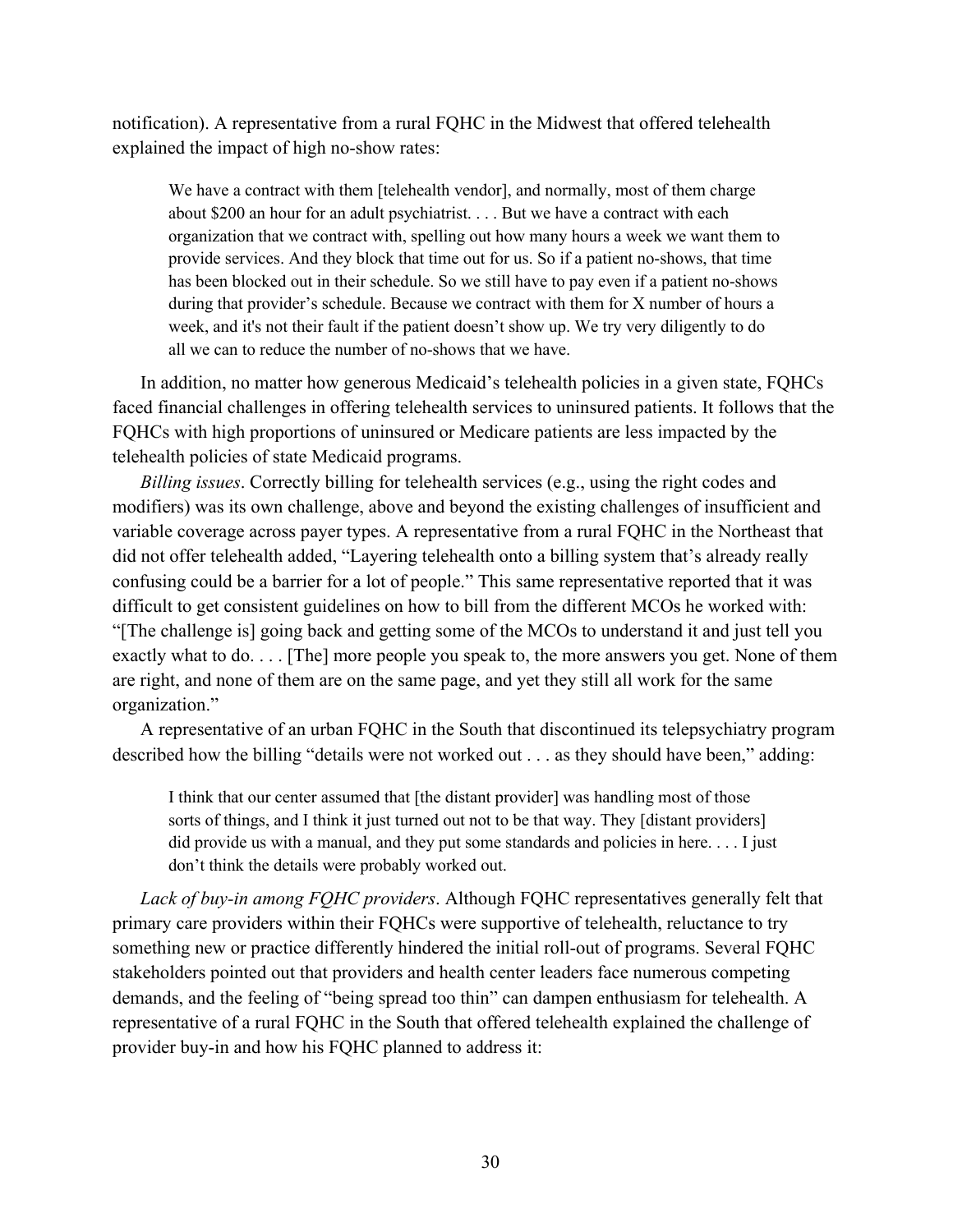notification). A representative from a rural FQHC in the Midwest that offered telehealth explained the impact of high no-show rates:

> We have a contract with them [telehealth vendor], and normally, most of them charge about $200 an hour for an adult psychiatrist. . . . But we have a contract with each organization that we contract with, spelling out how many hours a week we want them to provide services. And they block that time out for us. So if a patient no-shows, that time has been blocked out in their schedule. So we still have to pay even if a patient no-shows during that provider's schedule. Because we contract with them for X number of hours a week, and it's not their fault if the patient doesn't show up. We try very diligently to do all we can to reduce the number of no-shows that we have.

In addition, no matter how generous Medicaid's telehealth policies in a given state, FQHCs faced financial challenges in offering telehealth services to uninsured patients. It follows that the FQHCs with high proportions of uninsured or Medicare patients are less impacted by the telehealth policies of state Medicaid programs.

*Billing issues*. Correctly billing for telehealth services (e.g., using the right codes and modifiers) was its own challenge, above and beyond the existing challenges of insufficient and variable coverage across payer types. A representative from a rural FQHC in the Northeast that did not offer telehealth added, "Layering telehealth onto a billing system that's already really confusing could be a barrier for a lot of people." This same representative reported that it was difficult to get consistent guidelines on how to bill from the different MCOs he worked with: "[The challenge is] going back and getting some of the MCOs to understand it and just tell you exactly what to do. . . . [The] more people you speak to, the more answers you get. None of them are right, and none of them are on the same page, and yet they still all work for the same organization."

A representative of an urban FQHC in the South that discontinued its telepsychiatry program described how the billing "details were not worked out . . . as they should have been," adding:

> I think that our center assumed that [the distant provider] was handling most of those sorts of things, and I think it just turned out not to be that way. They [distant providers] did provide us with a manual, and they put some standards and policies in here. . . . I just don't think the details were probably worked out.

*Lack of buy-in among FQHC providers*. Although FQHC representatives generally felt that primary care providers within their FQHCs were supportive of telehealth, reluctance to try something new or practice differently hindered the initial roll-out of programs. Several FQHC stakeholders pointed out that providers and health center leaders face numerous competing demands, and the feeling of "being spread too thin" can dampen enthusiasm for telehealth. A representative of a rural FQHC in the South that offered telehealth explained the challenge of provider buy-in and how his FQHC planned to address it: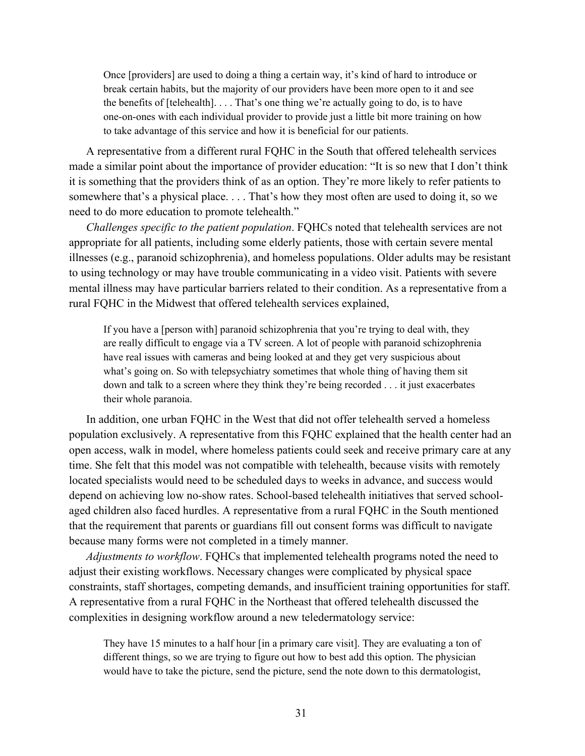> Once [providers] are used to doing a thing a certain way, it's kind of hard to introduce or break certain habits, but the majority of our providers have been more open to it and see the benefits of [telehealth]. . . . That's one thing we're actually going to do, is to have one-on-ones with each individual provider to provide just a little bit more training on how to take advantage of this service and how it is beneficial for our patients.

A representative from a different rural FQHC in the South that offered telehealth services made a similar point about the importance of provider education: "It is so new that I don't think it is something that the providers think of as an option. They're more likely to refer patients to somewhere that's a physical place. . . . That's how they most often are used to doing it, so we need to do more education to promote telehealth."

*Challenges specific to the patient population*. FQHCs noted that telehealth services are not appropriate for all patients, including some elderly patients, those with certain severe mental illnesses (e.g., paranoid schizophrenia), and homeless populations. Older adults may be resistant to using technology or may have trouble communicating in a video visit. Patients with severe mental illness may have particular barriers related to their condition. As a representative from a rural FQHC in the Midwest that offered telehealth services explained,

> If you have a [person with] paranoid schizophrenia that you're trying to deal with, they are really difficult to engage via a TV screen. A lot of people with paranoid schizophrenia have real issues with cameras and being looked at and they get very suspicious about what's going on. So with telepsychiatry sometimes that whole thing of having them sit down and talk to a screen where they think they're being recorded . . . it just exacerbates their whole paranoia.

In addition, one urban FQHC in the West that did not offer telehealth served a homeless population exclusively. A representative from this FQHC explained that the health center had an open access, walk in model, where homeless patients could seek and receive primary care at any time. She felt that this model was not compatible with telehealth, because visits with remotely located specialists would need to be scheduled days to weeks in advance, and success would depend on achieving low no-show rates. School-based telehealth initiatives that served school-aged children also faced hurdles. A representative from a rural FQHC in the South mentioned that the requirement that parents or guardians fill out consent forms was difficult to navigate because many forms were not completed in a timely manner.

*Adjustments to workflow*. FQHCs that implemented telehealth programs noted the need to adjust their existing workflows. Necessary changes were complicated by physical space constraints, staff shortages, competing demands, and insufficient training opportunities for staff. A representative from a rural FQHC in the Northeast that offered telehealth discussed the complexities in designing workflow around a new teledermatology service:

> They have 15 minutes to a half hour [in a primary care visit]. They are evaluating a ton of different things, so we are trying to figure out how to best add this option. The physician would have to take the picture, send the picture, send the note down to this dermatologist,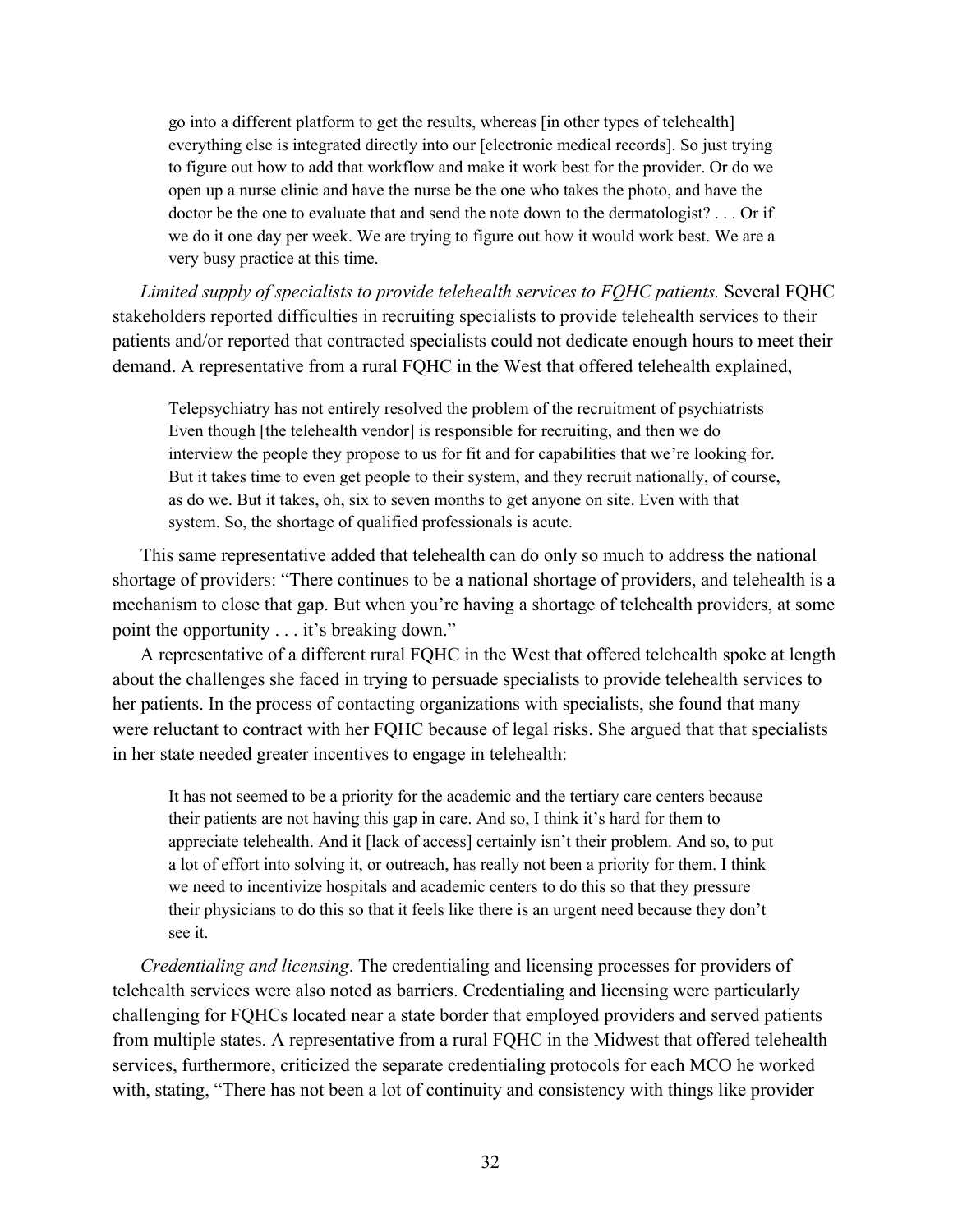> go into a different platform to get the results, whereas [in other types of telehealth] everything else is integrated directly into our [electronic medical records]. So just trying to figure out how to add that workflow and make it work best for the provider. Or do we open up a nurse clinic and have the nurse be the one who takes the photo, and have the doctor be the one to evaluate that and send the note down to the dermatologist? . . . Or if we do it one day per week. We are trying to figure out how it would work best. We are a very busy practice at this time.

*Limited supply of specialists to provide telehealth services to FQHC patients.* Several FQHC stakeholders reported difficulties in recruiting specialists to provide telehealth services to their patients and/or reported that contracted specialists could not dedicate enough hours to meet their demand. A representative from a rural FQHC in the West that offered telehealth explained,

> Telepsychiatry has not entirely resolved the problem of the recruitment of psychiatrists Even though [the telehealth vendor] is responsible for recruiting, and then we do interview the people they propose to us for fit and for capabilities that we're looking for. But it takes time to even get people to their system, and they recruit nationally, of course, as do we. But it takes, oh, six to seven months to get anyone on site. Even with that system. So, the shortage of qualified professionals is acute.

This same representative added that telehealth can do only so much to address the national shortage of providers: "There continues to be a national shortage of providers, and telehealth is a mechanism to close that gap. But when you're having a shortage of telehealth providers, at some point the opportunity . . . it's breaking down."

A representative of a different rural FQHC in the West that offered telehealth spoke at length about the challenges she faced in trying to persuade specialists to provide telehealth services to her patients. In the process of contacting organizations with specialists, she found that many were reluctant to contract with her FQHC because of legal risks. She argued that that specialists in her state needed greater incentives to engage in telehealth:

> It has not seemed to be a priority for the academic and the tertiary care centers because their patients are not having this gap in care. And so, I think it's hard for them to appreciate telehealth. And it [lack of access] certainly isn't their problem. And so, to put a lot of effort into solving it, or outreach, has really not been a priority for them. I think we need to incentivize hospitals and academic centers to do this so that they pressure their physicians to do this so that it feels like there is an urgent need because they don't see it.

*Credentialing and licensing*. The credentialing and licensing processes for providers of telehealth services were also noted as barriers. Credentialing and licensing were particularly challenging for FQHCs located near a state border that employed providers and served patients from multiple states. A representative from a rural FQHC in the Midwest that offered telehealth services, furthermore, criticized the separate credentialing protocols for each MCO he worked with, stating, "There has not been a lot of continuity and consistency with things like provider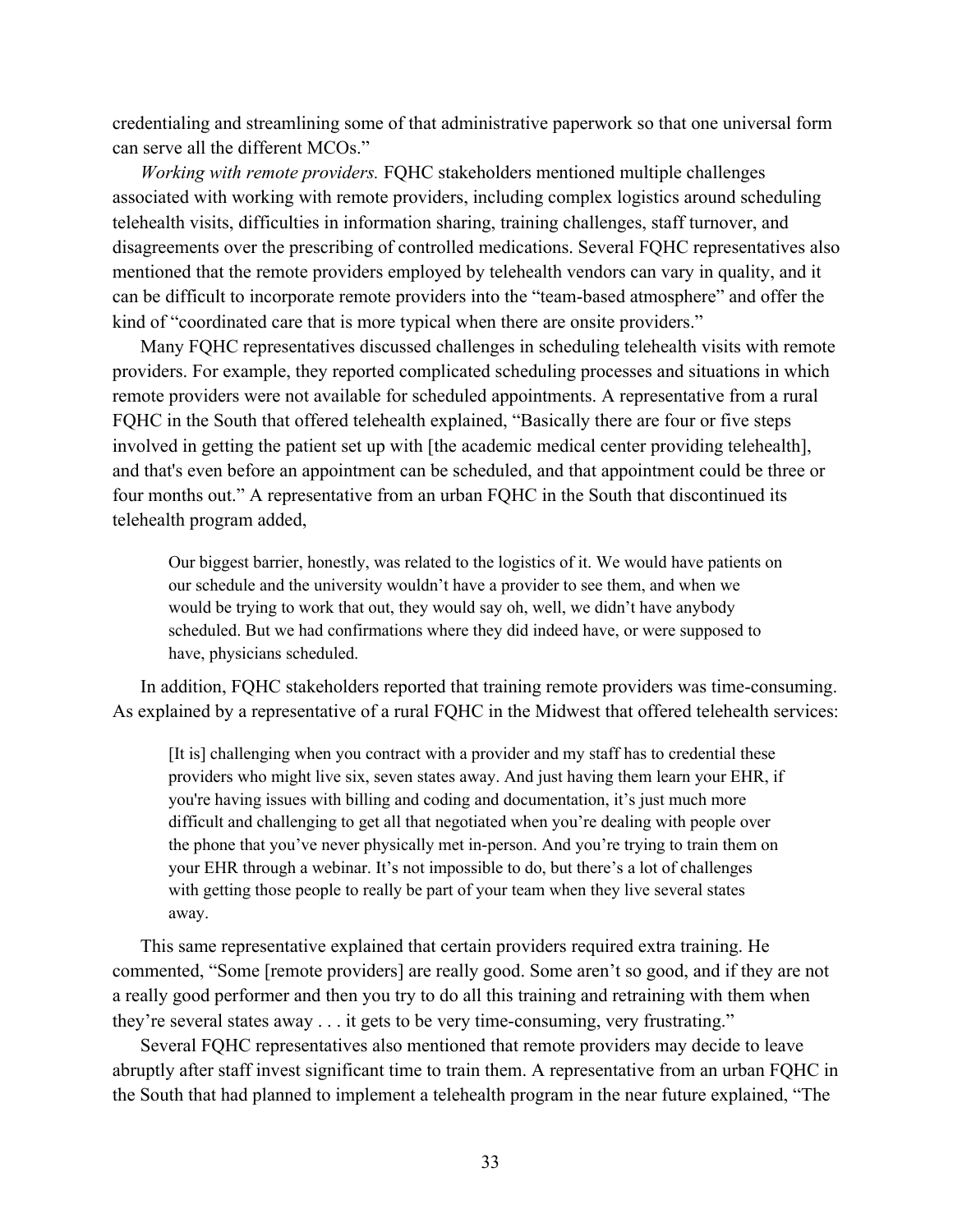credentialing and streamlining some of that administrative paperwork so that one universal form can serve all the different MCOs."

*Working with remote providers.* FQHC stakeholders mentioned multiple challenges associated with working with remote providers, including complex logistics around scheduling telehealth visits, difficulties in information sharing, training challenges, staff turnover, and disagreements over the prescribing of controlled medications. Several FQHC representatives also mentioned that the remote providers employed by telehealth vendors can vary in quality, and it can be difficult to incorporate remote providers into the "team-based atmosphere" and offer the kind of "coordinated care that is more typical when there are onsite providers."

Many FQHC representatives discussed challenges in scheduling telehealth visits with remote providers. For example, they reported complicated scheduling processes and situations in which remote providers were not available for scheduled appointments. A representative from a rural FQHC in the South that offered telehealth explained, "Basically there are four or five steps involved in getting the patient set up with [the academic medical center providing telehealth], and that's even before an appointment can be scheduled, and that appointment could be three or four months out." A representative from an urban FQHC in the South that discontinued its telehealth program added,

> Our biggest barrier, honestly, was related to the logistics of it. We would have patients on our schedule and the university wouldn't have a provider to see them, and when we would be trying to work that out, they would say oh, well, we didn't have anybody scheduled. But we had confirmations where they did indeed have, or were supposed to have, physicians scheduled.

In addition, FQHC stakeholders reported that training remote providers was time-consuming. As explained by a representative of a rural FQHC in the Midwest that offered telehealth services:

> [It is] challenging when you contract with a provider and my staff has to credential these providers who might live six, seven states away. And just having them learn your EHR, if you're having issues with billing and coding and documentation, it's just much more difficult and challenging to get all that negotiated when you're dealing with people over the phone that you've never physically met in-person. And you're trying to train them on your EHR through a webinar. It's not impossible to do, but there's a lot of challenges with getting those people to really be part of your team when they live several states away.

This same representative explained that certain providers required extra training. He commented, "Some [remote providers] are really good. Some aren't so good, and if they are not a really good performer and then you try to do all this training and retraining with them when they're several states away . . . it gets to be very time-consuming, very frustrating."

Several FQHC representatives also mentioned that remote providers may decide to leave abruptly after staff invest significant time to train them. A representative from an urban FQHC in the South that had planned to implement a telehealth program in the near future explained, "The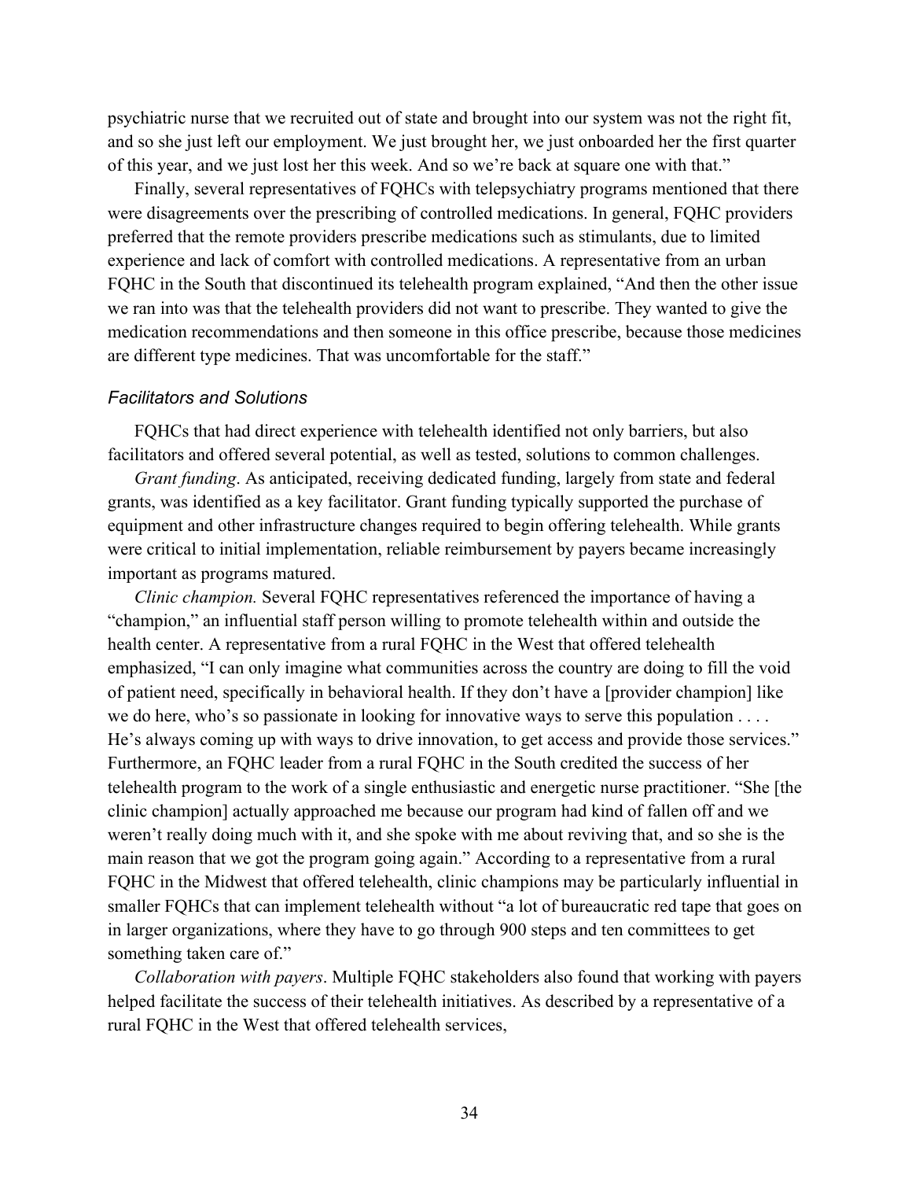psychiatric nurse that we recruited out of state and brought into our system was not the right fit, and so she just left our employment. We just brought her, we just onboarded her the first quarter of this year, and we just lost her this week. And so we're back at square one with that."

Finally, several representatives of FQHCs with telepsychiatry programs mentioned that there were disagreements over the prescribing of controlled medications. In general, FQHC providers preferred that the remote providers prescribe medications such as stimulants, due to limited experience and lack of comfort with controlled medications. A representative from an urban FQHC in the South that discontinued its telehealth program explained, "And then the other issue we ran into was that the telehealth providers did not want to prescribe. They wanted to give the medication recommendations and then someone in this office prescribe, because those medicines are different type medicines. That was uncomfortable for the staff."

### *Facilitators and Solutions*

FQHCs that had direct experience with telehealth identified not only barriers, but also facilitators and offered several potential, as well as tested, solutions to common challenges.

*Grant funding*. As anticipated, receiving dedicated funding, largely from state and federal grants, was identified as a key facilitator. Grant funding typically supported the purchase of equipment and other infrastructure changes required to begin offering telehealth. While grants were critical to initial implementation, reliable reimbursement by payers became increasingly important as programs matured.

*Clinic champion.* Several FQHC representatives referenced the importance of having a "champion," an influential staff person willing to promote telehealth within and outside the health center. A representative from a rural FQHC in the West that offered telehealth emphasized, "I can only imagine what communities across the country are doing to fill the void of patient need, specifically in behavioral health. If they don't have a [provider champion] like we do here, who's so passionate in looking for innovative ways to serve this population . . . . He's always coming up with ways to drive innovation, to get access and provide those services." Furthermore, an FQHC leader from a rural FQHC in the South credited the success of her telehealth program to the work of a single enthusiastic and energetic nurse practitioner. "She [the clinic champion] actually approached me because our program had kind of fallen off and we weren't really doing much with it, and she spoke with me about reviving that, and so she is the main reason that we got the program going again." According to a representative from a rural FQHC in the Midwest that offered telehealth, clinic champions may be particularly influential in smaller FQHCs that can implement telehealth without "a lot of bureaucratic red tape that goes on in larger organizations, where they have to go through 900 steps and ten committees to get something taken care of."

*Collaboration with payers*. Multiple FQHC stakeholders also found that working with payers helped facilitate the success of their telehealth initiatives. As described by a representative of a rural FQHC in the West that offered telehealth services,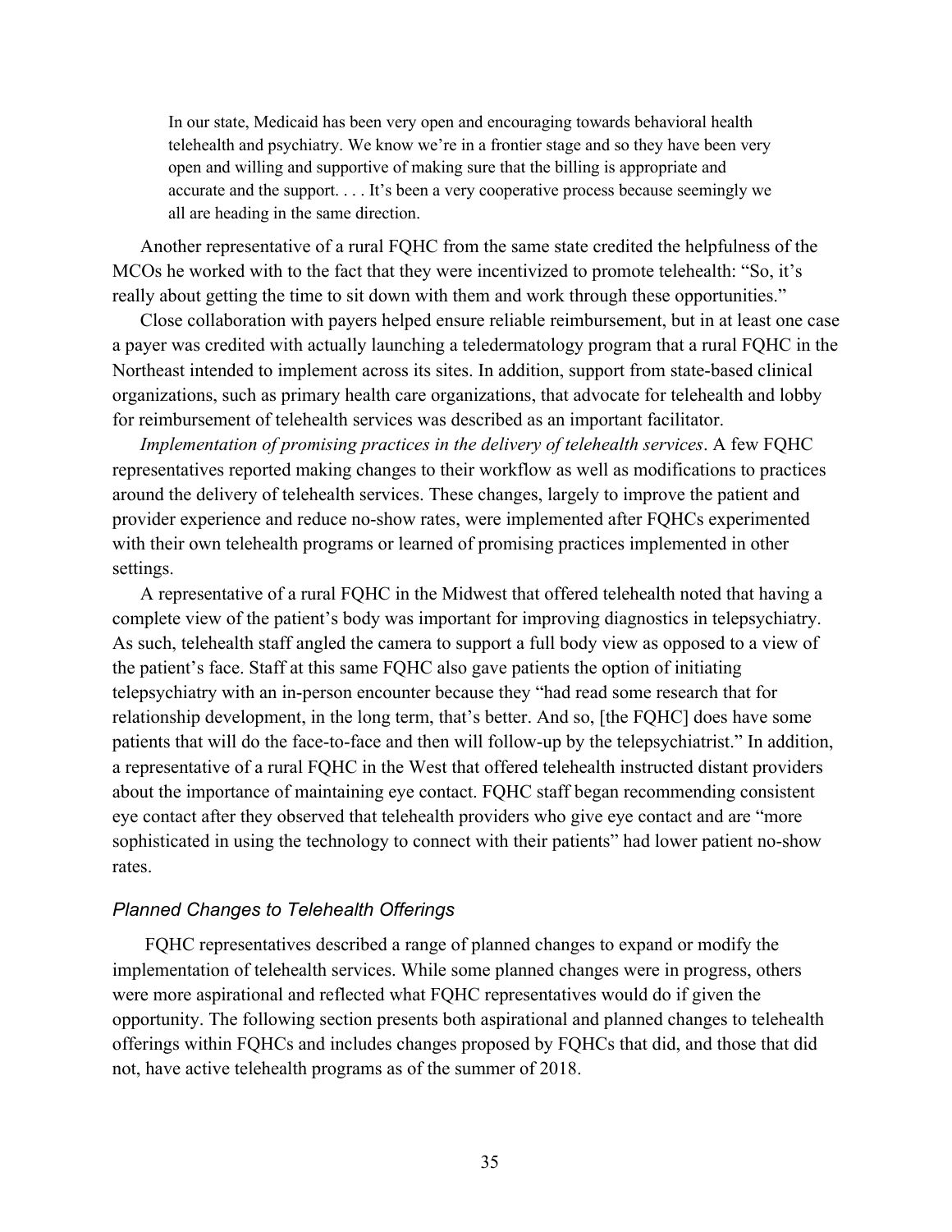> In our state, Medicaid has been very open and encouraging towards behavioral health telehealth and psychiatry. We know we're in a frontier stage and so they have been very open and willing and supportive of making sure that the billing is appropriate and accurate and the support. . . . It's been a very cooperative process because seemingly we all are heading in the same direction.

Another representative of a rural FQHC from the same state credited the helpfulness of the MCOs he worked with to the fact that they were incentivized to promote telehealth: "So, it's really about getting the time to sit down with them and work through these opportunities."

Close collaboration with payers helped ensure reliable reimbursement, but in at least one case a payer was credited with actually launching a teledermatology program that a rural FQHC in the Northeast intended to implement across its sites. In addition, support from state-based clinical organizations, such as primary health care organizations, that advocate for telehealth and lobby for reimbursement of telehealth services was described as an important facilitator.

*Implementation of promising practices in the delivery of telehealth services*. A few FQHC representatives reported making changes to their workflow as well as modifications to practices around the delivery of telehealth services. These changes, largely to improve the patient and provider experience and reduce no-show rates, were implemented after FQHCs experimented with their own telehealth programs or learned of promising practices implemented in other settings.

A representative of a rural FQHC in the Midwest that offered telehealth noted that having a complete view of the patient's body was important for improving diagnostics in telepsychiatry. As such, telehealth staff angled the camera to support a full body view as opposed to a view of the patient's face. Staff at this same FQHC also gave patients the option of initiating telepsychiatry with an in-person encounter because they "had read some research that for relationship development, in the long term, that's better. And so, [the FQHC] does have some patients that will do the face-to-face and then will follow-up by the telepsychiatrist." In addition, a representative of a rural FQHC in the West that offered telehealth instructed distant providers about the importance of maintaining eye contact. FQHC staff began recommending consistent eye contact after they observed that telehealth providers who give eye contact and are "more sophisticated in using the technology to connect with their patients" had lower patient no-show rates.

### *Planned Changes to Telehealth Offerings*

FQHC representatives described a range of planned changes to expand or modify the implementation of telehealth services. While some planned changes were in progress, others were more aspirational and reflected what FQHC representatives would do if given the opportunity. The following section presents both aspirational and planned changes to telehealth offerings within FQHCs and includes changes proposed by FQHCs that did, and those that did not, have active telehealth programs as of the summer of 2018.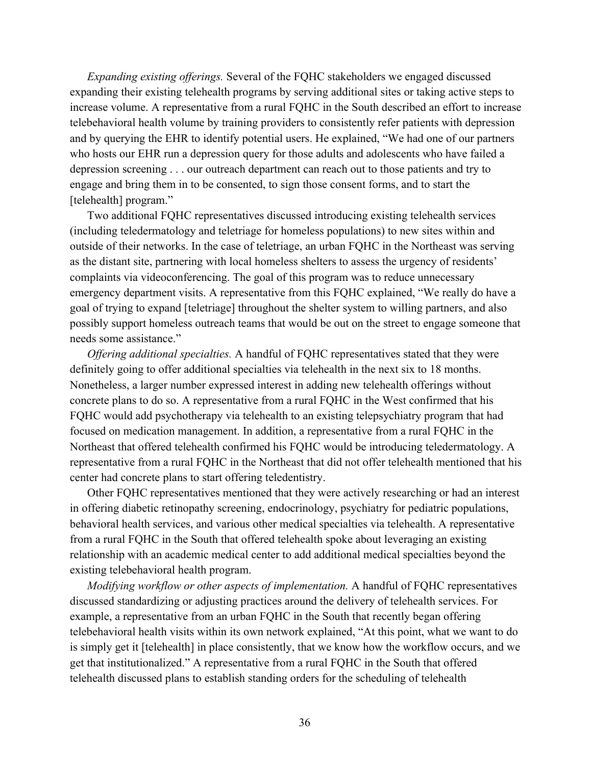*Expanding existing offerings.* Several of the FQHC stakeholders we engaged discussed expanding their existing telehealth programs by serving additional sites or taking active steps to increase volume. A representative from a rural FQHC in the South described an effort to increase telebehavioral health volume by training providers to consistently refer patients with depression and by querying the EHR to identify potential users. He explained, "We had one of our partners who hosts our EHR run a depression query for those adults and adolescents who have failed a depression screening . . . our outreach department can reach out to those patients and try to engage and bring them in to be consented, to sign those consent forms, and to start the [telehealth] program."

Two additional FQHC representatives discussed introducing existing telehealth services (including teledermatology and teletriage for homeless populations) to new sites within and outside of their networks. In the case of teletriage, an urban FQHC in the Northeast was serving as the distant site, partnering with local homeless shelters to assess the urgency of residents' complaints via videoconferencing. The goal of this program was to reduce unnecessary emergency department visits. A representative from this FQHC explained, "We really do have a goal of trying to expand [teletriage] throughout the shelter system to willing partners, and also possibly support homeless outreach teams that would be out on the street to engage someone that needs some assistance."

*Offering additional specialties.* A handful of FQHC representatives stated that they were definitely going to offer additional specialties via telehealth in the next six to 18 months. Nonetheless, a larger number expressed interest in adding new telehealth offerings without concrete plans to do so. A representative from a rural FQHC in the West confirmed that his FQHC would add psychotherapy via telehealth to an existing telepsychiatry program that had focused on medication management. In addition, a representative from a rural FQHC in the Northeast that offered telehealth confirmed his FQHC would be introducing teledermatology. A representative from a rural FQHC in the Northeast that did not offer telehealth mentioned that his center had concrete plans to start offering teledentistry.

Other FQHC representatives mentioned that they were actively researching or had an interest in offering diabetic retinopathy screening, endocrinology, psychiatry for pediatric populations, behavioral health services, and various other medical specialties via telehealth. A representative from a rural FQHC in the South that offered telehealth spoke about leveraging an existing relationship with an academic medical center to add additional medical specialties beyond the existing telebehavioral health program.

*Modifying workflow or other aspects of implementation.* A handful of FQHC representatives discussed standardizing or adjusting practices around the delivery of telehealth services. For example, a representative from an urban FQHC in the South that recently began offering telebehavioral health visits within its own network explained, "At this point, what we want to do is simply get it [telehealth] in place consistently, that we know how the workflow occurs, and we get that institutionalized." A representative from a rural FQHC in the South that offered telehealth discussed plans to establish standing orders for the scheduling of telehealth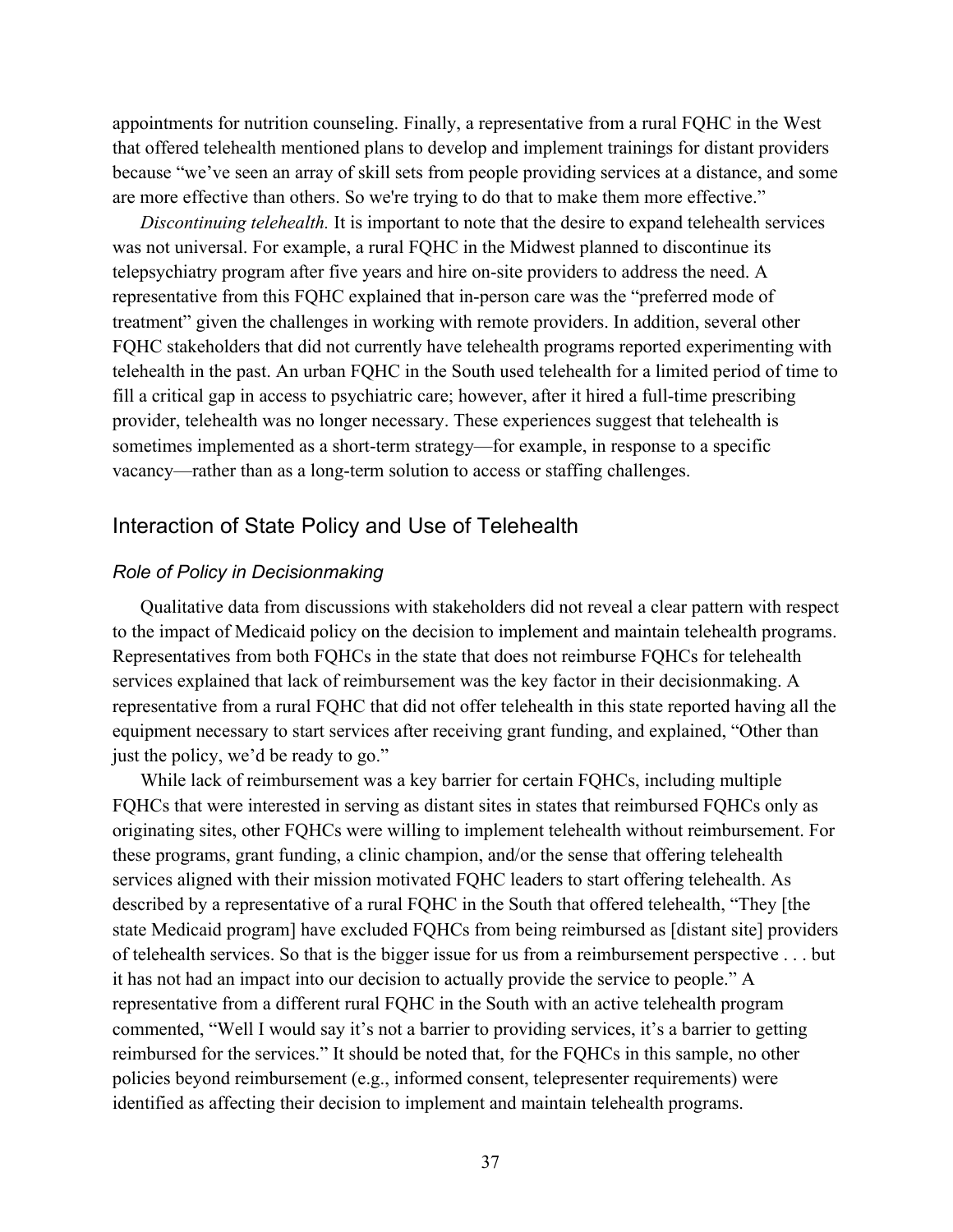appointments for nutrition counseling. Finally, a representative from a rural FQHC in the West that offered telehealth mentioned plans to develop and implement trainings for distant providers because "we've seen an array of skill sets from people providing services at a distance, and some are more effective than others. So we're trying to do that to make them more effective."

*Discontinuing telehealth.* It is important to note that the desire to expand telehealth services was not universal. For example, a rural FQHC in the Midwest planned to discontinue its telepsychiatry program after five years and hire on-site providers to address the need. A representative from this FQHC explained that in-person care was the "preferred mode of treatment" given the challenges in working with remote providers. In addition, several other FQHC stakeholders that did not currently have telehealth programs reported experimenting with telehealth in the past. An urban FQHC in the South used telehealth for a limited period of time to fill a critical gap in access to psychiatric care; however, after it hired a full-time prescribing provider, telehealth was no longer necessary. These experiences suggest that telehealth is sometimes implemented as a short-term strategy—for example, in response to a specific vacancy—rather than as a long-term solution to access or staffing challenges.

## Interaction of State Policy and Use of Telehealth

### *Role of Policy in Decisionmaking*

Qualitative data from discussions with stakeholders did not reveal a clear pattern with respect to the impact of Medicaid policy on the decision to implement and maintain telehealth programs. Representatives from both FQHCs in the state that does not reimburse FQHCs for telehealth services explained that lack of reimbursement was the key factor in their decisionmaking. A representative from a rural FQHC that did not offer telehealth in this state reported having all the equipment necessary to start services after receiving grant funding, and explained, "Other than just the policy, we'd be ready to go."

While lack of reimbursement was a key barrier for certain FQHCs, including multiple FQHCs that were interested in serving as distant sites in states that reimbursed FQHCs only as originating sites, other FQHCs were willing to implement telehealth without reimbursement. For these programs, grant funding, a clinic champion, and/or the sense that offering telehealth services aligned with their mission motivated FQHC leaders to start offering telehealth. As described by a representative of a rural FQHC in the South that offered telehealth, "They [the state Medicaid program] have excluded FQHCs from being reimbursed as [distant site] providers of telehealth services. So that is the bigger issue for us from a reimbursement perspective . . . but it has not had an impact into our decision to actually provide the service to people." A representative from a different rural FQHC in the South with an active telehealth program commented, "Well I would say it's not a barrier to providing services, it's a barrier to getting reimbursed for the services." It should be noted that, for the FQHCs in this sample, no other policies beyond reimbursement (e.g., informed consent, telepresenter requirements) were identified as affecting their decision to implement and maintain telehealth programs.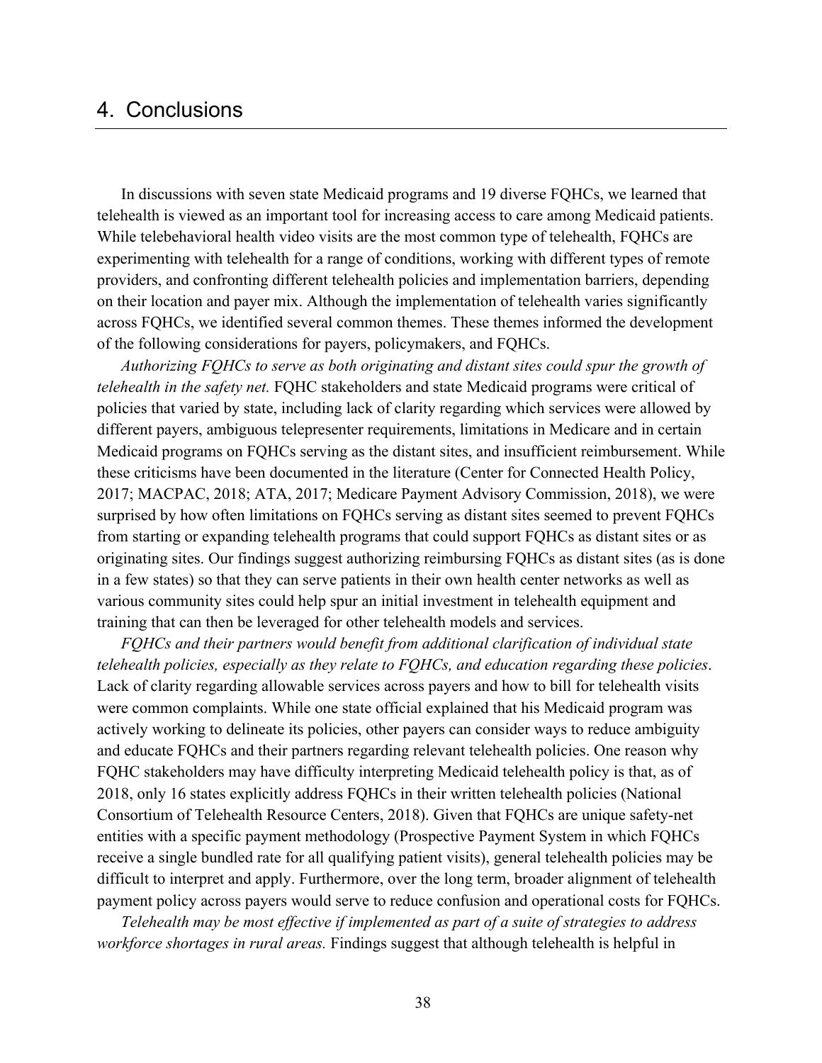# 4. Conclusions

In discussions with seven state Medicaid programs and 19 diverse FQHCs, we learned that telehealth is viewed as an important tool for increasing access to care among Medicaid patients. While telebehavioral health video visits are the most common type of telehealth, FQHCs are experimenting with telehealth for a range of conditions, working with different types of remote providers, and confronting different telehealth policies and implementation barriers, depending on their location and payer mix. Although the implementation of telehealth varies significantly across FQHCs, we identified several common themes. These themes informed the development of the following considerations for payers, policymakers, and FQHCs.

*Authorizing FQHCs to serve as both originating and distant sites could spur the growth of telehealth in the safety net.* FQHC stakeholders and state Medicaid programs were critical of policies that varied by state, including lack of clarity regarding which services were allowed by different payers, ambiguous telepresenter requirements, limitations in Medicare and in certain Medicaid programs on FQHCs serving as the distant sites, and insufficient reimbursement. While these criticisms have been documented in the literature (Center for Connected Health Policy, 2017; MACPAC, 2018; ATA, 2017; Medicare Payment Advisory Commission, 2018), we were surprised by how often limitations on FQHCs serving as distant sites seemed to prevent FQHCs from starting or expanding telehealth programs that could support FQHCs as distant sites or as originating sites. Our findings suggest authorizing reimbursing FQHCs as distant sites (as is done in a few states) so that they can serve patients in their own health center networks as well as various community sites could help spur an initial investment in telehealth equipment and training that can then be leveraged for other telehealth models and services.

*FQHCs and their partners would benefit from additional clarification of individual state telehealth policies, especially as they relate to FQHCs, and education regarding these policies*. Lack of clarity regarding allowable services across payers and how to bill for telehealth visits were common complaints. While one state official explained that his Medicaid program was actively working to delineate its policies, other payers can consider ways to reduce ambiguity and educate FQHCs and their partners regarding relevant telehealth policies. One reason why FQHC stakeholders may have difficulty interpreting Medicaid telehealth policy is that, as of 2018, only 16 states explicitly address FQHCs in their written telehealth policies (National Consortium of Telehealth Resource Centers, 2018). Given that FQHCs are unique safety-net entities with a specific payment methodology (Prospective Payment System in which FQHCs receive a single bundled rate for all qualifying patient visits), general telehealth policies may be difficult to interpret and apply. Furthermore, over the long term, broader alignment of telehealth payment policy across payers would serve to reduce confusion and operational costs for FQHCs.

*Telehealth may be most effective if implemented as part of a suite of strategies to address workforce shortages in rural areas.* Findings suggest that although telehealth is helpful in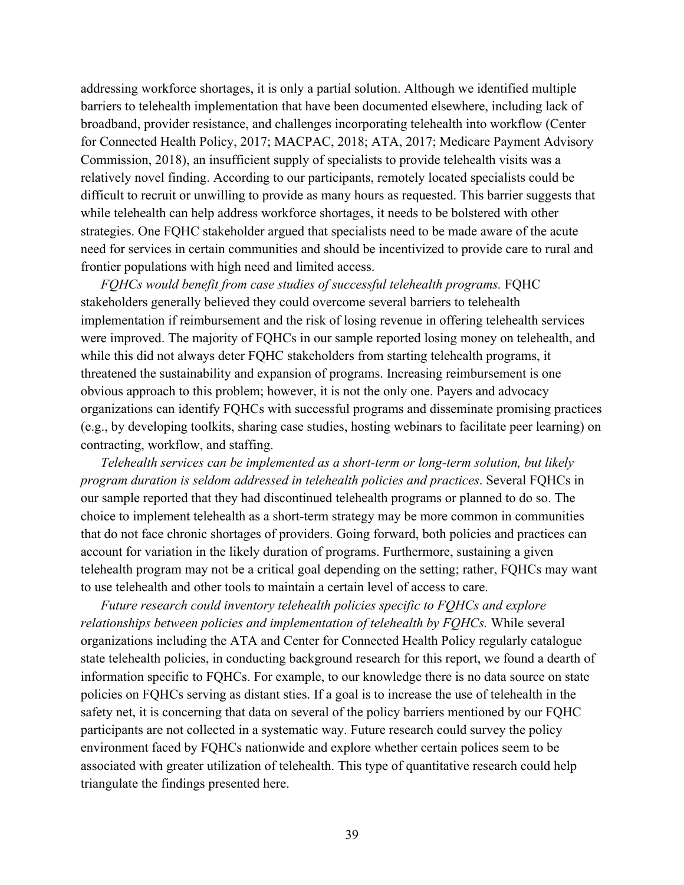addressing workforce shortages, it is only a partial solution. Although we identified multiple barriers to telehealth implementation that have been documented elsewhere, including lack of broadband, provider resistance, and challenges incorporating telehealth into workflow (Center for Connected Health Policy, 2017; MACPAC, 2018; ATA, 2017; Medicare Payment Advisory Commission, 2018), an insufficient supply of specialists to provide telehealth visits was a relatively novel finding. According to our participants, remotely located specialists could be difficult to recruit or unwilling to provide as many hours as requested. This barrier suggests that while telehealth can help address workforce shortages, it needs to be bolstered with other strategies. One FQHC stakeholder argued that specialists need to be made aware of the acute need for services in certain communities and should be incentivized to provide care to rural and frontier populations with high need and limited access.

*FQHCs would benefit from case studies of successful telehealth programs.* FQHC stakeholders generally believed they could overcome several barriers to telehealth implementation if reimbursement and the risk of losing revenue in offering telehealth services were improved. The majority of FQHCs in our sample reported losing money on telehealth, and while this did not always deter FQHC stakeholders from starting telehealth programs, it threatened the sustainability and expansion of programs. Increasing reimbursement is one obvious approach to this problem; however, it is not the only one. Payers and advocacy organizations can identify FQHCs with successful programs and disseminate promising practices (e.g., by developing toolkits, sharing case studies, hosting webinars to facilitate peer learning) on contracting, workflow, and staffing.

*Telehealth services can be implemented as a short-term or long-term solution, but likely program duration is seldom addressed in telehealth policies and practices*. Several FQHCs in our sample reported that they had discontinued telehealth programs or planned to do so. The choice to implement telehealth as a short-term strategy may be more common in communities that do not face chronic shortages of providers. Going forward, both policies and practices can account for variation in the likely duration of programs. Furthermore, sustaining a given telehealth program may not be a critical goal depending on the setting; rather, FQHCs may want to use telehealth and other tools to maintain a certain level of access to care.

*Future research could inventory telehealth policies specific to FQHCs and explore relationships between policies and implementation of telehealth by FQHCs.* While several organizations including the ATA and Center for Connected Health Policy regularly catalogue state telehealth policies, in conducting background research for this report, we found a dearth of information specific to FQHCs. For example, to our knowledge there is no data source on state policies on FQHCs serving as distant sties. If a goal is to increase the use of telehealth in the safety net, it is concerning that data on several of the policy barriers mentioned by our FQHC participants are not collected in a systematic way. Future research could survey the policy environment faced by FQHCs nationwide and explore whether certain polices seem to be associated with greater utilization of telehealth. This type of quantitative research could help triangulate the findings presented here.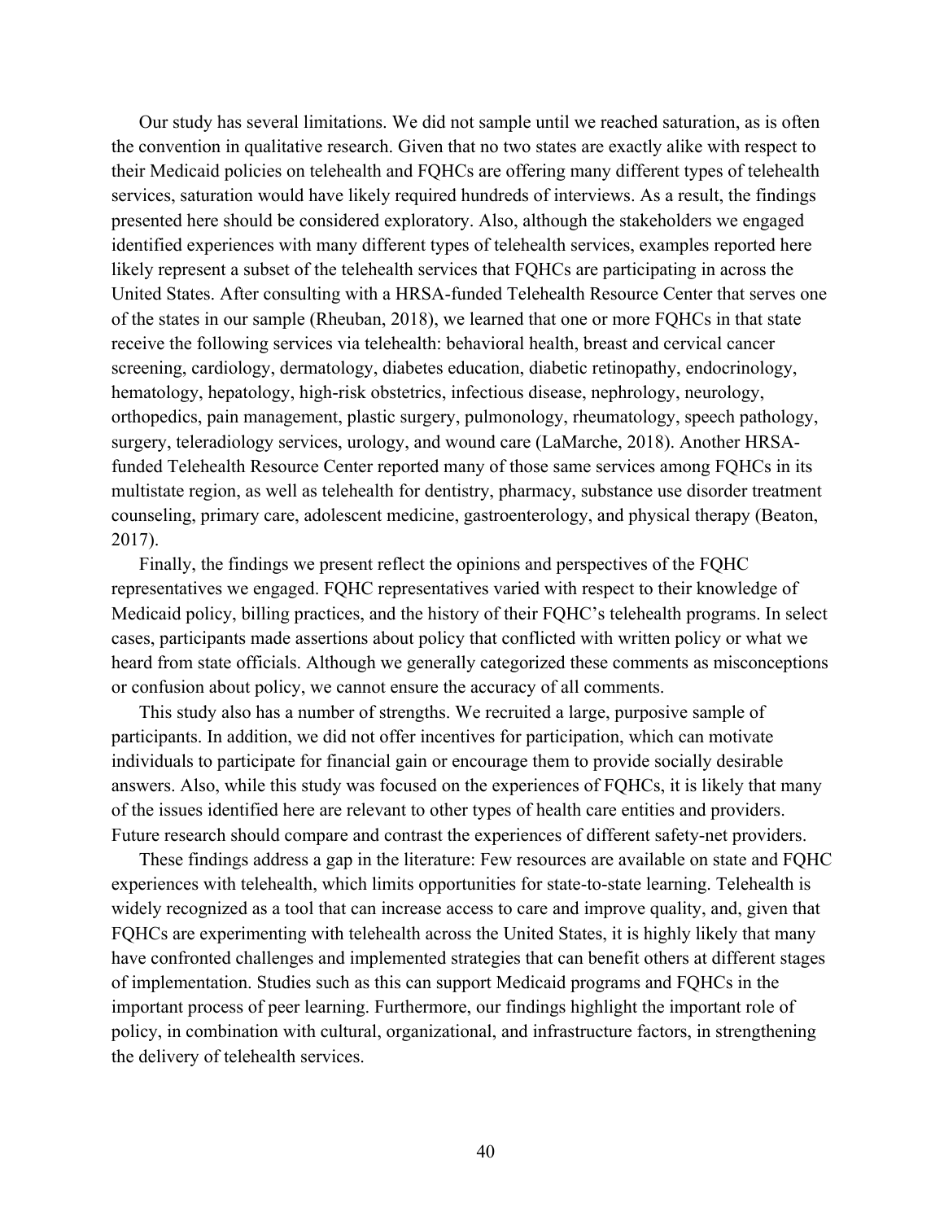Our study has several limitations. We did not sample until we reached saturation, as is often the convention in qualitative research. Given that no two states are exactly alike with respect to their Medicaid policies on telehealth and FQHCs are offering many different types of telehealth services, saturation would have likely required hundreds of interviews. As a result, the findings presented here should be considered exploratory. Also, although the stakeholders we engaged identified experiences with many different types of telehealth services, examples reported here likely represent a subset of the telehealth services that FQHCs are participating in across the United States. After consulting with a HRSA-funded Telehealth Resource Center that serves one of the states in our sample (Rheuban, 2018), we learned that one or more FQHCs in that state receive the following services via telehealth: behavioral health, breast and cervical cancer screening, cardiology, dermatology, diabetes education, diabetic retinopathy, endocrinology, hematology, hepatology, high-risk obstetrics, infectious disease, nephrology, neurology, orthopedics, pain management, plastic surgery, pulmonology, rheumatology, speech pathology, surgery, teleradiology services, urology, and wound care (LaMarche, 2018). Another HRSA-funded Telehealth Resource Center reported many of those same services among FQHCs in its multistate region, as well as telehealth for dentistry, pharmacy, substance use disorder treatment counseling, primary care, adolescent medicine, gastroenterology, and physical therapy (Beaton, 2017).

Finally, the findings we present reflect the opinions and perspectives of the FQHC representatives we engaged. FQHC representatives varied with respect to their knowledge of Medicaid policy, billing practices, and the history of their FQHC's telehealth programs. In select cases, participants made assertions about policy that conflicted with written policy or what we heard from state officials. Although we generally categorized these comments as misconceptions or confusion about policy, we cannot ensure the accuracy of all comments.

This study also has a number of strengths. We recruited a large, purposive sample of participants. In addition, we did not offer incentives for participation, which can motivate individuals to participate for financial gain or encourage them to provide socially desirable answers. Also, while this study was focused on the experiences of FQHCs, it is likely that many of the issues identified here are relevant to other types of health care entities and providers. Future research should compare and contrast the experiences of different safety-net providers.

These findings address a gap in the literature: Few resources are available on state and FQHC experiences with telehealth, which limits opportunities for state-to-state learning. Telehealth is widely recognized as a tool that can increase access to care and improve quality, and, given that FQHCs are experimenting with telehealth across the United States, it is highly likely that many have confronted challenges and implemented strategies that can benefit others at different stages of implementation. Studies such as this can support Medicaid programs and FQHCs in the important process of peer learning. Furthermore, our findings highlight the important role of policy, in combination with cultural, organizational, and infrastructure factors, in strengthening the delivery of telehealth services.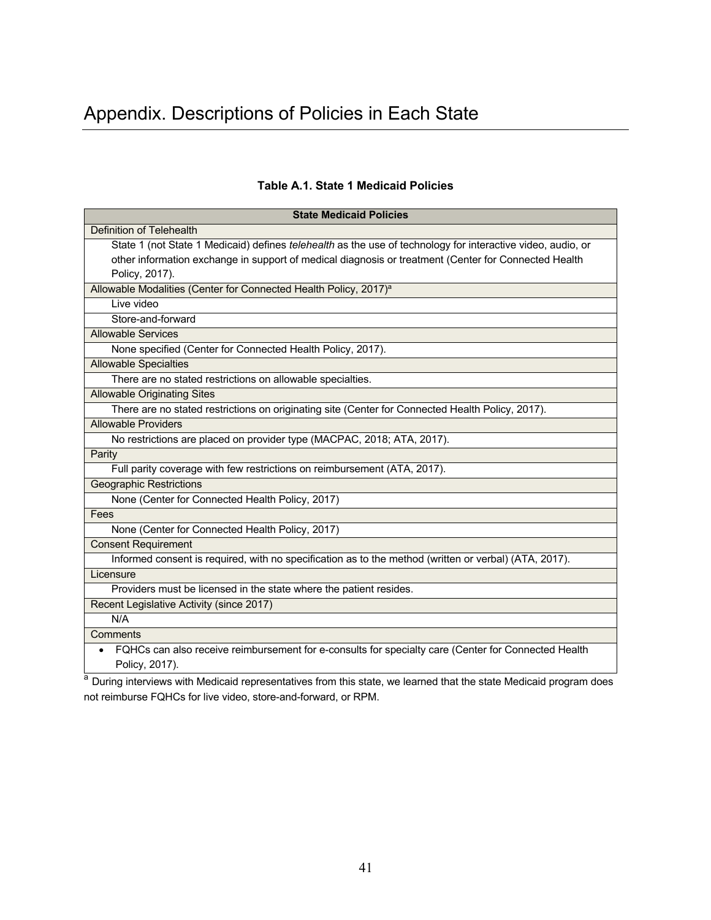# Appendix. Descriptions of Policies in Each State

**Table A.1. State 1 Medicaid Policies**

| State Medicaid Policies |
|---|
| Definition of Telehealth |
| State 1 (not State 1 Medicaid) defines *telehealth* as the use of technology for interactive video, audio, or other information exchange in support of medical diagnosis or treatment (Center for Connected Health Policy, 2017). |
| Allowable Modalities (Center for Connected Health Policy, 2017)[a] |
| Live video |
| Store-and-forward |
| Allowable Services |
| None specified (Center for Connected Health Policy, 2017). |
| Allowable Specialties |
| There are no stated restrictions on allowable specialties. |
| Allowable Originating Sites |
| There are no stated restrictions on originating site (Center for Connected Health Policy, 2017). |
| Allowable Providers |
| No restrictions are placed on provider type (MACPAC, 2018; ATA, 2017). |
| Parity |
| Full parity coverage with few restrictions on reimbursement (ATA, 2017). |
| Geographic Restrictions |
| None (Center for Connected Health Policy, 2017) |
| Fees |
| None (Center for Connected Health Policy, 2017) |
| Consent Requirement |
| Informed consent is required, with no specification as to the method (written or verbal) (ATA, 2017). |
| Licensure |
| Providers must be licensed in the state where the patient resides. |
| Recent Legislative Activity (since 2017) |
| N/A |
| Comments |
| • FQHCs can also receive reimbursement for e-consults for specialty care (Center for Connected Health Policy, 2017). |

[a] During interviews with Medicaid representatives from this state, we learned that the state Medicaid program does not reimburse FQHCs for live video, store-and-forward, or RPM.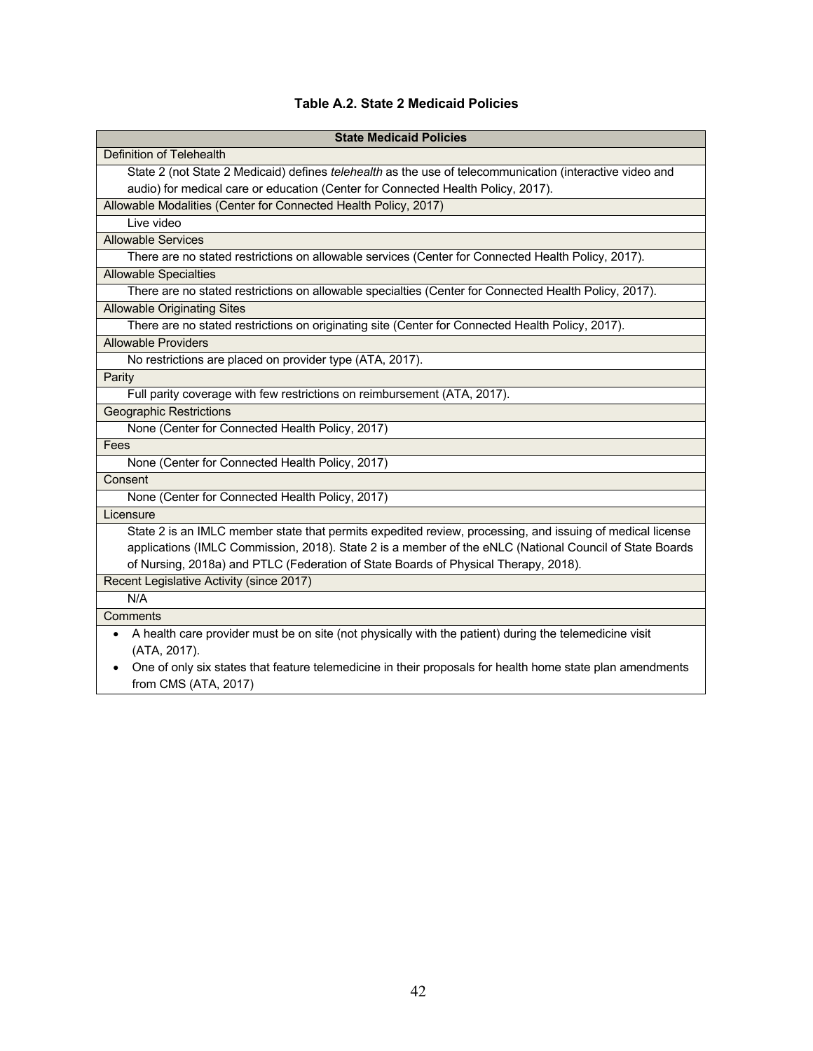**Table A.2. State 2 Medicaid Policies**

| State Medicaid Policies |
|---|
| Definition of Telehealth |
| State 2 (not State 2 Medicaid) defines *telehealth* as the use of telecommunication (interactive video and audio) for medical care or education (Center for Connected Health Policy, 2017). |
| Allowable Modalities (Center for Connected Health Policy, 2017) |
| Live video |
| Allowable Services |
| There are no stated restrictions on allowable services (Center for Connected Health Policy, 2017). |
| Allowable Specialties |
| There are no stated restrictions on allowable specialties (Center for Connected Health Policy, 2017). |
| Allowable Originating Sites |
| There are no stated restrictions on originating site (Center for Connected Health Policy, 2017). |
| Allowable Providers |
| No restrictions are placed on provider type (ATA, 2017). |
| Parity |
| Full parity coverage with few restrictions on reimbursement (ATA, 2017). |
| Geographic Restrictions |
| None (Center for Connected Health Policy, 2017) |
| Fees |
| None (Center for Connected Health Policy, 2017) |
| Consent |
| None (Center for Connected Health Policy, 2017) |
| Licensure |
| State 2 is an IMLC member state that permits expedited review, processing, and issuing of medical license applications (IMLC Commission, 2018). State 2 is a member of the eNLC (National Council of State Boards of Nursing, 2018a) and PTLC (Federation of State Boards of Physical Therapy, 2018). |
| Recent Legislative Activity (since 2017) |
| N/A |
| Comments |
| • A health care provider must be on site (not physically with the patient) during the telemedicine visit (ATA, 2017).<br>• One of only six states that feature telemedicine in their proposals for health home state plan amendments from CMS (ATA, 2017) |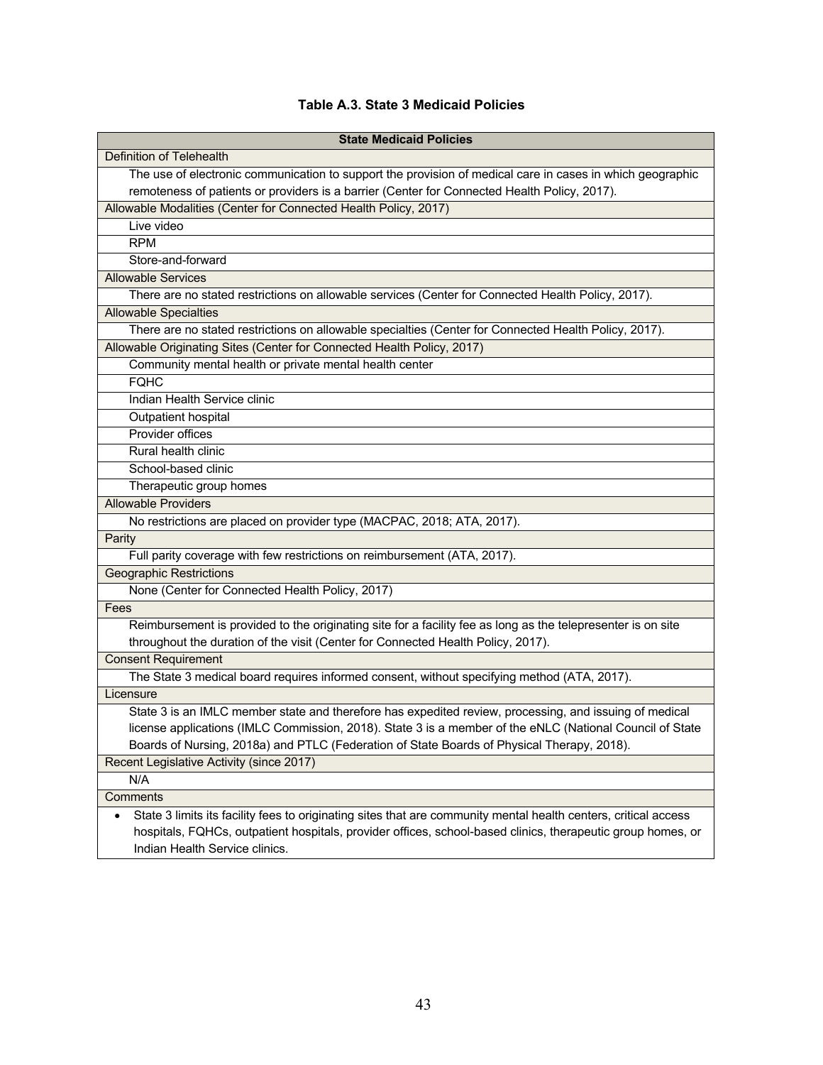**Table A.3. State 3 Medicaid Policies**

| State Medicaid Policies |
|---|
| Definition of Telehealth |
| The use of electronic communication to support the provision of medical care in cases in which geographic remoteness of patients or providers is a barrier (Center for Connected Health Policy, 2017). |
| Allowable Modalities (Center for Connected Health Policy, 2017) |
| Live video |
| RPM |
| Store-and-forward |
| Allowable Services |
| There are no stated restrictions on allowable services (Center for Connected Health Policy, 2017). |
| Allowable Specialties |
| There are no stated restrictions on allowable specialties (Center for Connected Health Policy, 2017). |
| Allowable Originating Sites (Center for Connected Health Policy, 2017) |
| Community mental health or private mental health center |
| FQHC |
| Indian Health Service clinic |
| Outpatient hospital |
| Provider offices |
| Rural health clinic |
| School-based clinic |
| Therapeutic group homes |
| Allowable Providers |
| No restrictions are placed on provider type (MACPAC, 2018; ATA, 2017). |
| Parity |
| Full parity coverage with few restrictions on reimbursement (ATA, 2017). |
| Geographic Restrictions |
| None (Center for Connected Health Policy, 2017) |
| Fees |
| Reimbursement is provided to the originating site for a facility fee as long as the telepresenter is on site throughout the duration of the visit (Center for Connected Health Policy, 2017). |
| Consent Requirement |
| The State 3 medical board requires informed consent, without specifying method (ATA, 2017). |
| Licensure |
| State 3 is an IMLC member state and therefore has expedited review, processing, and issuing of medical license applications (IMLC Commission, 2018). State 3 is a member of the eNLC (National Council of State Boards of Nursing, 2018a) and PTLC (Federation of State Boards of Physical Therapy, 2018). |
| Recent Legislative Activity (since 2017) |
| N/A |
| Comments |
| • State 3 limits its facility fees to originating sites that are community mental health centers, critical access hospitals, FQHCs, outpatient hospitals, provider offices, school-based clinics, therapeutic group homes, or Indian Health Service clinics. |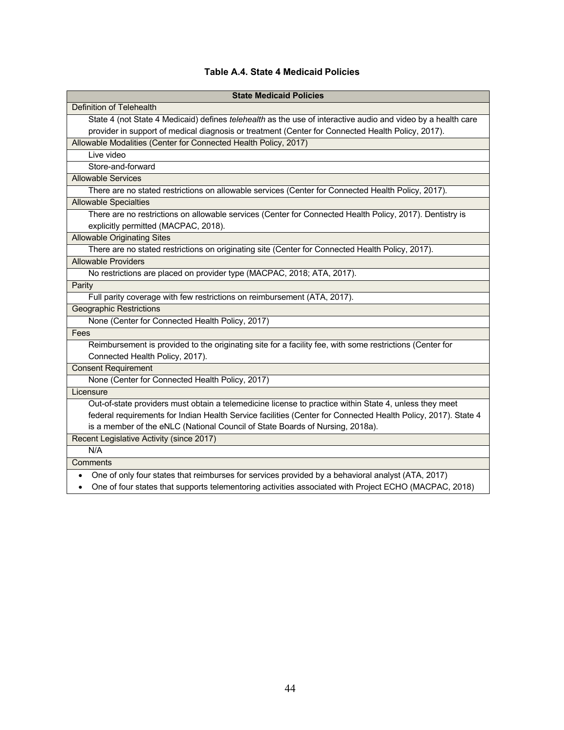**Table A.4. State 4 Medicaid Policies**

| State Medicaid Policies |
| --- |
| Definition of Telehealth |
| State 4 (not State 4 Medicaid) defines *telehealth* as the use of interactive audio and video by a health care provider in support of medical diagnosis or treatment (Center for Connected Health Policy, 2017). |
| Allowable Modalities (Center for Connected Health Policy, 2017) |
| Live video |
| Store-and-forward |
| Allowable Services |
| There are no stated restrictions on allowable services (Center for Connected Health Policy, 2017). |
| Allowable Specialties |
| There are no restrictions on allowable services (Center for Connected Health Policy, 2017). Dentistry is explicitly permitted (MACPAC, 2018). |
| Allowable Originating Sites |
| There are no stated restrictions on originating site (Center for Connected Health Policy, 2017). |
| Allowable Providers |
| No restrictions are placed on provider type (MACPAC, 2018; ATA, 2017). |
| Parity |
| Full parity coverage with few restrictions on reimbursement (ATA, 2017). |
| Geographic Restrictions |
| None (Center for Connected Health Policy, 2017) |
| Fees |
| Reimbursement is provided to the originating site for a facility fee, with some restrictions (Center for Connected Health Policy, 2017). |
| Consent Requirement |
| None (Center for Connected Health Policy, 2017) |
| Licensure |
| Out-of-state providers must obtain a telemedicine license to practice within State 4, unless they meet federal requirements for Indian Health Service facilities (Center for Connected Health Policy, 2017). State 4 is a member of the eNLC (National Council of State Boards of Nursing, 2018a). |
| Recent Legislative Activity (since 2017) |
| N/A |
| Comments |
| • One of only four states that reimburses for services provided by a behavioral analyst (ATA, 2017)<br>• One of four states that supports telementoring activities associated with Project ECHO (MACPAC, 2018) |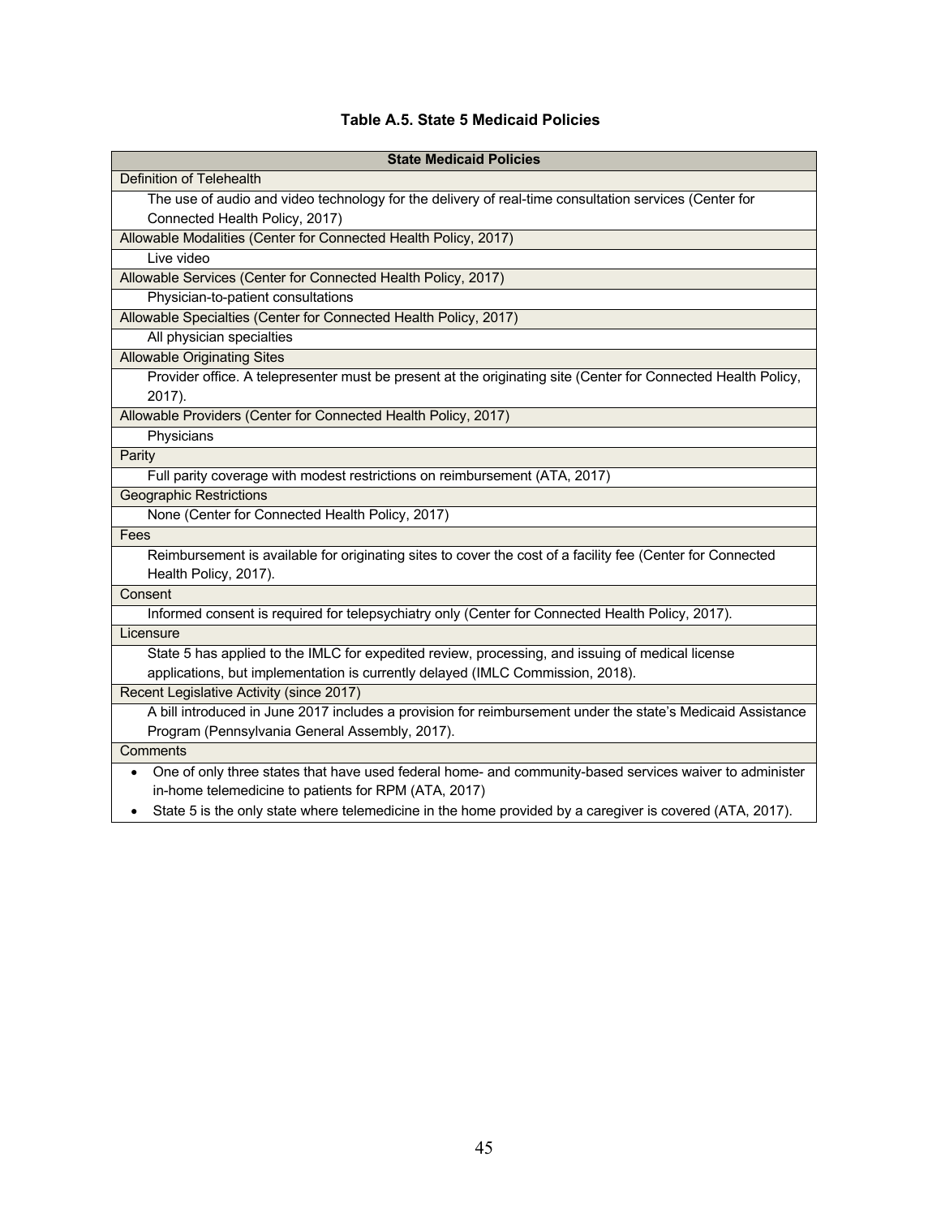**Table A.5. State 5 Medicaid Policies**

| State Medicaid Policies |
|---|
| Definition of Telehealth |
| The use of audio and video technology for the delivery of real-time consultation services (Center for Connected Health Policy, 2017) |
| Allowable Modalities (Center for Connected Health Policy, 2017) |
| Live video |
| Allowable Services (Center for Connected Health Policy, 2017) |
| Physician-to-patient consultations |
| Allowable Specialties (Center for Connected Health Policy, 2017) |
| All physician specialties |
| Allowable Originating Sites |
| Provider office. A telepresenter must be present at the originating site (Center for Connected Health Policy, 2017). |
| Allowable Providers (Center for Connected Health Policy, 2017) |
| Physicians |
| Parity |
| Full parity coverage with modest restrictions on reimbursement (ATA, 2017) |
| Geographic Restrictions |
| None (Center for Connected Health Policy, 2017) |
| Fees |
| Reimbursement is available for originating sites to cover the cost of a facility fee (Center for Connected Health Policy, 2017). |
| Consent |
| Informed consent is required for telepsychiatry only (Center for Connected Health Policy, 2017). |
| Licensure |
| State 5 has applied to the IMLC for expedited review, processing, and issuing of medical license applications, but implementation is currently delayed (IMLC Commission, 2018). |
| Recent Legislative Activity (since 2017) |
| A bill introduced in June 2017 includes a provision for reimbursement under the state's Medicaid Assistance Program (Pennsylvania General Assembly, 2017). |
| Comments |
| • One of only three states that have used federal home- and community-based services waiver to administer in-home telemedicine to patients for RPM (ATA, 2017) <br> • State 5 is the only state where telemedicine in the home provided by a caregiver is covered (ATA, 2017). |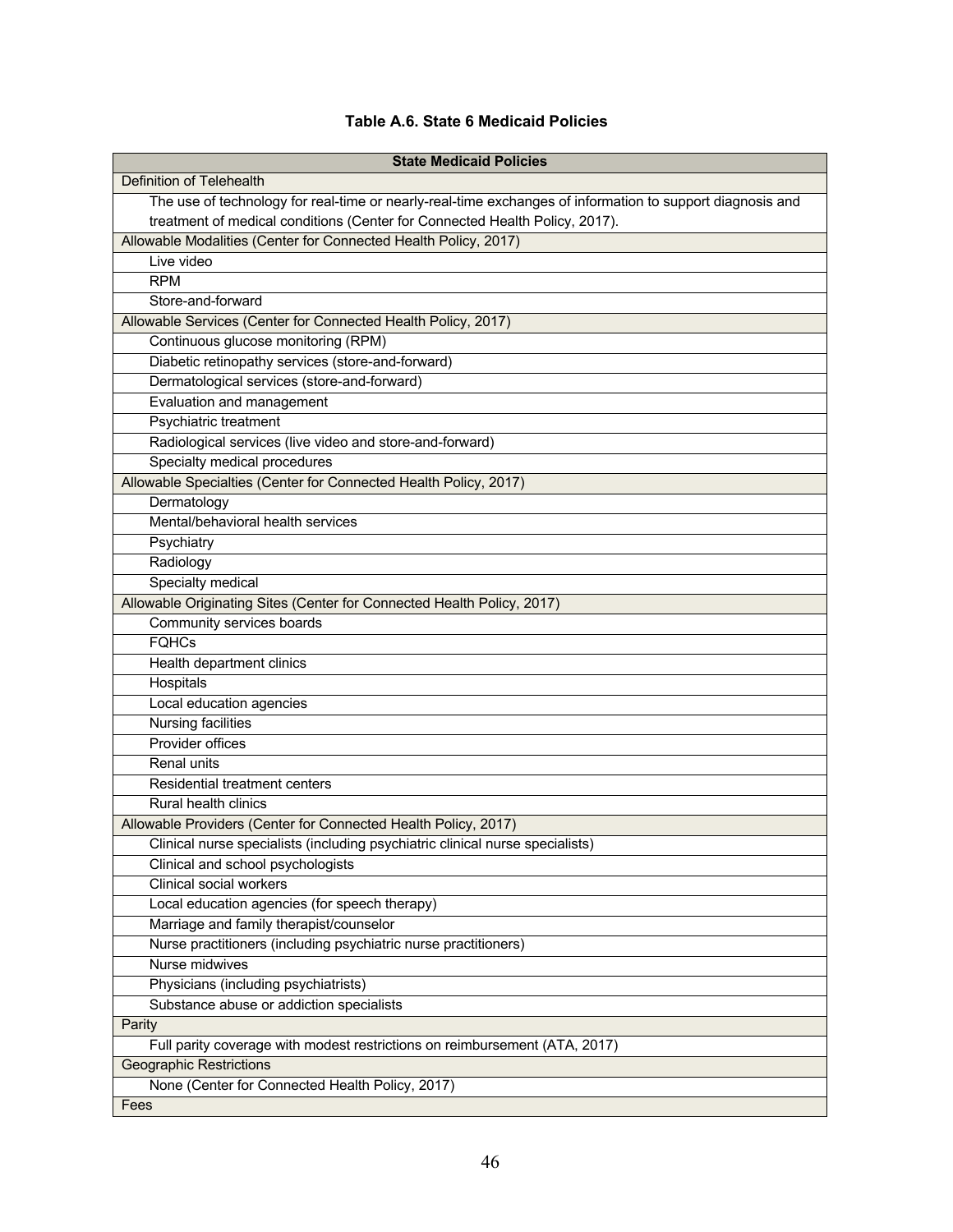**Table A.6. State 6 Medicaid Policies**

| State Medicaid Policies |
| --- |
| Definition of Telehealth |
| The use of technology for real-time or nearly-real-time exchanges of information to support diagnosis and treatment of medical conditions (Center for Connected Health Policy, 2017). |
| Allowable Modalities (Center for Connected Health Policy, 2017) |
| Live video |
| RPM |
| Store-and-forward |
| Allowable Services (Center for Connected Health Policy, 2017) |
| Continuous glucose monitoring (RPM) |
| Diabetic retinopathy services (store-and-forward) |
| Dermatological services (store-and-forward) |
| Evaluation and management |
| Psychiatric treatment |
| Radiological services (live video and store-and-forward) |
| Specialty medical procedures |
| Allowable Specialties (Center for Connected Health Policy, 2017) |
| Dermatology |
| Mental/behavioral health services |
| Psychiatry |
| Radiology |
| Specialty medical |
| Allowable Originating Sites (Center for Connected Health Policy, 2017) |
| Community services boards |
| FQHCs |
| Health department clinics |
| Hospitals |
| Local education agencies |
| Nursing facilities |
| Provider offices |
| Renal units |
| Residential treatment centers |
| Rural health clinics |
| Allowable Providers (Center for Connected Health Policy, 2017) |
| Clinical nurse specialists (including psychiatric clinical nurse specialists) |
| Clinical and school psychologists |
| Clinical social workers |
| Local education agencies (for speech therapy) |
| Marriage and family therapist/counselor |
| Nurse practitioners (including psychiatric nurse practitioners) |
| Nurse midwives |
| Physicians (including psychiatrists) |
| Substance abuse or addiction specialists |
| Parity |
| Full parity coverage with modest restrictions on reimbursement (ATA, 2017) |
| Geographic Restrictions |
| None (Center for Connected Health Policy, 2017) |
| Fees |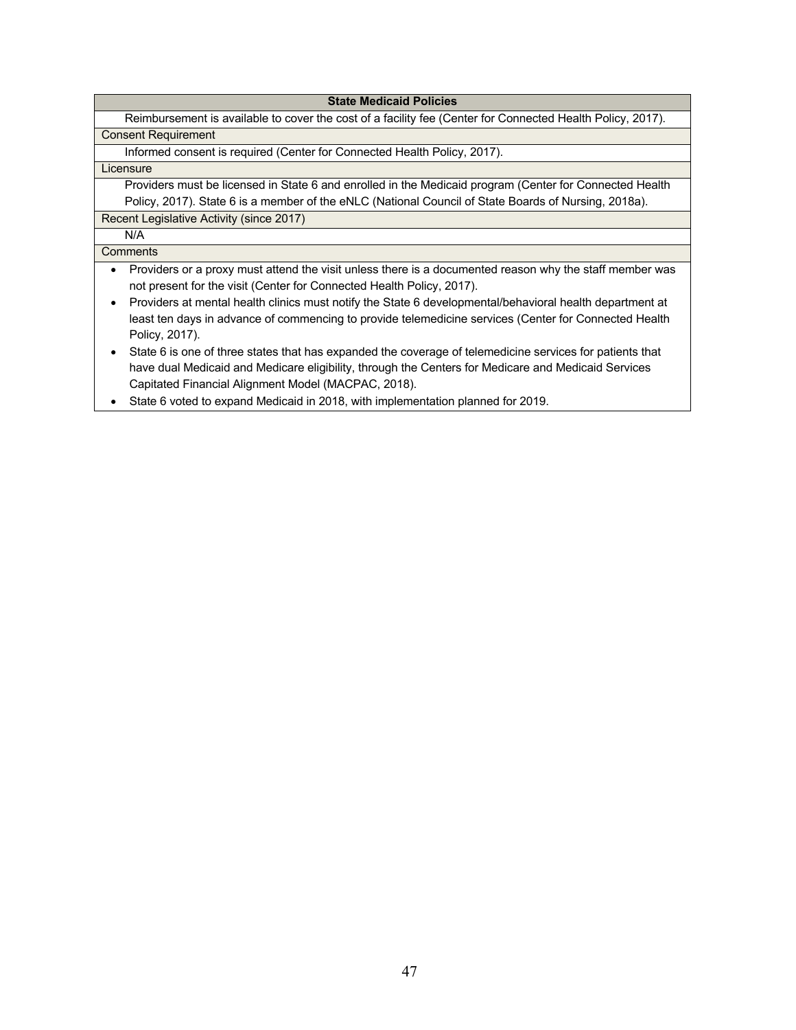| State Medicaid Policies |
| --- |
| Reimbursement is available to cover the cost of a facility fee (Center for Connected Health Policy, 2017). |
| Consent Requirement |
| Informed consent is required (Center for Connected Health Policy, 2017). |
| Licensure |
| Providers must be licensed in State 6 and enrolled in the Medicaid program (Center for Connected Health Policy, 2017). State 6 is a member of the eNLC (National Council of State Boards of Nursing, 2018a). |
| Recent Legislative Activity (since 2017) |
| N/A |
| Comments |
| • Providers or a proxy must attend the visit unless there is a documented reason why the staff member was not present for the visit (Center for Connected Health Policy, 2017). <br> • Providers at mental health clinics must notify the State 6 developmental/behavioral health department at least ten days in advance of commencing to provide telemedicine services (Center for Connected Health Policy, 2017). <br> • State 6 is one of three states that has expanded the coverage of telemedicine services for patients that have dual Medicaid and Medicare eligibility, through the Centers for Medicare and Medicaid Services Capitated Financial Alignment Model (MACPAC, 2018). <br> • State 6 voted to expand Medicaid in 2018, with implementation planned for 2019. |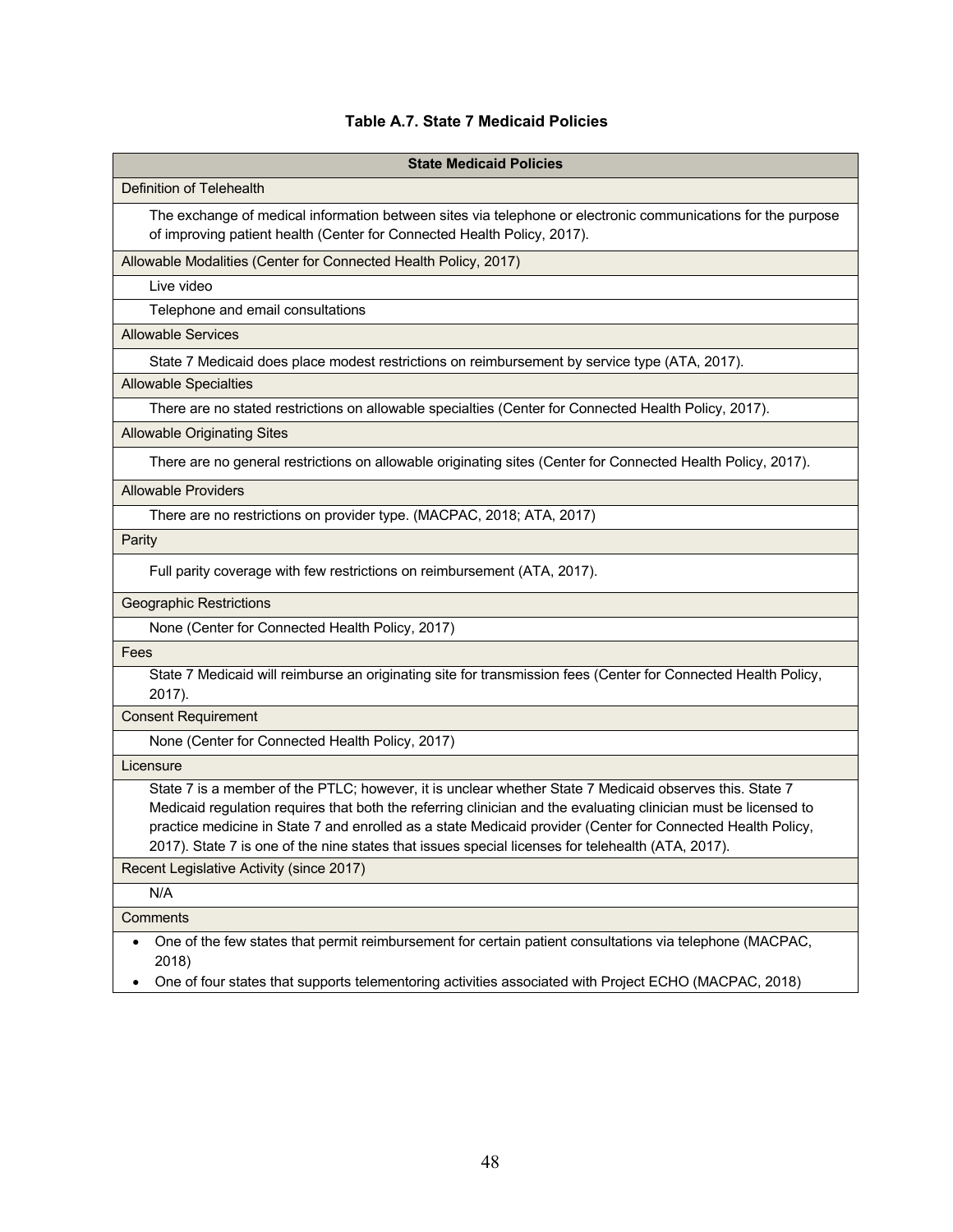**Table A.7. State 7 Medicaid Policies**

| State Medicaid Policies |
|---|
| Definition of Telehealth |
| The exchange of medical information between sites via telephone or electronic communications for the purpose of improving patient health (Center for Connected Health Policy, 2017). |
| Allowable Modalities (Center for Connected Health Policy, 2017) |
| Live video |
| Telephone and email consultations |
| Allowable Services |
| State 7 Medicaid does place modest restrictions on reimbursement by service type (ATA, 2017). |
| Allowable Specialties |
| There are no stated restrictions on allowable specialties (Center for Connected Health Policy, 2017). |
| Allowable Originating Sites |
| There are no general restrictions on allowable originating sites (Center for Connected Health Policy, 2017). |
| Allowable Providers |
| There are no restrictions on provider type. (MACPAC, 2018; ATA, 2017) |
| Parity |
| Full parity coverage with few restrictions on reimbursement (ATA, 2017). |
| Geographic Restrictions |
| None (Center for Connected Health Policy, 2017) |
| Fees |
| State 7 Medicaid will reimburse an originating site for transmission fees (Center for Connected Health Policy, 2017). |
| Consent Requirement |
| None (Center for Connected Health Policy, 2017) |
| Licensure |
| State 7 is a member of the PTLC; however, it is unclear whether State 7 Medicaid observes this. State 7 Medicaid regulation requires that both the referring clinician and the evaluating clinician must be licensed to practice medicine in State 7 and enrolled as a state Medicaid provider (Center for Connected Health Policy, 2017). State 7 is one of the nine states that issues special licenses for telehealth (ATA, 2017). |
| Recent Legislative Activity (since 2017) |
| N/A |
| Comments |
| • One of the few states that permit reimbursement for certain patient consultations via telephone (MACPAC, 2018)<br>• One of four states that supports telementoring activities associated with Project ECHO (MACPAC, 2018) |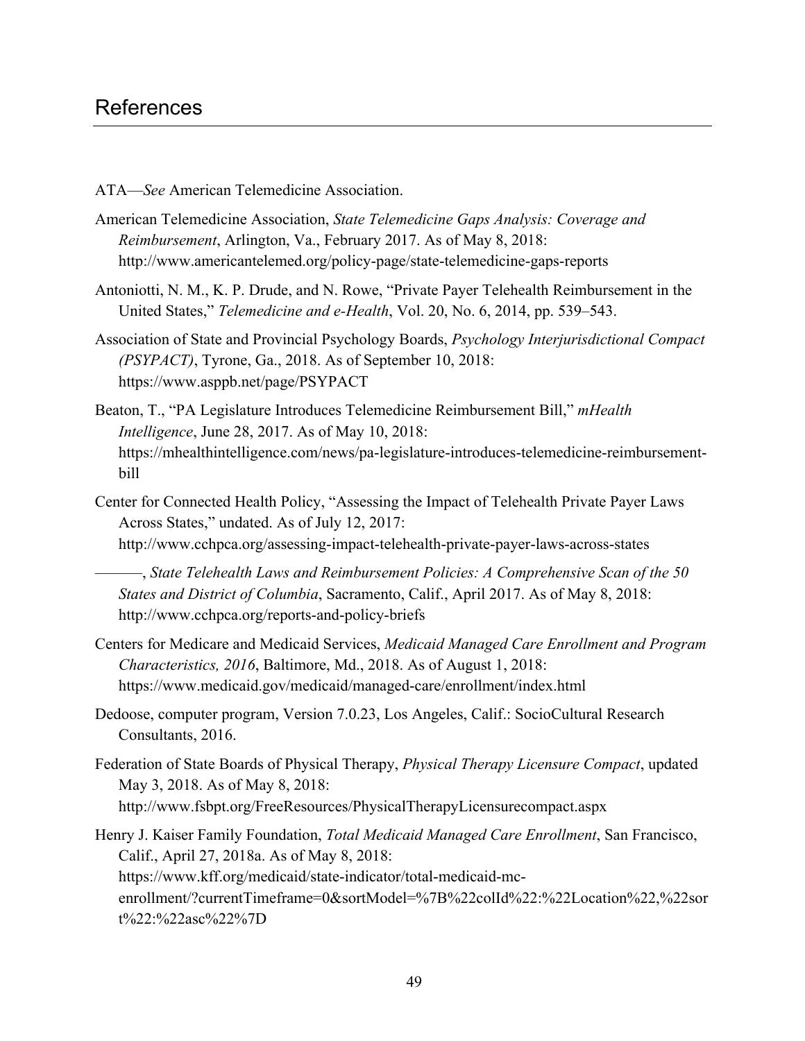# References

ATA—*See* American Telemedicine Association.

American Telemedicine Association, *State Telemedicine Gaps Analysis: Coverage and Reimbursement*, Arlington, Va., February 2017. As of May 8, 2018: http://www.americantelemed.org/policy-page/state-telemedicine-gaps-reports

Antoniotti, N. M., K. P. Drude, and N. Rowe, "Private Payer Telehealth Reimbursement in the United States," *Telemedicine and e-Health*, Vol. 20, No. 6, 2014, pp. 539–543.

Association of State and Provincial Psychology Boards, *Psychology Interjurisdictional Compact (PSYPACT)*, Tyrone, Ga., 2018. As of September 10, 2018: https://www.asppb.net/page/PSYPACT

Beaton, T., "PA Legislature Introduces Telemedicine Reimbursement Bill," *mHealth Intelligence*, June 28, 2017. As of May 10, 2018: https://mhealthintelligence.com/news/pa-legislature-introduces-telemedicine-reimbursement-bill

Center for Connected Health Policy, "Assessing the Impact of Telehealth Private Payer Laws Across States," undated. As of July 12, 2017: http://www.cchpca.org/assessing-impact-telehealth-private-payer-laws-across-states

———, *State Telehealth Laws and Reimbursement Policies: A Comprehensive Scan of the 50 States and District of Columbia*, Sacramento, Calif., April 2017. As of May 8, 2018: http://www.cchpca.org/reports-and-policy-briefs

Centers for Medicare and Medicaid Services, *Medicaid Managed Care Enrollment and Program Characteristics, 2016*, Baltimore, Md., 2018. As of August 1, 2018: https://www.medicaid.gov/medicaid/managed-care/enrollment/index.html

Dedoose, computer program, Version 7.0.23, Los Angeles, Calif.: SocioCultural Research Consultants, 2016.

Federation of State Boards of Physical Therapy, *Physical Therapy Licensure Compact*, updated May 3, 2018. As of May 8, 2018: http://www.fsbpt.org/FreeResources/PhysicalTherapyLicensurecompact.aspx

Henry J. Kaiser Family Foundation, *Total Medicaid Managed Care Enrollment*, San Francisco, Calif., April 27, 2018a. As of May 8, 2018: https://www.kff.org/medicaid/state-indicator/total-medicaid-mc-enrollment/?currentTimeframe=0&sortModel=%7B%22colId%22:%22Location%22,%22sort%22:%22asc%22%7D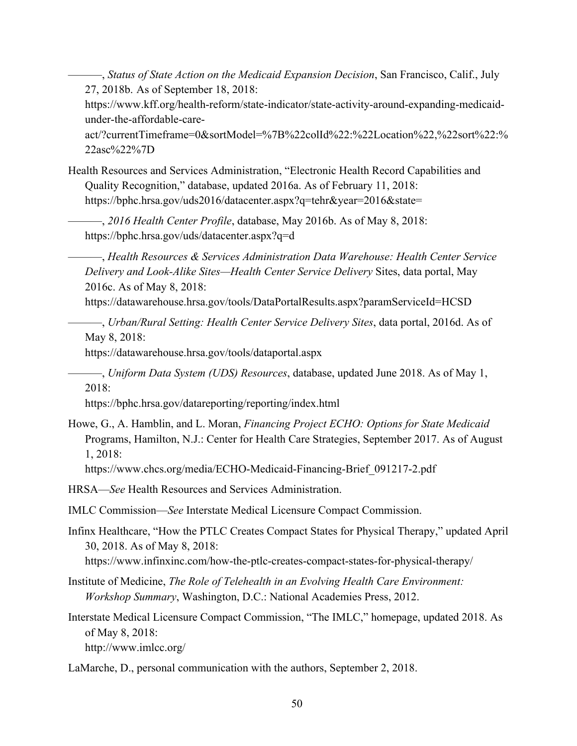———, *Status of State Action on the Medicaid Expansion Decision*, San Francisco, Calif., July 27, 2018b. As of September 18, 2018:
https://www.kff.org/health-reform/state-indicator/state-activity-around-expanding-medicaid-under-the-affordable-care-act/?currentTimeframe=0&sortModel=%7B%22colId%22:%22Location%22,%22sort%22:%22asc%22%7D

Health Resources and Services Administration, "Electronic Health Record Capabilities and Quality Recognition," database, updated 2016a. As of February 11, 2018:
https://bphc.hrsa.gov/uds2016/datacenter.aspx?q=tehr&year=2016&state=

———, *2016 Health Center Profile*, database, May 2016b. As of May 8, 2018:
https://bphc.hrsa.gov/uds/datacenter.aspx?q=d

———, *Health Resources & Services Administration Data Warehouse: Health Center Service Delivery and Look-Alike Sites—Health Center Service Delivery* Sites, data portal, May 2016c. As of May 8, 2018:
https://datawarehouse.hrsa.gov/tools/DataPortalResults.aspx?paramServiceId=HCSD

———, *Urban/Rural Setting: Health Center Service Delivery Sites*, data portal, 2016d. As of May 8, 2018:
https://datawarehouse.hrsa.gov/tools/dataportal.aspx

———, *Uniform Data System (UDS) Resources*, database, updated June 2018. As of May 1, 2018:
https://bphc.hrsa.gov/datareporting/reporting/index.html

Howe, G., A. Hamblin, and L. Moran, *Financing Project ECHO: Options for State Medicaid* Programs, Hamilton, N.J.: Center for Health Care Strategies, September 2017. As of August 1, 2018:
https://www.chcs.org/media/ECHO-Medicaid-Financing-Brief_091217-2.pdf

HRSA—*See* Health Resources and Services Administration.

IMLC Commission—*See* Interstate Medical Licensure Compact Commission.

Infinx Healthcare, "How the PTLC Creates Compact States for Physical Therapy," updated April 30, 2018. As of May 8, 2018:
https://www.infinxinc.com/how-the-ptlc-creates-compact-states-for-physical-therapy/

Institute of Medicine, *The Role of Telehealth in an Evolving Health Care Environment: Workshop Summary*, Washington, D.C.: National Academies Press, 2012.

Interstate Medical Licensure Compact Commission, "The IMLC," homepage, updated 2018. As of May 8, 2018:
http://www.imlcc.org/

LaMarche, D., personal communication with the authors, September 2, 2018.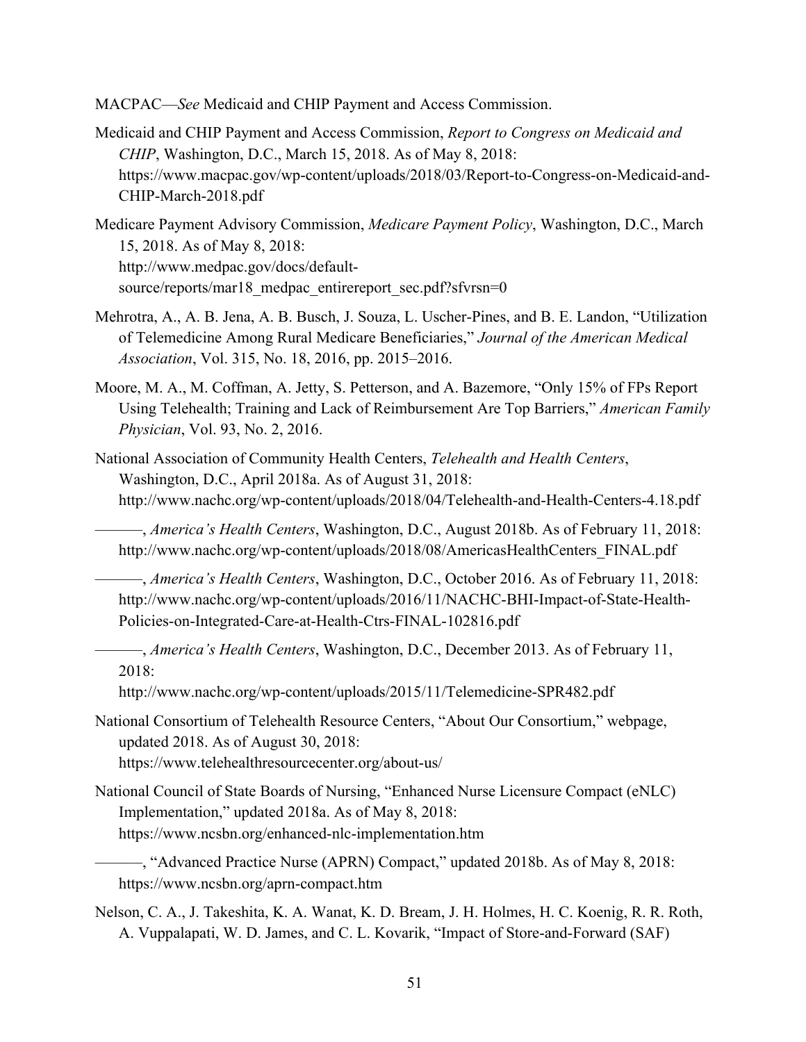MACPAC—*See* Medicaid and CHIP Payment and Access Commission.

Medicaid and CHIP Payment and Access Commission, *Report to Congress on Medicaid and CHIP*, Washington, D.C., March 15, 2018. As of May 8, 2018: https://www.macpac.gov/wp-content/uploads/2018/03/Report-to-Congress-on-Medicaid-and-CHIP-March-2018.pdf

Medicare Payment Advisory Commission, *Medicare Payment Policy*, Washington, D.C., March 15, 2018. As of May 8, 2018: http://www.medpac.gov/docs/default-source/reports/mar18_medpac_entirereport_sec.pdf?sfvrsn=0

Mehrotra, A., A. B. Jena, A. B. Busch, J. Souza, L. Uscher-Pines, and B. E. Landon, "Utilization of Telemedicine Among Rural Medicare Beneficiaries," *Journal of the American Medical Association*, Vol. 315, No. 18, 2016, pp. 2015–2016.

Moore, M. A., M. Coffman, A. Jetty, S. Petterson, and A. Bazemore, "Only 15% of FPs Report Using Telehealth; Training and Lack of Reimbursement Are Top Barriers," *American Family Physician*, Vol. 93, No. 2, 2016.

National Association of Community Health Centers, *Telehealth and Health Centers*, Washington, D.C., April 2018a. As of August 31, 2018: http://www.nachc.org/wp-content/uploads/2018/04/Telehealth-and-Health-Centers-4.18.pdf

———, *America's Health Centers*, Washington, D.C., August 2018b. As of February 11, 2018: http://www.nachc.org/wp-content/uploads/2018/08/AmericasHealthCenters_FINAL.pdf

———, *America's Health Centers*, Washington, D.C., October 2016. As of February 11, 2018: http://www.nachc.org/wp-content/uploads/2016/11/NACHC-BHI-Impact-of-State-Health-Policies-on-Integrated-Care-at-Health-Ctrs-FINAL-102816.pdf

———, *America's Health Centers*, Washington, D.C., December 2013. As of February 11, 2018: http://www.nachc.org/wp-content/uploads/2015/11/Telemedicine-SPR482.pdf

National Consortium of Telehealth Resource Centers, "About Our Consortium," webpage, updated 2018. As of August 30, 2018: https://www.telehealthresourcecenter.org/about-us/

National Council of State Boards of Nursing, "Enhanced Nurse Licensure Compact (eNLC) Implementation," updated 2018a. As of May 8, 2018: https://www.ncsbn.org/enhanced-nlc-implementation.htm

———, "Advanced Practice Nurse (APRN) Compact," updated 2018b. As of May 8, 2018: https://www.ncsbn.org/aprn-compact.htm

Nelson, C. A., J. Takeshita, K. A. Wanat, K. D. Bream, J. H. Holmes, H. C. Koenig, R. R. Roth, A. Vuppalapati, W. D. James, and C. L. Kovarik, "Impact of Store-and-Forward (SAF)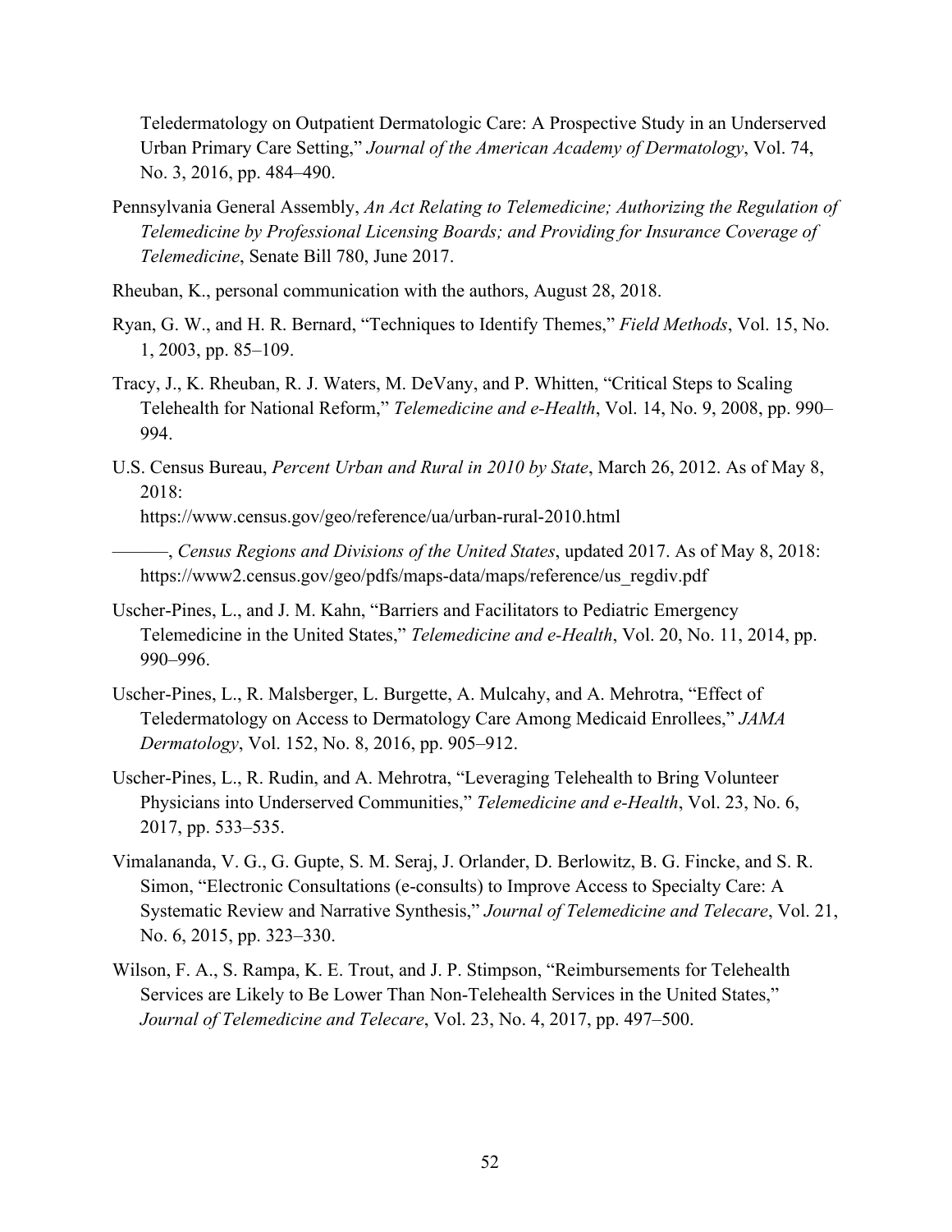Teledermatology on Outpatient Dermatologic Care: A Prospective Study in an Underserved Urban Primary Care Setting," *Journal of the American Academy of Dermatology*, Vol. 74, No. 3, 2016, pp. 484–490.

Pennsylvania General Assembly, *An Act Relating to Telemedicine; Authorizing the Regulation of Telemedicine by Professional Licensing Boards; and Providing for Insurance Coverage of Telemedicine*, Senate Bill 780, June 2017.

Rheuban, K., personal communication with the authors, August 28, 2018.

Ryan, G. W., and H. R. Bernard, "Techniques to Identify Themes," *Field Methods*, Vol. 15, No. 1, 2003, pp. 85–109.

Tracy, J., K. Rheuban, R. J. Waters, M. DeVany, and P. Whitten, "Critical Steps to Scaling Telehealth for National Reform," *Telemedicine and e-Health*, Vol. 14, No. 9, 2008, pp. 990–994.

U.S. Census Bureau, *Percent Urban and Rural in 2010 by State*, March 26, 2012. As of May 8, 2018:
https://www.census.gov/geo/reference/ua/urban-rural-2010.html

———, *Census Regions and Divisions of the United States*, updated 2017. As of May 8, 2018:
https://www2.census.gov/geo/pdfs/maps-data/maps/reference/us_regdiv.pdf

Uscher-Pines, L., and J. M. Kahn, "Barriers and Facilitators to Pediatric Emergency Telemedicine in the United States," *Telemedicine and e-Health*, Vol. 20, No. 11, 2014, pp. 990–996.

Uscher-Pines, L., R. Malsberger, L. Burgette, A. Mulcahy, and A. Mehrotra, "Effect of Teledermatology on Access to Dermatology Care Among Medicaid Enrollees," *JAMA Dermatology*, Vol. 152, No. 8, 2016, pp. 905–912.

Uscher-Pines, L., R. Rudin, and A. Mehrotra, "Leveraging Telehealth to Bring Volunteer Physicians into Underserved Communities," *Telemedicine and e-Health*, Vol. 23, No. 6, 2017, pp. 533–535.

Vimalananda, V. G., G. Gupte, S. M. Seraj, J. Orlander, D. Berlowitz, B. G. Fincke, and S. R. Simon, "Electronic Consultations (e-consults) to Improve Access to Specialty Care: A Systematic Review and Narrative Synthesis," *Journal of Telemedicine and Telecare*, Vol. 21, No. 6, 2015, pp. 323–330.

Wilson, F. A., S. Rampa, K. E. Trout, and J. P. Stimpson, "Reimbursements for Telehealth Services are Likely to Be Lower Than Non-Telehealth Services in the United States," *Journal of Telemedicine and Telecare*, Vol. 23, No. 4, 2017, pp. 497–500.